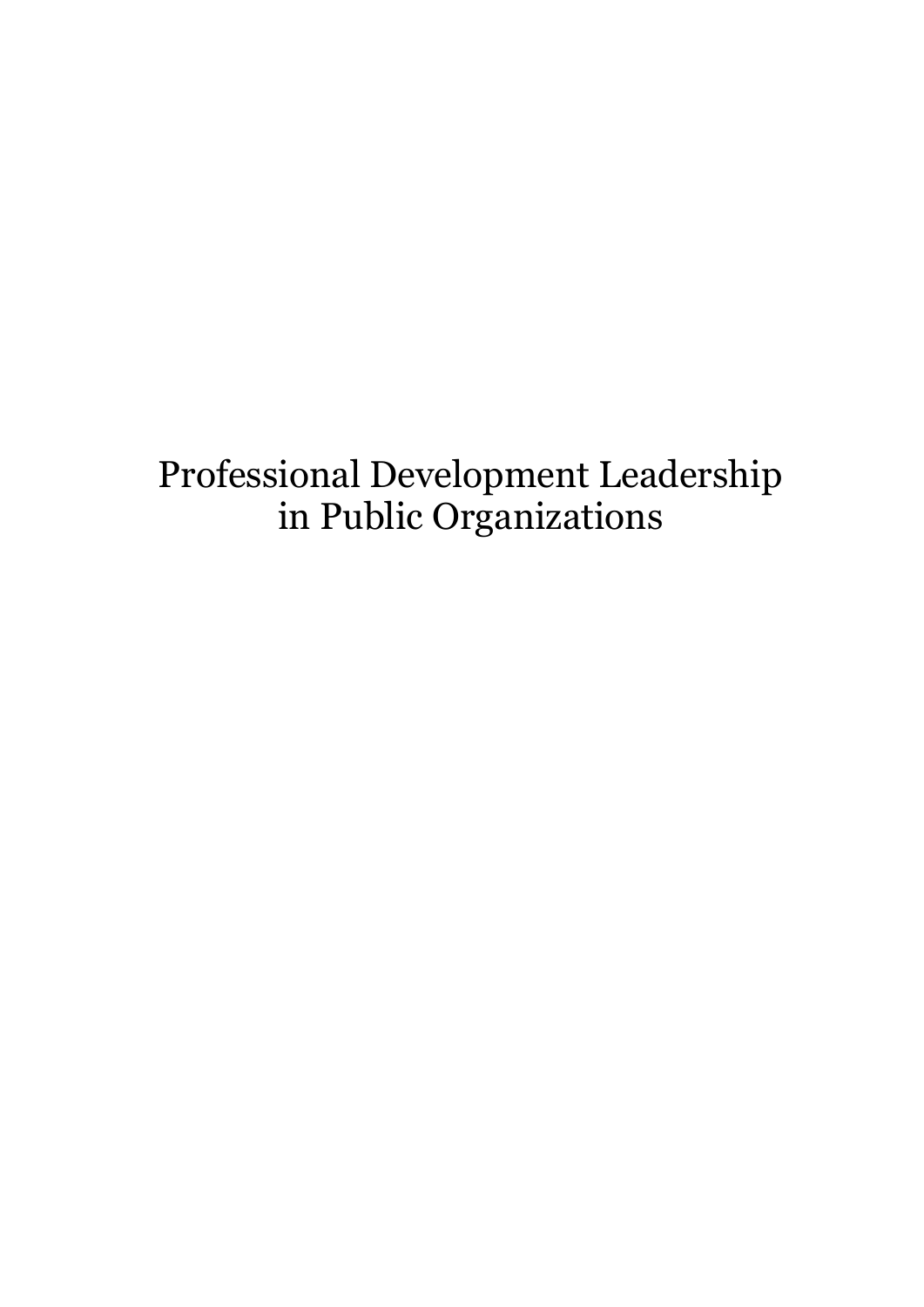# Professional Development Leadership in Public Organizations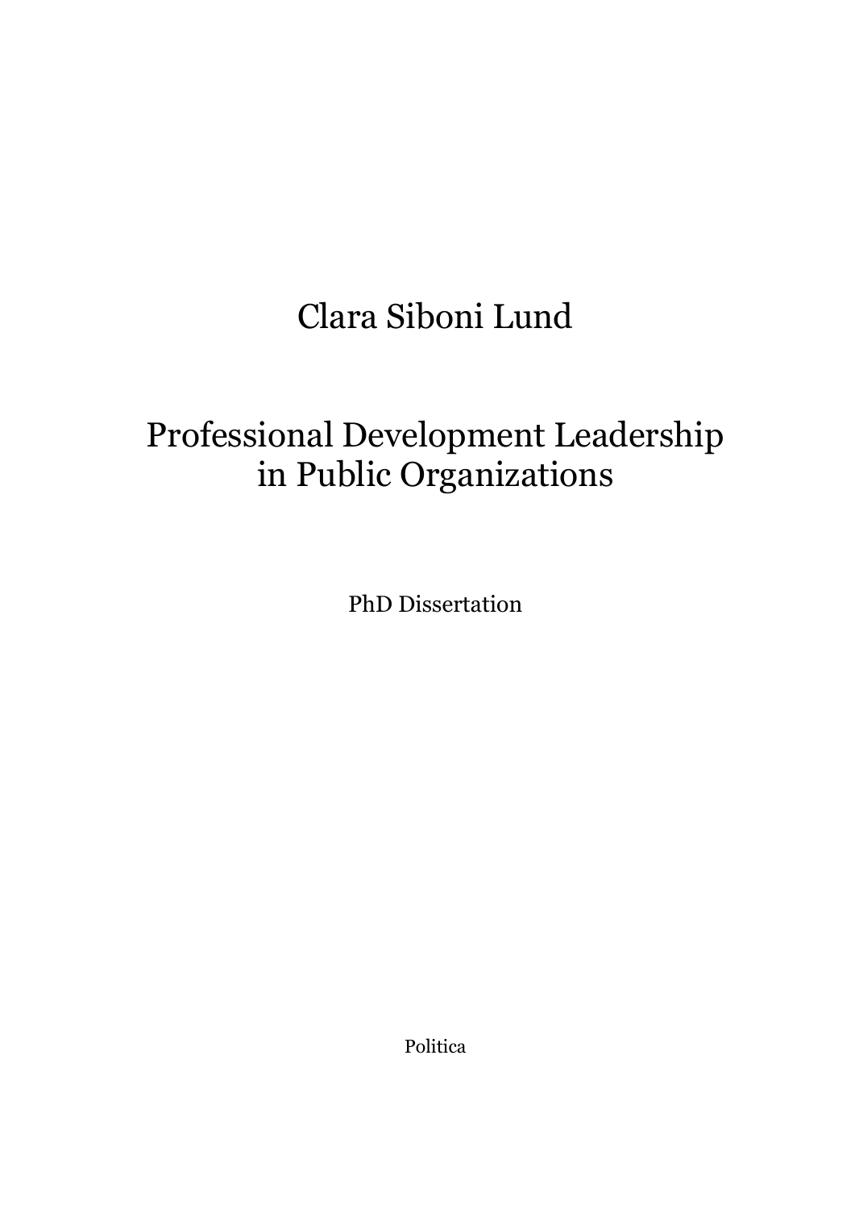Clara Siboni Lund

# Professional Development Leadership in Public Organizations

PhD Dissertation

Politica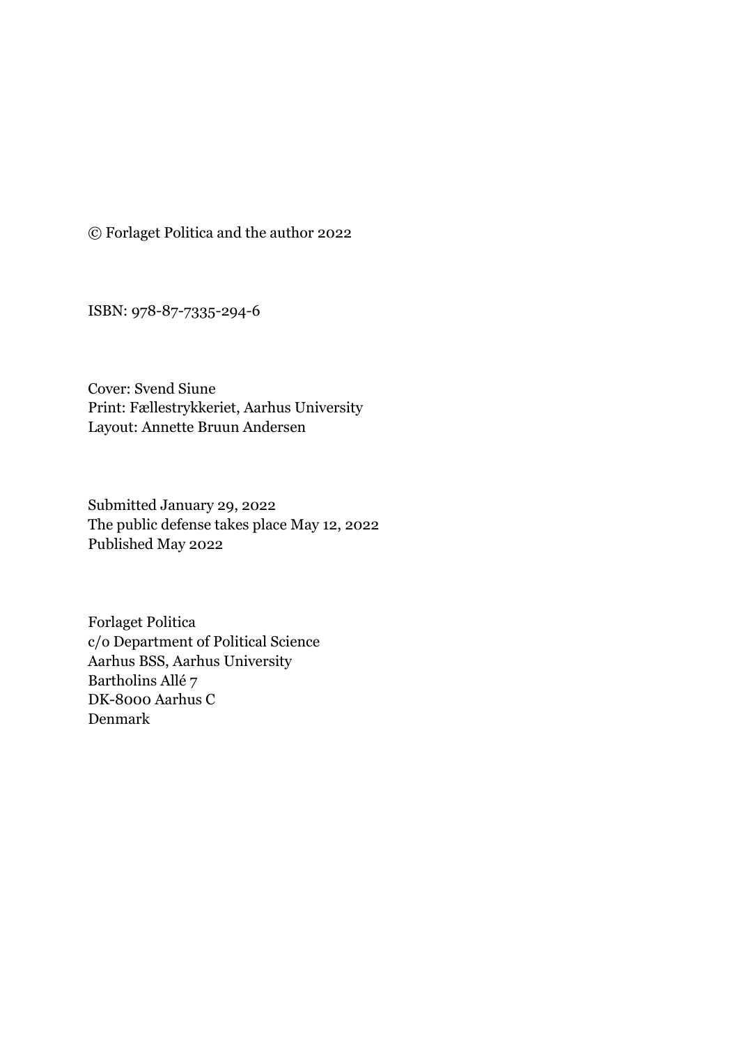© Forlaget Politica and the author 2022

ISBN: 978-87-7335-294-6

Cover: Svend Siune
Print: Fællestrykkeriet, Aarhus University
Layout: Annette Bruun Andersen

Submitted January 29, 2022
The public defense takes place May 12, 2022
Published May 2022

Forlaget Politica
c/o Department of Political Science
Aarhus BSS, Aarhus University
Bartholins Allé 7
DK-8000 Aarhus C
Denmark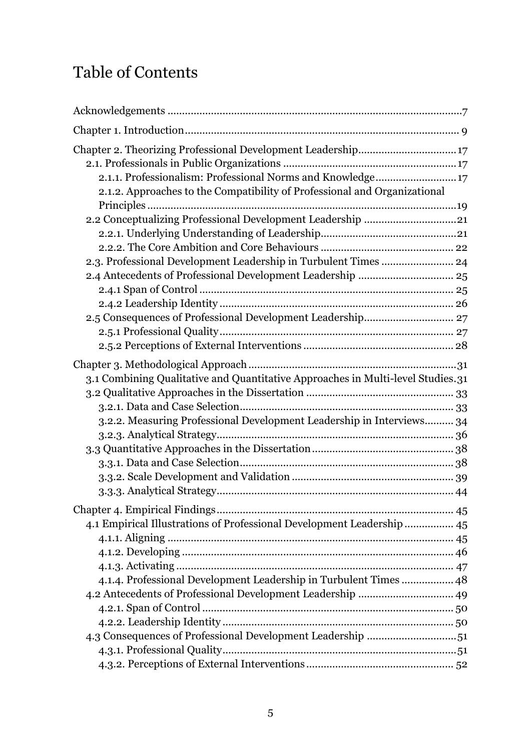# Table of Contents

Acknowledgements ....................................................................................................7

Chapter 1. Introduction............................................................................................. 9

Chapter 2. Theorizing Professional Development Leadership.................................17
- 2.1. Professionals in Public Organizations ...........................................................17
  - 2.1.1. Professionalism: Professional Norms and Knowledge...........................17
  - 2.1.2. Approaches to the Compatibility of Professional and Organizational Principles .........................................................................................................19
- 2.2 Conceptualizing Professional Development Leadership ................................21
  - 2.2.1. Underlying Understanding of Leadership..............................................21
  - 2.2.2. The Core Ambition and Core Behaviours ............................................. 22
- 2.3. Professional Development Leadership in Turbulent Times ......................... 24
- 2.4 Antecedents of Professional Development Leadership ................................ 25
  - 2.4.1 Span of Control ...................................................................................... 25
  - 2.4.2 Leadership Identity ............................................................................... 26
- 2.5 Consequences of Professional Development Leadership.............................. 27
  - 2.5.1 Professional Quality ............................................................................... 27
  - 2.5.2 Perceptions of External Interventions ................................................... 28

Chapter 3. Methodological Approach......................................................................31
- 3.1 Combining Qualitative and Quantitative Approaches in Multi-level Studies.31
- 3.2 Qualitative Approaches in the Dissertation .................................................. 33
  - 3.2.1. Data and Case Selection........................................................................ 33
  - 3.2.2. Measuring Professional Development Leadership in Interviews.......... 34
  - 3.2.3. Analytical Strategy................................................................................ 36
- 3.3 Quantitative Approaches in the Dissertation ................................................ 38
  - 3.3.1. Data and Case Selection........................................................................ 38
  - 3.3.2. Scale Development and Validation ....................................................... 39
  - 3.3.3. Analytical Strategy................................................................................ 44

Chapter 4. Empirical Findings................................................................................ 45
- 4.1 Empirical Illustrations of Professional Development Leadership ................ 45
  - 4.1.1. Aligning ................................................................................................. 45
  - 4.1.2. Developing ............................................................................................ 46
  - 4.1.3. Activating .............................................................................................. 47
  - 4.1.4. Professional Development Leadership in Turbulent Times .................. 48
- 4.2 Antecedents of Professional Development Leadership ................................ 49
  - 4.2.1. Span of Control ..................................................................................... 50
  - 4.2.2. Leadership Identity ............................................................................... 50
- 4.3 Consequences of Professional Development Leadership ..............................51
  - 4.3.1. Professional Quality...............................................................................51
  - 4.3.2. Perceptions of External Interventions .................................................. 52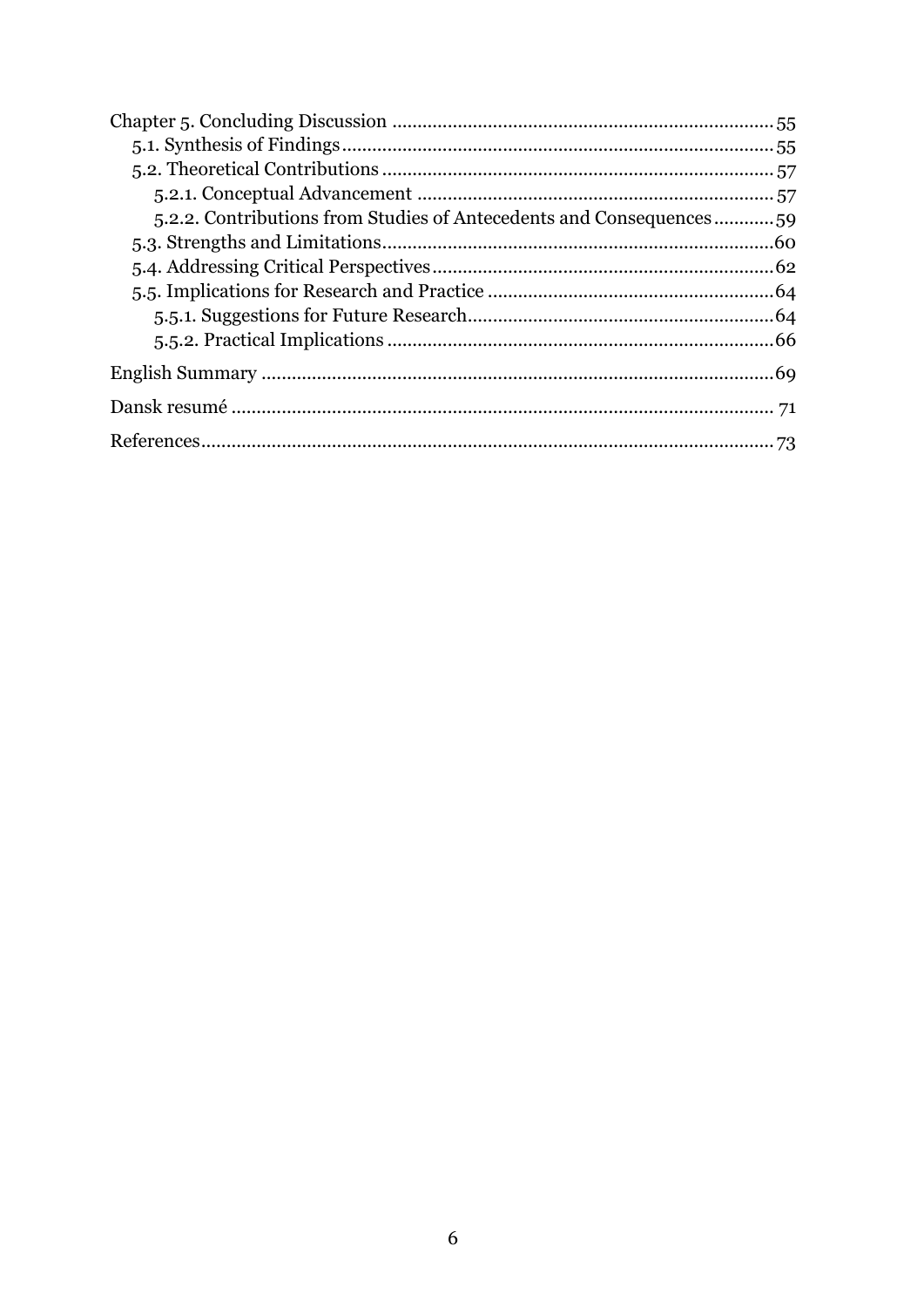Chapter 5. Concluding Discussion ........................................................................ 55
- 5.1. Synthesis of Findings ........................................................................ 55
- 5.2. Theoretical Contributions ........................................................................ 57
  - 5.2.1. Conceptual Advancement ........................................................................ 57
  - 5.2.2. Contributions from Studies of Antecedents and Consequences ............ 59
- 5.3. Strengths and Limitations ........................................................................ 60
- 5.4. Addressing Critical Perspectives ........................................................................ 62
- 5.5. Implications for Research and Practice ........................................................................ 64
  - 5.5.1. Suggestions for Future Research ........................................................................ 64
  - 5.5.2. Practical Implications ........................................................................ 66

English Summary ........................................................................ 69

Dansk resumé ........................................................................ 71

References ........................................................................ 73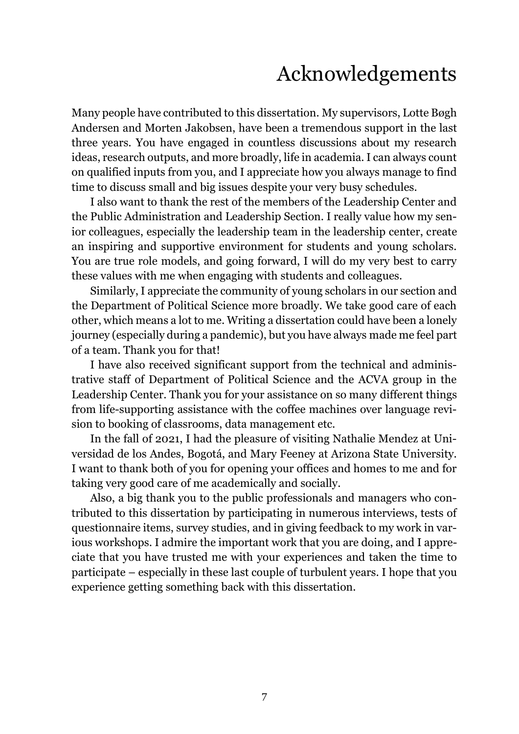# Acknowledgements

Many people have contributed to this dissertation. My supervisors, Lotte Bøgh Andersen and Morten Jakobsen, have been a tremendous support in the last three years. You have engaged in countless discussions about my research ideas, research outputs, and more broadly, life in academia. I can always count on qualified inputs from you, and I appreciate how you always manage to find time to discuss small and big issues despite your very busy schedules.

I also want to thank the rest of the members of the Leadership Center and the Public Administration and Leadership Section. I really value how my senior colleagues, especially the leadership team in the leadership center, create an inspiring and supportive environment for students and young scholars. You are true role models, and going forward, I will do my very best to carry these values with me when engaging with students and colleagues.

Similarly, I appreciate the community of young scholars in our section and the Department of Political Science more broadly. We take good care of each other, which means a lot to me. Writing a dissertation could have been a lonely journey (especially during a pandemic), but you have always made me feel part of a team. Thank you for that!

I have also received significant support from the technical and administrative staff of Department of Political Science and the ACVA group in the Leadership Center. Thank you for your assistance on so many different things from life-supporting assistance with the coffee machines over language revision to booking of classrooms, data management etc.

In the fall of 2021, I had the pleasure of visiting Nathalie Mendez at Universidad de los Andes, Bogotá, and Mary Feeney at Arizona State University. I want to thank both of you for opening your offices and homes to me and for taking very good care of me academically and socially.

Also, a big thank you to the public professionals and managers who contributed to this dissertation by participating in numerous interviews, tests of questionnaire items, survey studies, and in giving feedback to my work in various workshops. I admire the important work that you are doing, and I appreciate that you have trusted me with your experiences and taken the time to participate – especially in these last couple of turbulent years. I hope that you experience getting something back with this dissertation.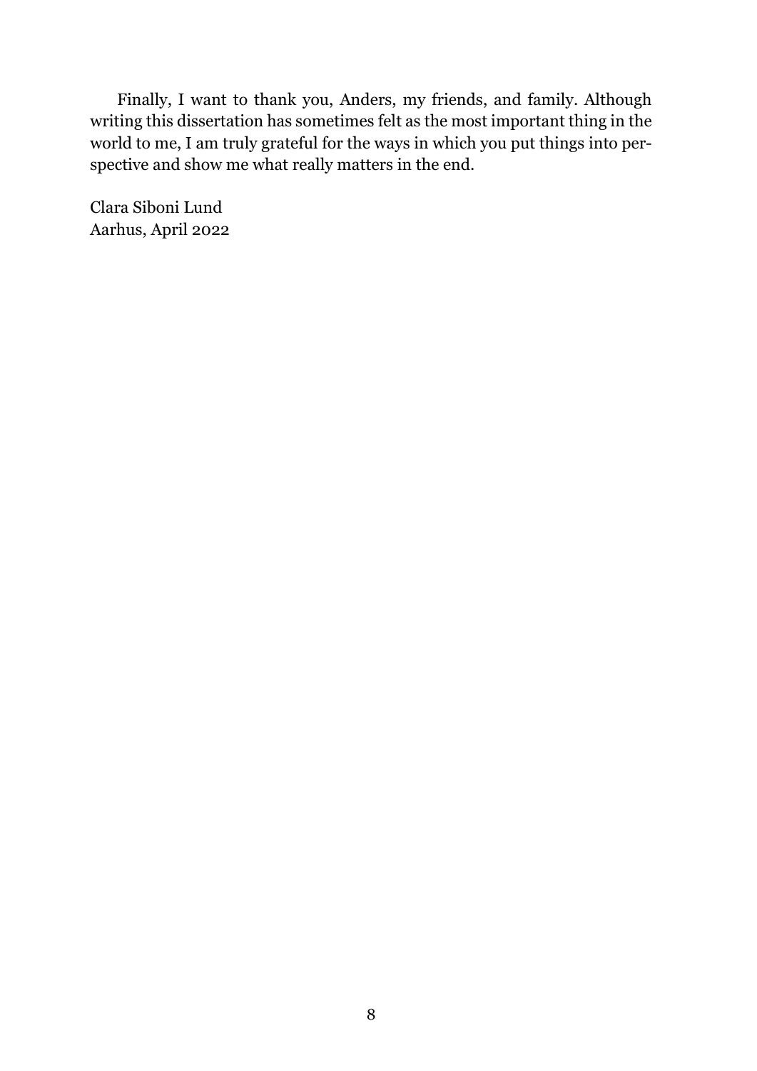Finally, I want to thank you, Anders, my friends, and family. Although writing this dissertation has sometimes felt as the most important thing in the world to me, I am truly grateful for the ways in which you put things into perspective and show me what really matters in the end.

Clara Siboni Lund
Aarhus, April 2022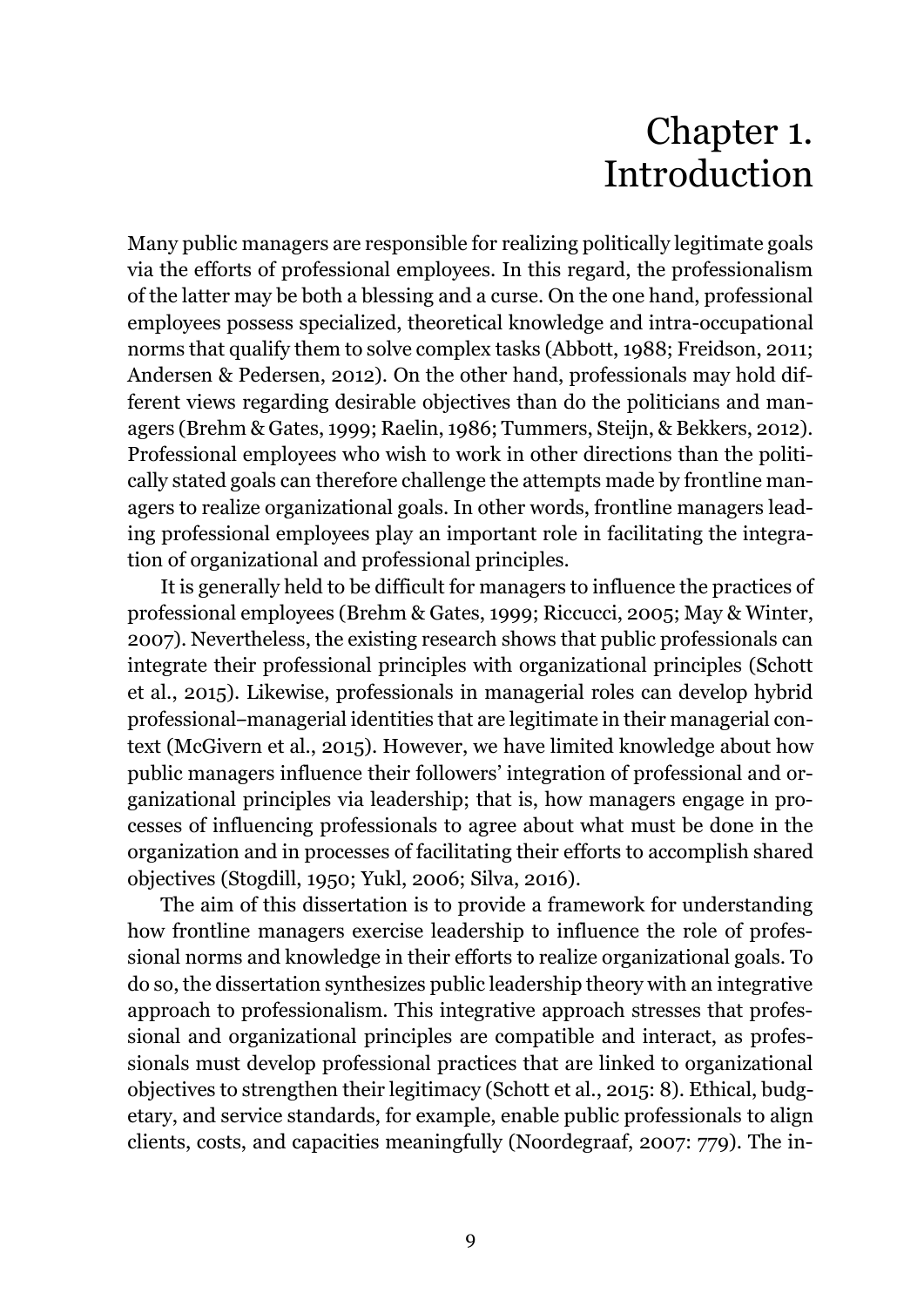# Chapter 1. Introduction

Many public managers are responsible for realizing politically legitimate goals via the efforts of professional employees. In this regard, the professionalism of the latter may be both a blessing and a curse. On the one hand, professional employees possess specialized, theoretical knowledge and intra-occupational norms that qualify them to solve complex tasks (Abbott, 1988; Freidson, 2011; Andersen & Pedersen, 2012). On the other hand, professionals may hold different views regarding desirable objectives than do the politicians and managers (Brehm & Gates, 1999; Raelin, 1986; Tummers, Steijn, & Bekkers, 2012). Professional employees who wish to work in other directions than the politically stated goals can therefore challenge the attempts made by frontline managers to realize organizational goals. In other words, frontline managers leading professional employees play an important role in facilitating the integration of organizational and professional principles.

It is generally held to be difficult for managers to influence the practices of professional employees (Brehm & Gates, 1999; Riccucci, 2005; May & Winter, 2007). Nevertheless, the existing research shows that public professionals can integrate their professional principles with organizational principles (Schott et al., 2015). Likewise, professionals in managerial roles can develop hybrid professional–managerial identities that are legitimate in their managerial context (McGivern et al., 2015). However, we have limited knowledge about how public managers influence their followers' integration of professional and organizational principles via leadership; that is, how managers engage in processes of influencing professionals to agree about what must be done in the organization and in processes of facilitating their efforts to accomplish shared objectives (Stogdill, 1950; Yukl, 2006; Silva, 2016).

The aim of this dissertation is to provide a framework for understanding how frontline managers exercise leadership to influence the role of professional norms and knowledge in their efforts to realize organizational goals. To do so, the dissertation synthesizes public leadership theory with an integrative approach to professionalism. This integrative approach stresses that professional and organizational principles are compatible and interact, as professionals must develop professional practices that are linked to organizational objectives to strengthen their legitimacy (Schott et al., 2015: 8). Ethical, budgetary, and service standards, for example, enable public professionals to align clients, costs, and capacities meaningfully (Noordegraaf, 2007: 779). The in-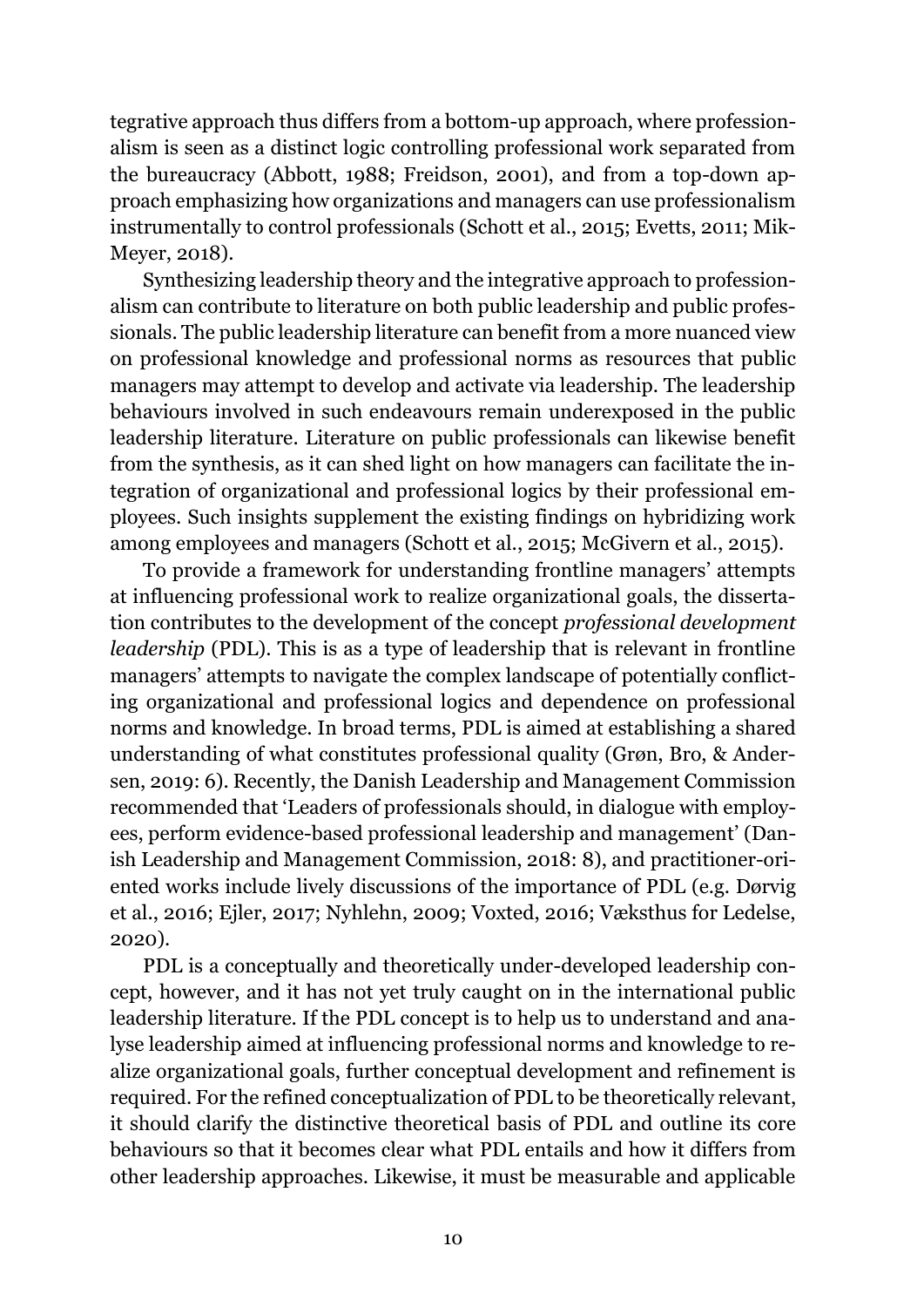tegrative approach thus differs from a bottom-up approach, where professionalism is seen as a distinct logic controlling professional work separated from the bureaucracy (Abbott, 1988; Freidson, 2001), and from a top-down approach emphasizing how organizations and managers can use professionalism instrumentally to control professionals (Schott et al., 2015; Evetts, 2011; Mik-Meyer, 2018).

Synthesizing leadership theory and the integrative approach to professionalism can contribute to literature on both public leadership and public professionals. The public leadership literature can benefit from a more nuanced view on professional knowledge and professional norms as resources that public managers may attempt to develop and activate via leadership. The leadership behaviours involved in such endeavours remain underexposed in the public leadership literature. Literature on public professionals can likewise benefit from the synthesis, as it can shed light on how managers can facilitate the integration of organizational and professional logics by their professional employees. Such insights supplement the existing findings on hybridizing work among employees and managers (Schott et al., 2015; McGivern et al., 2015).

To provide a framework for understanding frontline managers' attempts at influencing professional work to realize organizational goals, the dissertation contributes to the development of the concept *professional development leadership* (PDL). This is as a type of leadership that is relevant in frontline managers' attempts to navigate the complex landscape of potentially conflicting organizational and professional logics and dependence on professional norms and knowledge. In broad terms, PDL is aimed at establishing a shared understanding of what constitutes professional quality (Grøn, Bro, & Andersen, 2019: 6). Recently, the Danish Leadership and Management Commission recommended that 'Leaders of professionals should, in dialogue with employees, perform evidence-based professional leadership and management' (Danish Leadership and Management Commission, 2018: 8), and practitioner-oriented works include lively discussions of the importance of PDL (e.g. Dørvig et al., 2016; Ejler, 2017; Nyhlehn, 2009; Voxted, 2016; Væksthus for Ledelse, 2020).

PDL is a conceptually and theoretically under-developed leadership concept, however, and it has not yet truly caught on in the international public leadership literature. If the PDL concept is to help us to understand and analyse leadership aimed at influencing professional norms and knowledge to realize organizational goals, further conceptual development and refinement is required. For the refined conceptualization of PDL to be theoretically relevant, it should clarify the distinctive theoretical basis of PDL and outline its core behaviours so that it becomes clear what PDL entails and how it differs from other leadership approaches. Likewise, it must be measurable and applicable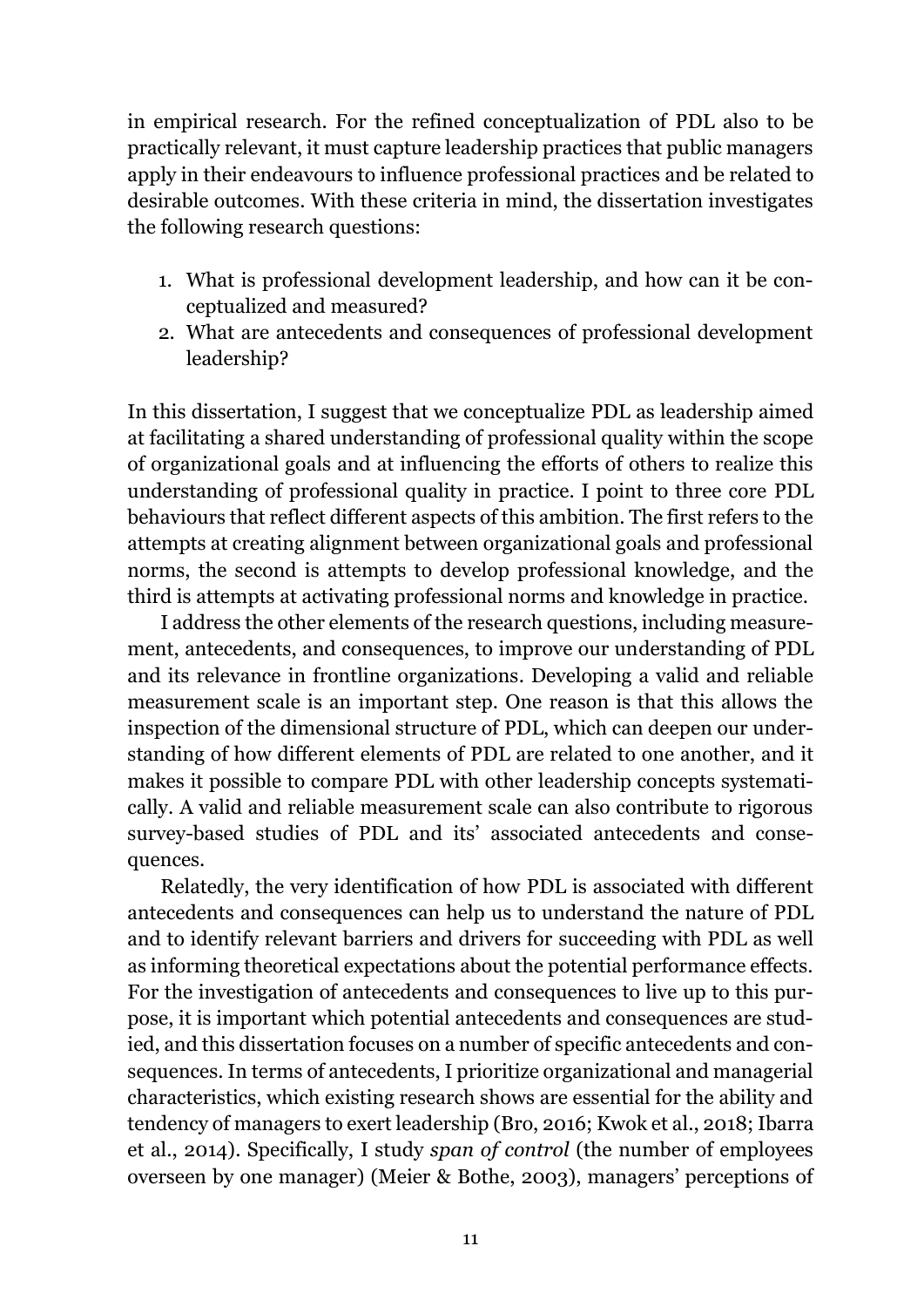in empirical research. For the refined conceptualization of PDL also to be practically relevant, it must capture leadership practices that public managers apply in their endeavours to influence professional practices and be related to desirable outcomes. With these criteria in mind, the dissertation investigates the following research questions:

1. What is professional development leadership, and how can it be conceptualized and measured?
2. What are antecedents and consequences of professional development leadership?

In this dissertation, I suggest that we conceptualize PDL as leadership aimed at facilitating a shared understanding of professional quality within the scope of organizational goals and at influencing the efforts of others to realize this understanding of professional quality in practice. I point to three core PDL behaviours that reflect different aspects of this ambition. The first refers to the attempts at creating alignment between organizational goals and professional norms, the second is attempts to develop professional knowledge, and the third is attempts at activating professional norms and knowledge in practice.

I address the other elements of the research questions, including measurement, antecedents, and consequences, to improve our understanding of PDL and its relevance in frontline organizations. Developing a valid and reliable measurement scale is an important step. One reason is that this allows the inspection of the dimensional structure of PDL, which can deepen our understanding of how different elements of PDL are related to one another, and it makes it possible to compare PDL with other leadership concepts systematically. A valid and reliable measurement scale can also contribute to rigorous survey-based studies of PDL and its' associated antecedents and consequences.

Relatedly, the very identification of how PDL is associated with different antecedents and consequences can help us to understand the nature of PDL and to identify relevant barriers and drivers for succeeding with PDL as well as informing theoretical expectations about the potential performance effects. For the investigation of antecedents and consequences to live up to this purpose, it is important which potential antecedents and consequences are studied, and this dissertation focuses on a number of specific antecedents and consequences. In terms of antecedents, I prioritize organizational and managerial characteristics, which existing research shows are essential for the ability and tendency of managers to exert leadership (Bro, 2016; Kwok et al., 2018; Ibarra et al., 2014). Specifically, I study *span of control* (the number of employees overseen by one manager) (Meier & Bothe, 2003), managers' perceptions of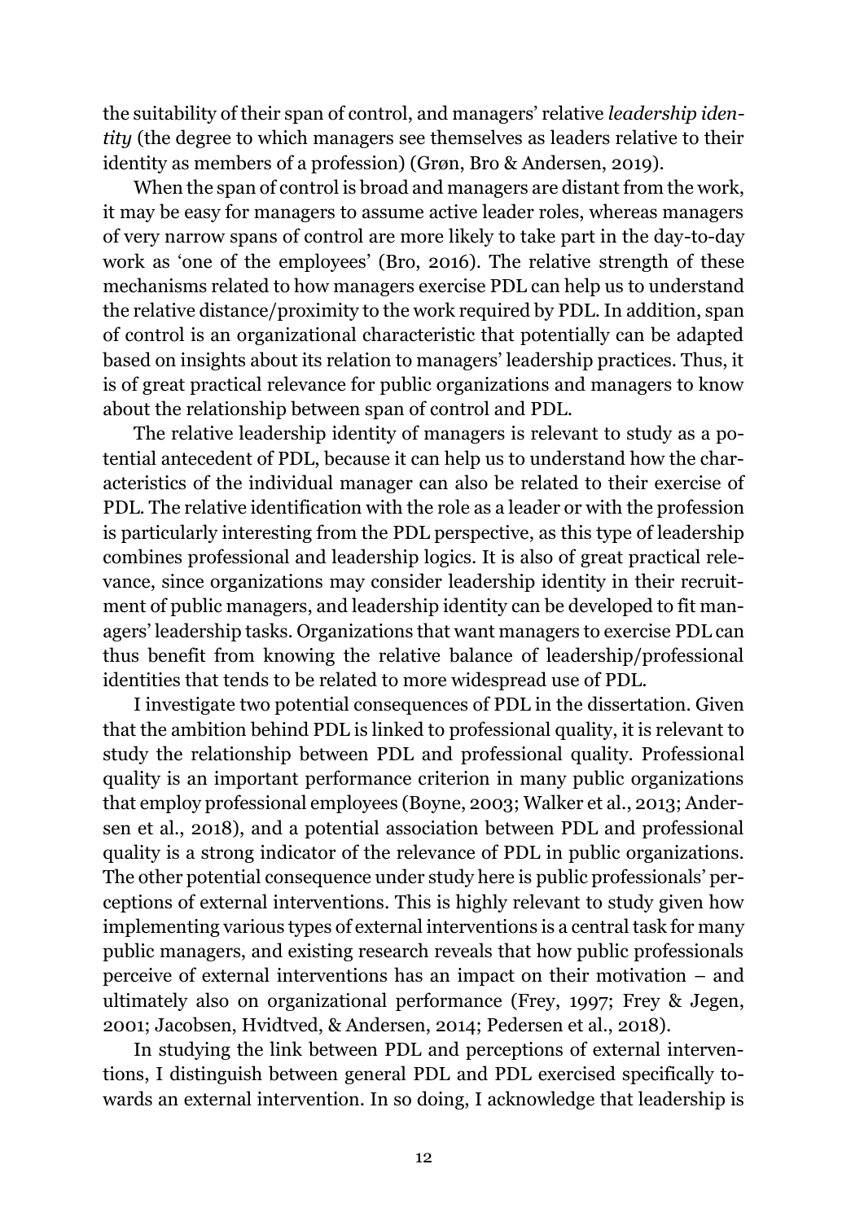the suitability of their span of control, and managers' relative *leadership identity* (the degree to which managers see themselves as leaders relative to their identity as members of a profession) (Grøn, Bro & Andersen, 2019).

When the span of control is broad and managers are distant from the work, it may be easy for managers to assume active leader roles, whereas managers of very narrow spans of control are more likely to take part in the day-to-day work as 'one of the employees' (Bro, 2016). The relative strength of these mechanisms related to how managers exercise PDL can help us to understand the relative distance/proximity to the work required by PDL. In addition, span of control is an organizational characteristic that potentially can be adapted based on insights about its relation to managers' leadership practices. Thus, it is of great practical relevance for public organizations and managers to know about the relationship between span of control and PDL.

The relative leadership identity of managers is relevant to study as a potential antecedent of PDL, because it can help us to understand how the characteristics of the individual manager can also be related to their exercise of PDL. The relative identification with the role as a leader or with the profession is particularly interesting from the PDL perspective, as this type of leadership combines professional and leadership logics. It is also of great practical relevance, since organizations may consider leadership identity in their recruitment of public managers, and leadership identity can be developed to fit managers' leadership tasks. Organizations that want managers to exercise PDL can thus benefit from knowing the relative balance of leadership/professional identities that tends to be related to more widespread use of PDL.

I investigate two potential consequences of PDL in the dissertation. Given that the ambition behind PDL is linked to professional quality, it is relevant to study the relationship between PDL and professional quality. Professional quality is an important performance criterion in many public organizations that employ professional employees (Boyne, 2003; Walker et al., 2013; Andersen et al., 2018), and a potential association between PDL and professional quality is a strong indicator of the relevance of PDL in public organizations. The other potential consequence under study here is public professionals' perceptions of external interventions. This is highly relevant to study given how implementing various types of external interventions is a central task for many public managers, and existing research reveals that how public professionals perceive of external interventions has an impact on their motivation – and ultimately also on organizational performance (Frey, 1997; Frey & Jegen, 2001; Jacobsen, Hvidtved, & Andersen, 2014; Pedersen et al., 2018).

In studying the link between PDL and perceptions of external interventions, I distinguish between general PDL and PDL exercised specifically towards an external intervention. In so doing, I acknowledge that leadership is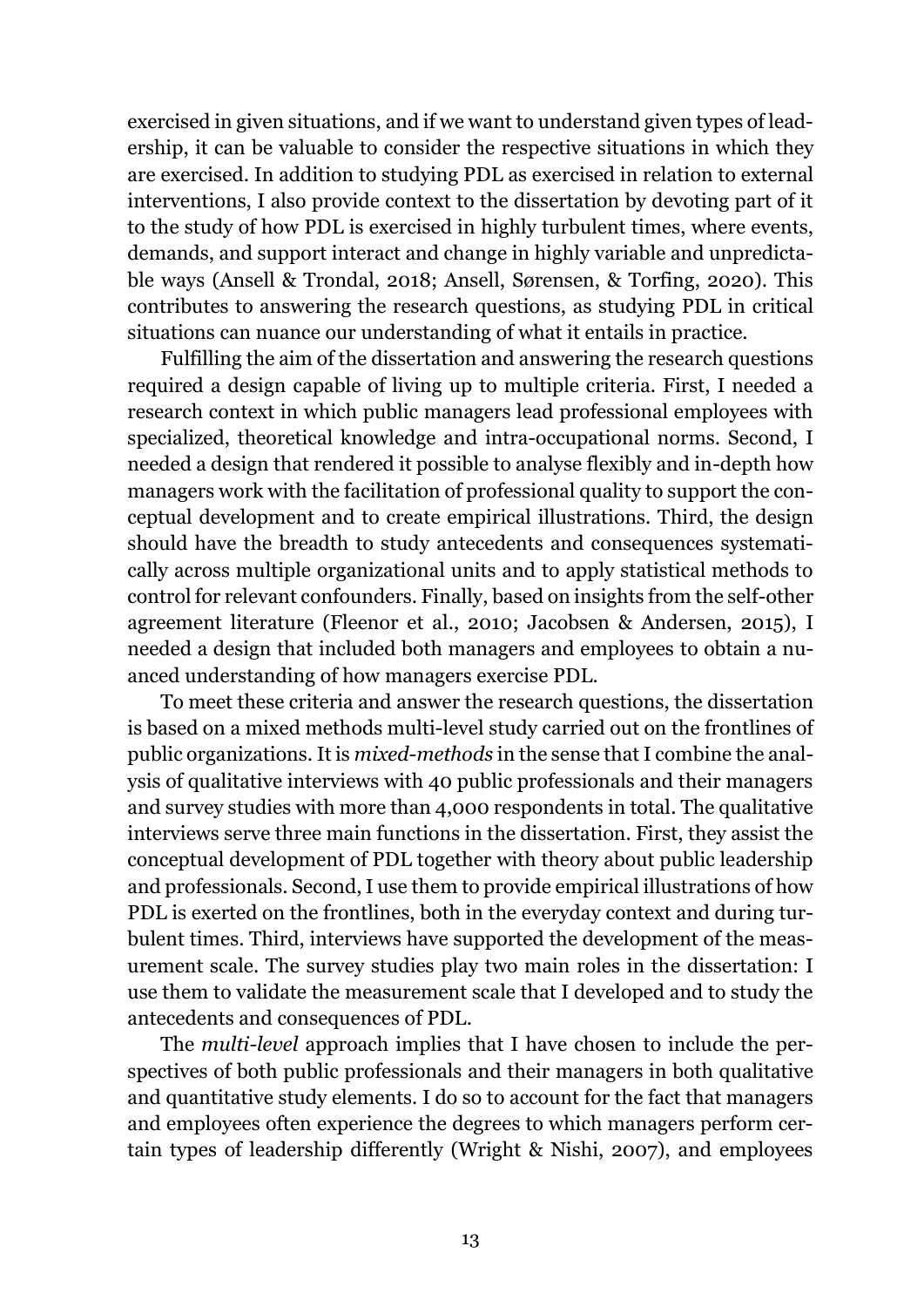exercised in given situations, and if we want to understand given types of leadership, it can be valuable to consider the respective situations in which they are exercised. In addition to studying PDL as exercised in relation to external interventions, I also provide context to the dissertation by devoting part of it to the study of how PDL is exercised in highly turbulent times, where events, demands, and support interact and change in highly variable and unpredictable ways (Ansell & Trondal, 2018; Ansell, Sørensen, & Torfing, 2020). This contributes to answering the research questions, as studying PDL in critical situations can nuance our understanding of what it entails in practice.

Fulfilling the aim of the dissertation and answering the research questions required a design capable of living up to multiple criteria. First, I needed a research context in which public managers lead professional employees with specialized, theoretical knowledge and intra-occupational norms. Second, I needed a design that rendered it possible to analyse flexibly and in-depth how managers work with the facilitation of professional quality to support the conceptual development and to create empirical illustrations. Third, the design should have the breadth to study antecedents and consequences systematically across multiple organizational units and to apply statistical methods to control for relevant confounders. Finally, based on insights from the self-other agreement literature (Fleenor et al., 2010; Jacobsen & Andersen, 2015), I needed a design that included both managers and employees to obtain a nuanced understanding of how managers exercise PDL.

To meet these criteria and answer the research questions, the dissertation is based on a mixed methods multi-level study carried out on the frontlines of public organizations. It is *mixed-methods* in the sense that I combine the analysis of qualitative interviews with 40 public professionals and their managers and survey studies with more than 4,000 respondents in total. The qualitative interviews serve three main functions in the dissertation. First, they assist the conceptual development of PDL together with theory about public leadership and professionals. Second, I use them to provide empirical illustrations of how PDL is exerted on the frontlines, both in the everyday context and during turbulent times. Third, interviews have supported the development of the measurement scale. The survey studies play two main roles in the dissertation: I use them to validate the measurement scale that I developed and to study the antecedents and consequences of PDL.

The *multi-level* approach implies that I have chosen to include the perspectives of both public professionals and their managers in both qualitative and quantitative study elements. I do so to account for the fact that managers and employees often experience the degrees to which managers perform certain types of leadership differently (Wright & Nishi, 2007), and employees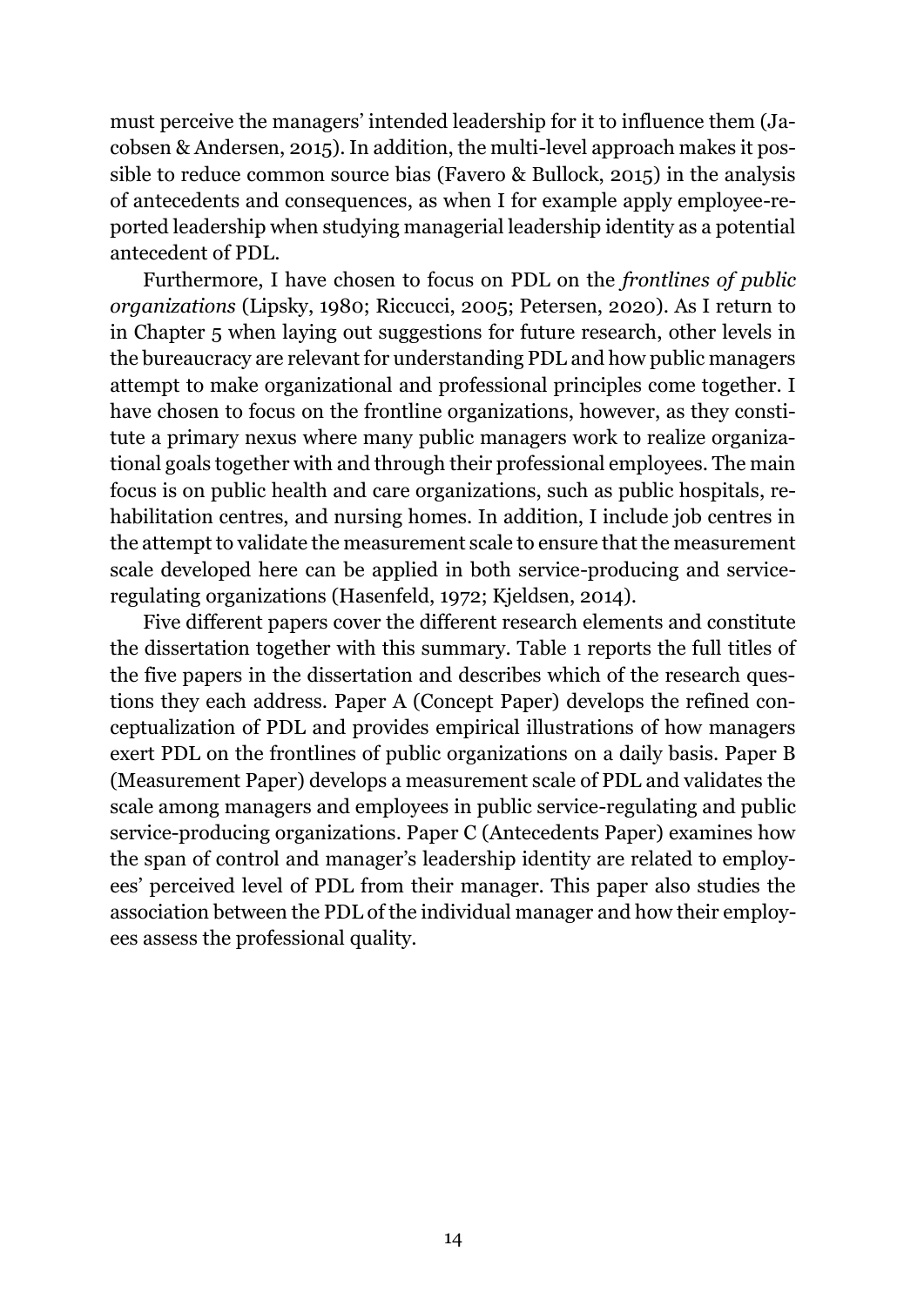must perceive the managers' intended leadership for it to influence them (Jacobsen & Andersen, 2015). In addition, the multi-level approach makes it possible to reduce common source bias (Favero & Bullock, 2015) in the analysis of antecedents and consequences, as when I for example apply employee-reported leadership when studying managerial leadership identity as a potential antecedent of PDL.

Furthermore, I have chosen to focus on PDL on the *frontlines of public organizations* (Lipsky, 1980; Riccucci, 2005; Petersen, 2020). As I return to in Chapter 5 when laying out suggestions for future research, other levels in the bureaucracy are relevant for understanding PDL and how public managers attempt to make organizational and professional principles come together. I have chosen to focus on the frontline organizations, however, as they constitute a primary nexus where many public managers work to realize organizational goals together with and through their professional employees. The main focus is on public health and care organizations, such as public hospitals, rehabilitation centres, and nursing homes. In addition, I include job centres in the attempt to validate the measurement scale to ensure that the measurement scale developed here can be applied in both service-producing and service-regulating organizations (Hasenfeld, 1972; Kjeldsen, 2014).

Five different papers cover the different research elements and constitute the dissertation together with this summary. Table 1 reports the full titles of the five papers in the dissertation and describes which of the research questions they each address. Paper A (Concept Paper) develops the refined conceptualization of PDL and provides empirical illustrations of how managers exert PDL on the frontlines of public organizations on a daily basis. Paper B (Measurement Paper) develops a measurement scale of PDL and validates the scale among managers and employees in public service-regulating and public service-producing organizations. Paper C (Antecedents Paper) examines how the span of control and manager's leadership identity are related to employees' perceived level of PDL from their manager. This paper also studies the association between the PDL of the individual manager and how their employees assess the professional quality.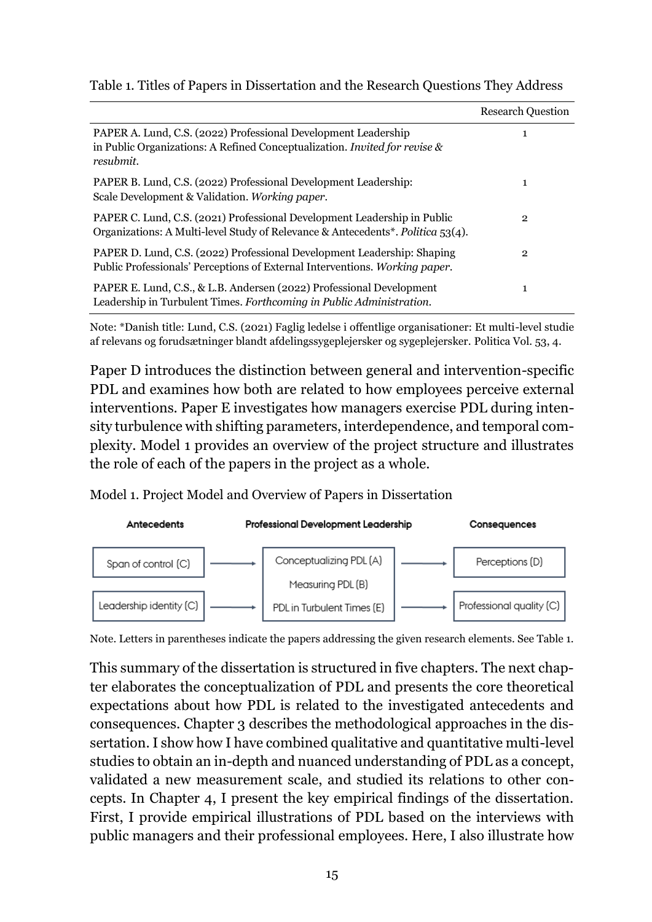Table 1. Titles of Papers in Dissertation and the Research Questions They Address

| | Research Question |
|---|---|
| PAPER A. Lund, C.S. (2022) Professional Development Leadership in Public Organizations: A Refined Conceptualization. *Invited for revise & resubmit*. | 1 |
| PAPER B. Lund, C.S. (2022) Professional Development Leadership: Scale Development & Validation. *Working paper*. | 1 |
| PAPER C. Lund, C.S. (2021) Professional Development Leadership in Public Organizations: A Multi-level Study of Relevance & Antecedents*. *Politica* 53(4). | 2 |
| PAPER D. Lund, C.S. (2022) Professional Development Leadership: Shaping Public Professionals' Perceptions of External Interventions. *Working paper*. | 2 |
| PAPER E. Lund, C.S., & L.B. Andersen (2022) Professional Development Leadership in Turbulent Times. *Forthcoming in Public Administration*. | 1 |

Note: *Danish title: Lund, C.S. (2021) Faglig ledelse i offentlige organisationer: Et multi-level studie af relevans og forudsætninger blandt afdelingssygeplejersker og sygeplejersker. Politica Vol. 53, 4.

Paper D introduces the distinction between general and intervention-specific PDL and examines how both are related to how employees perceive external interventions. Paper E investigates how managers exercise PDL during intensity turbulence with shifting parameters, interdependence, and temporal complexity. Model 1 provides an overview of the project structure and illustrates the role of each of the papers in the project as a whole.

Model 1. Project Model and Overview of Papers in Dissertation

| Antecedents | | Professional Development Leadership | | Consequences |
|---|---|---|---|---|
| Span of control (C) | → | Conceptualizing PDL (A) | → | Perceptions (D) |
| | | Measuring PDL (B) | | |
| Leadership identity (C) | → | PDL in Turbulent Times (E) | → | Professional quality (C) |

Note. Letters in parentheses indicate the papers addressing the given research elements. See Table 1.

This summary of the dissertation is structured in five chapters. The next chapter elaborates the conceptualization of PDL and presents the core theoretical expectations about how PDL is related to the investigated antecedents and consequences. Chapter 3 describes the methodological approaches in the dissertation. I show how I have combined qualitative and quantitative multi-level studies to obtain an in-depth and nuanced understanding of PDL as a concept, validated a new measurement scale, and studied its relations to other concepts. In Chapter 4, I present the key empirical findings of the dissertation. First, I provide empirical illustrations of PDL based on the interviews with public managers and their professional employees. Here, I also illustrate how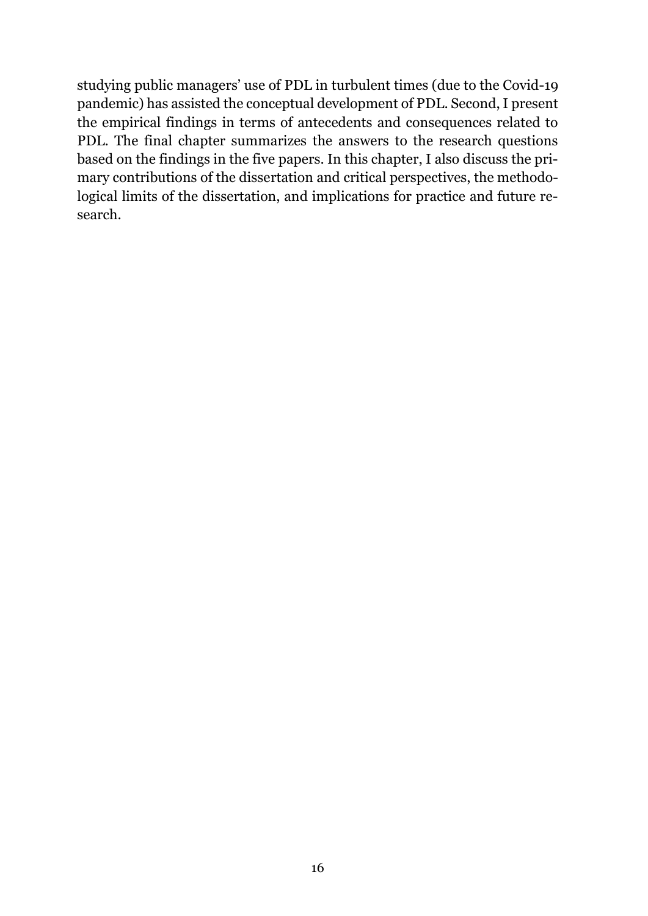studying public managers' use of PDL in turbulent times (due to the Covid-19 pandemic) has assisted the conceptual development of PDL. Second, I present the empirical findings in terms of antecedents and consequences related to PDL. The final chapter summarizes the answers to the research questions based on the findings in the five papers. In this chapter, I also discuss the primary contributions of the dissertation and critical perspectives, the methodological limits of the dissertation, and implications for practice and future research.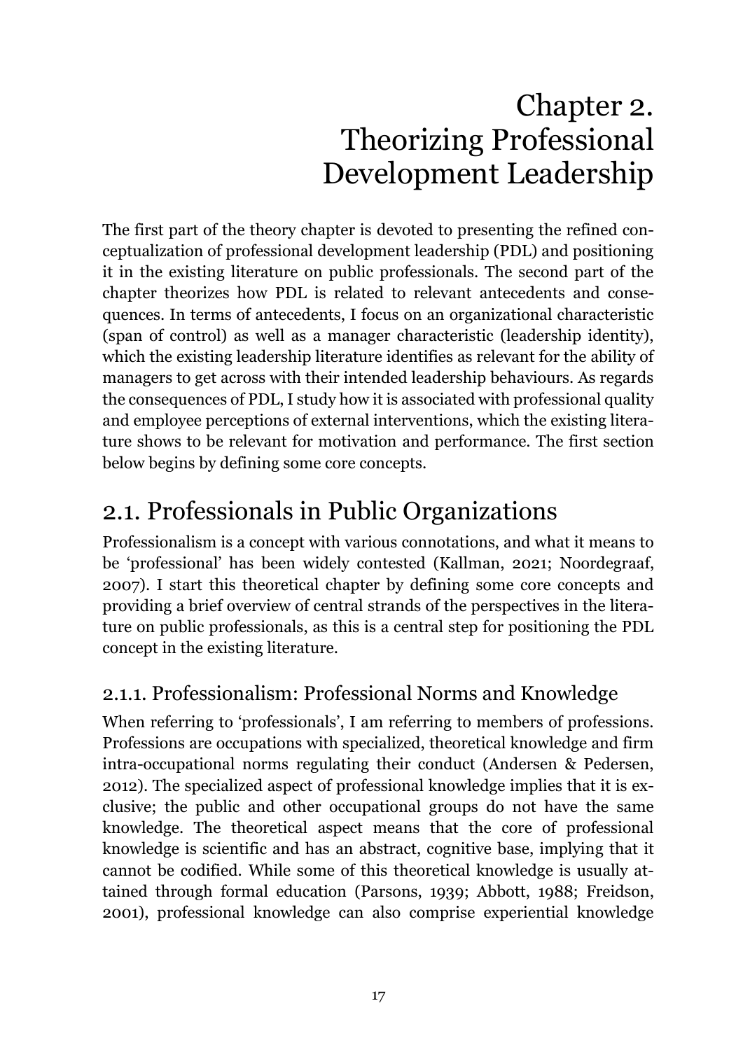# Chapter 2. Theorizing Professional Development Leadership

The first part of the theory chapter is devoted to presenting the refined conceptualization of professional development leadership (PDL) and positioning it in the existing literature on public professionals. The second part of the chapter theorizes how PDL is related to relevant antecedents and consequences. In terms of antecedents, I focus on an organizational characteristic (span of control) as well as a manager characteristic (leadership identity), which the existing leadership literature identifies as relevant for the ability of managers to get across with their intended leadership behaviours. As regards the consequences of PDL, I study how it is associated with professional quality and employee perceptions of external interventions, which the existing literature shows to be relevant for motivation and performance. The first section below begins by defining some core concepts.

## 2.1. Professionals in Public Organizations

Professionalism is a concept with various connotations, and what it means to be 'professional' has been widely contested (Kallman, 2021; Noordegraaf, 2007). I start this theoretical chapter by defining some core concepts and providing a brief overview of central strands of the perspectives in the literature on public professionals, as this is a central step for positioning the PDL concept in the existing literature.

### 2.1.1. Professionalism: Professional Norms and Knowledge

When referring to 'professionals', I am referring to members of professions. Professions are occupations with specialized, theoretical knowledge and firm intra-occupational norms regulating their conduct (Andersen & Pedersen, 2012). The specialized aspect of professional knowledge implies that it is exclusive; the public and other occupational groups do not have the same knowledge. The theoretical aspect means that the core of professional knowledge is scientific and has an abstract, cognitive base, implying that it cannot be codified. While some of this theoretical knowledge is usually attained through formal education (Parsons, 1939; Abbott, 1988; Freidson, 2001), professional knowledge can also comprise experiential knowledge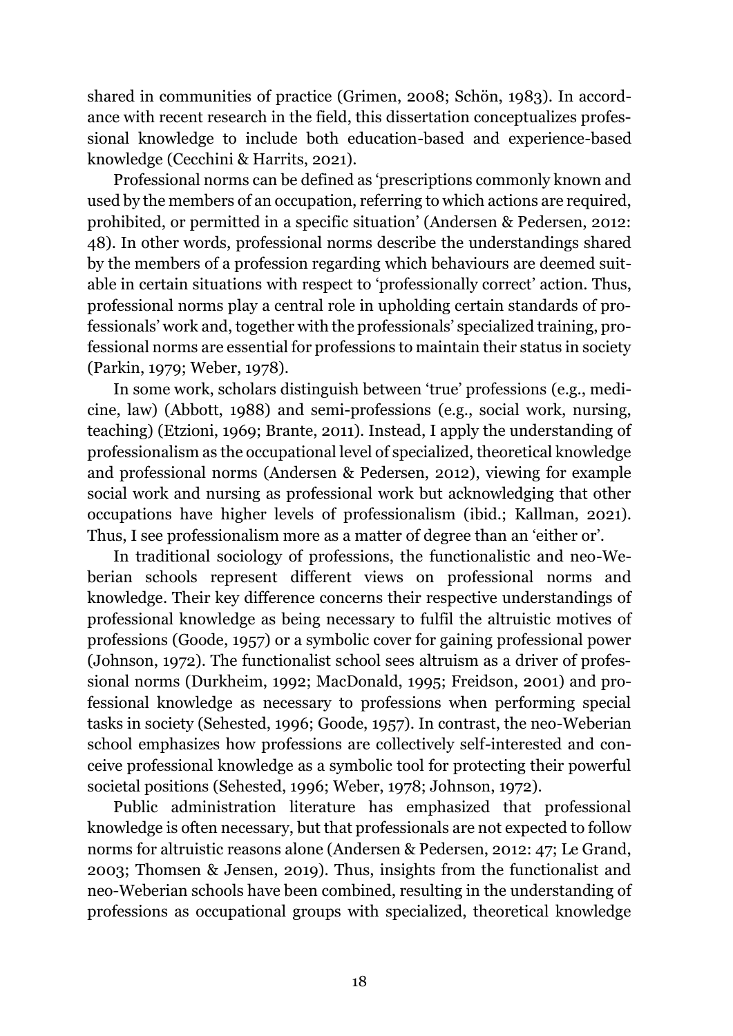shared in communities of practice (Grimen, 2008; Schön, 1983). In accordance with recent research in the field, this dissertation conceptualizes professional knowledge to include both education-based and experience-based knowledge (Cecchini & Harrits, 2021).

Professional norms can be defined as 'prescriptions commonly known and used by the members of an occupation, referring to which actions are required, prohibited, or permitted in a specific situation' (Andersen & Pedersen, 2012: 48). In other words, professional norms describe the understandings shared by the members of a profession regarding which behaviours are deemed suitable in certain situations with respect to 'professionally correct' action. Thus, professional norms play a central role in upholding certain standards of professionals' work and, together with the professionals' specialized training, professional norms are essential for professions to maintain their status in society (Parkin, 1979; Weber, 1978).

In some work, scholars distinguish between 'true' professions (e.g., medicine, law) (Abbott, 1988) and semi-professions (e.g., social work, nursing, teaching) (Etzioni, 1969; Brante, 2011). Instead, I apply the understanding of professionalism as the occupational level of specialized, theoretical knowledge and professional norms (Andersen & Pedersen, 2012), viewing for example social work and nursing as professional work but acknowledging that other occupations have higher levels of professionalism (ibid.; Kallman, 2021). Thus, I see professionalism more as a matter of degree than an 'either or'.

In traditional sociology of professions, the functionalistic and neo-Weberian schools represent different views on professional norms and knowledge. Their key difference concerns their respective understandings of professional knowledge as being necessary to fulfil the altruistic motives of professions (Goode, 1957) or a symbolic cover for gaining professional power (Johnson, 1972). The functionalist school sees altruism as a driver of professional norms (Durkheim, 1992; MacDonald, 1995; Freidson, 2001) and professional knowledge as necessary to professions when performing special tasks in society (Sehested, 1996; Goode, 1957). In contrast, the neo-Weberian school emphasizes how professions are collectively self-interested and conceive professional knowledge as a symbolic tool for protecting their powerful societal positions (Sehested, 1996; Weber, 1978; Johnson, 1972).

Public administration literature has emphasized that professional knowledge is often necessary, but that professionals are not expected to follow norms for altruistic reasons alone (Andersen & Pedersen, 2012: 47; Le Grand, 2003; Thomsen & Jensen, 2019). Thus, insights from the functionalist and neo-Weberian schools have been combined, resulting in the understanding of professions as occupational groups with specialized, theoretical knowledge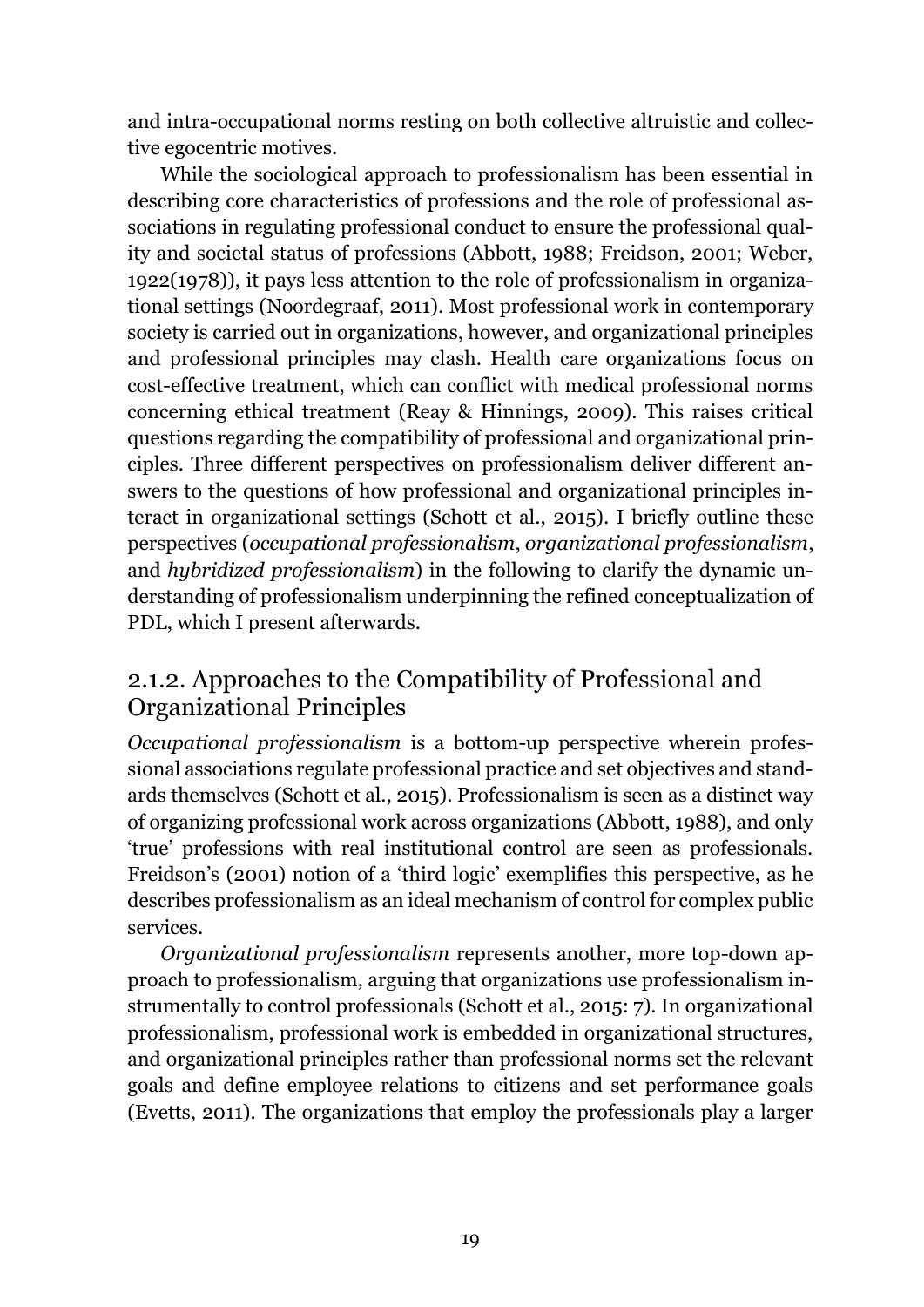and intra-occupational norms resting on both collective altruistic and collective egocentric motives.

While the sociological approach to professionalism has been essential in describing core characteristics of professions and the role of professional associations in regulating professional conduct to ensure the professional quality and societal status of professions (Abbott, 1988; Freidson, 2001; Weber, 1922(1978)), it pays less attention to the role of professionalism in organizational settings (Noordegraaf, 2011). Most professional work in contemporary society is carried out in organizations, however, and organizational principles and professional principles may clash. Health care organizations focus on cost-effective treatment, which can conflict with medical professional norms concerning ethical treatment (Reay & Hinnings, 2009). This raises critical questions regarding the compatibility of professional and organizational principles. Three different perspectives on professionalism deliver different answers to the questions of how professional and organizational principles interact in organizational settings (Schott et al., 2015). I briefly outline these perspectives (*occupational professionalism*, *organizational professionalism*, and *hybridized professionalism*) in the following to clarify the dynamic understanding of professionalism underpinning the refined conceptualization of PDL, which I present afterwards.

## 2.1.2. Approaches to the Compatibility of Professional and Organizational Principles

*Occupational professionalism* is a bottom-up perspective wherein professional associations regulate professional practice and set objectives and standards themselves (Schott et al., 2015). Professionalism is seen as a distinct way of organizing professional work across organizations (Abbott, 1988), and only 'true' professions with real institutional control are seen as professionals. Freidson's (2001) notion of a 'third logic' exemplifies this perspective, as he describes professionalism as an ideal mechanism of control for complex public services.

*Organizational professionalism* represents another, more top-down approach to professionalism, arguing that organizations use professionalism instrumentally to control professionals (Schott et al., 2015: 7). In organizational professionalism, professional work is embedded in organizational structures, and organizational principles rather than professional norms set the relevant goals and define employee relations to citizens and set performance goals (Evetts, 2011). The organizations that employ the professionals play a larger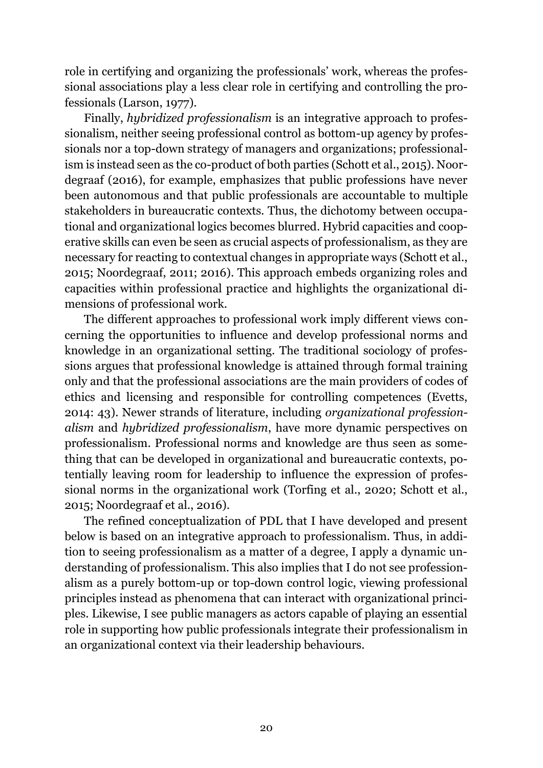role in certifying and organizing the professionals' work, whereas the professional associations play a less clear role in certifying and controlling the professionals (Larson, 1977).

Finally, *hybridized professionalism* is an integrative approach to professionalism, neither seeing professional control as bottom-up agency by professionals nor a top-down strategy of managers and organizations; professionalism is instead seen as the co-product of both parties (Schott et al., 2015). Noordegraaf (2016), for example, emphasizes that public professions have never been autonomous and that public professionals are accountable to multiple stakeholders in bureaucratic contexts. Thus, the dichotomy between occupational and organizational logics becomes blurred. Hybrid capacities and cooperative skills can even be seen as crucial aspects of professionalism, as they are necessary for reacting to contextual changes in appropriate ways (Schott et al., 2015; Noordegraaf, 2011; 2016). This approach embeds organizing roles and capacities within professional practice and highlights the organizational dimensions of professional work.

The different approaches to professional work imply different views concerning the opportunities to influence and develop professional norms and knowledge in an organizational setting. The traditional sociology of professions argues that professional knowledge is attained through formal training only and that the professional associations are the main providers of codes of ethics and licensing and responsible for controlling competences (Evetts, 2014: 43). Newer strands of literature, including *organizational professionalism* and *hybridized professionalism*, have more dynamic perspectives on professionalism. Professional norms and knowledge are thus seen as something that can be developed in organizational and bureaucratic contexts, potentially leaving room for leadership to influence the expression of professional norms in the organizational work (Torfing et al., 2020; Schott et al., 2015; Noordegraaf et al., 2016).

The refined conceptualization of PDL that I have developed and present below is based on an integrative approach to professionalism. Thus, in addition to seeing professionalism as a matter of a degree, I apply a dynamic understanding of professionalism. This also implies that I do not see professionalism as a purely bottom-up or top-down control logic, viewing professional principles instead as phenomena that can interact with organizational principles. Likewise, I see public managers as actors capable of playing an essential role in supporting how public professionals integrate their professionalism in an organizational context via their leadership behaviours.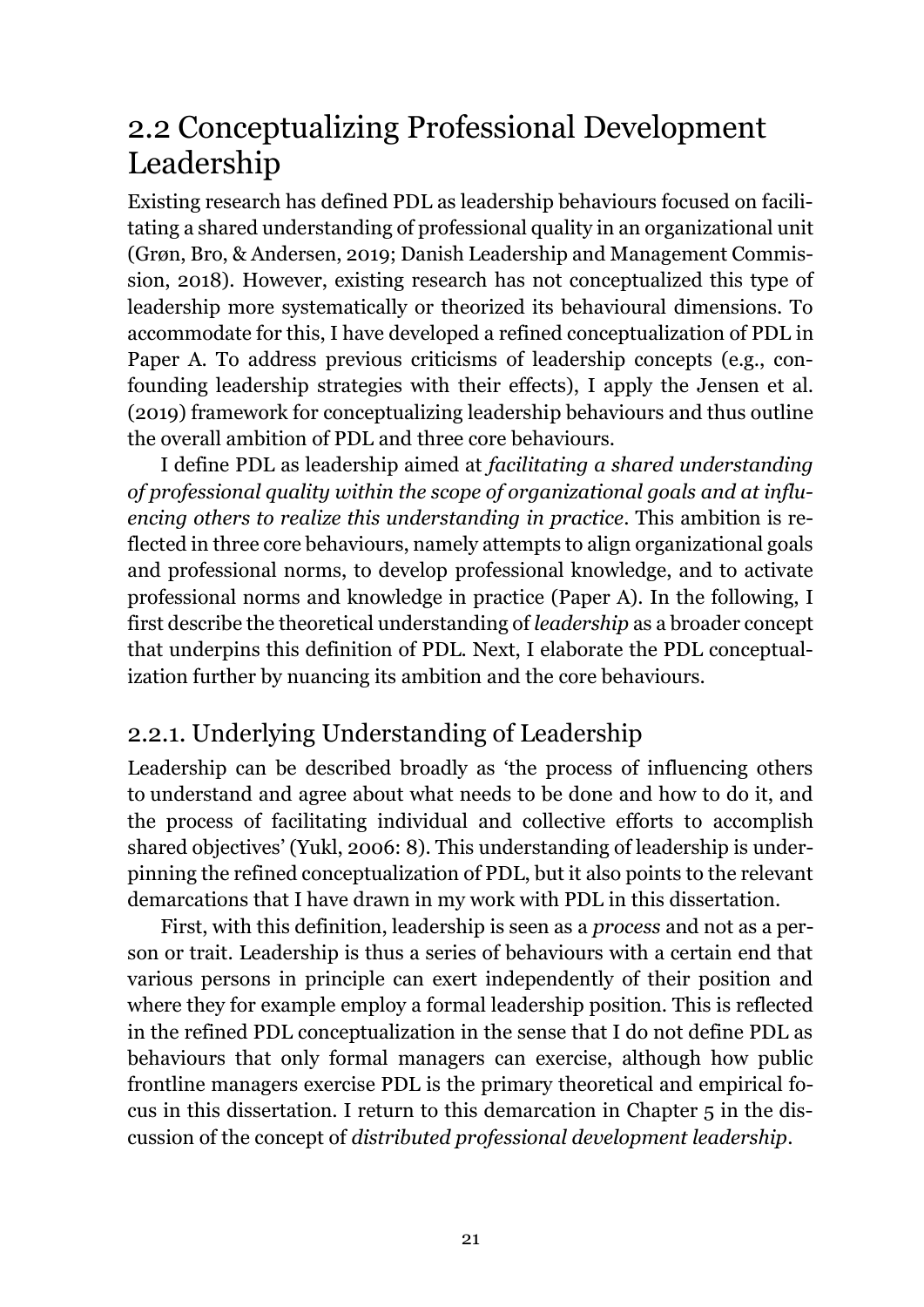## 2.2 Conceptualizing Professional Development Leadership

Existing research has defined PDL as leadership behaviours focused on facilitating a shared understanding of professional quality in an organizational unit (Grøn, Bro, & Andersen, 2019; Danish Leadership and Management Commission, 2018). However, existing research has not conceptualized this type of leadership more systematically or theorized its behavioural dimensions. To accommodate for this, I have developed a refined conceptualization of PDL in Paper A. To address previous criticisms of leadership concepts (e.g., confounding leadership strategies with their effects), I apply the Jensen et al. (2019) framework for conceptualizing leadership behaviours and thus outline the overall ambition of PDL and three core behaviours.

I define PDL as leadership aimed at *facilitating a shared understanding of professional quality within the scope of organizational goals and at influencing others to realize this understanding in practice*. This ambition is reflected in three core behaviours, namely attempts to align organizational goals and professional norms, to develop professional knowledge, and to activate professional norms and knowledge in practice (Paper A). In the following, I first describe the theoretical understanding of *leadership* as a broader concept that underpins this definition of PDL. Next, I elaborate the PDL conceptualization further by nuancing its ambition and the core behaviours.

### 2.2.1. Underlying Understanding of Leadership

Leadership can be described broadly as 'the process of influencing others to understand and agree about what needs to be done and how to do it, and the process of facilitating individual and collective efforts to accomplish shared objectives' (Yukl, 2006: 8). This understanding of leadership is underpinning the refined conceptualization of PDL, but it also points to the relevant demarcations that I have drawn in my work with PDL in this dissertation.

First, with this definition, leadership is seen as a *process* and not as a person or trait. Leadership is thus a series of behaviours with a certain end that various persons in principle can exert independently of their position and where they for example employ a formal leadership position. This is reflected in the refined PDL conceptualization in the sense that I do not define PDL as behaviours that only formal managers can exercise, although how public frontline managers exercise PDL is the primary theoretical and empirical focus in this dissertation. I return to this demarcation in Chapter 5 in the discussion of the concept of *distributed professional development leadership*.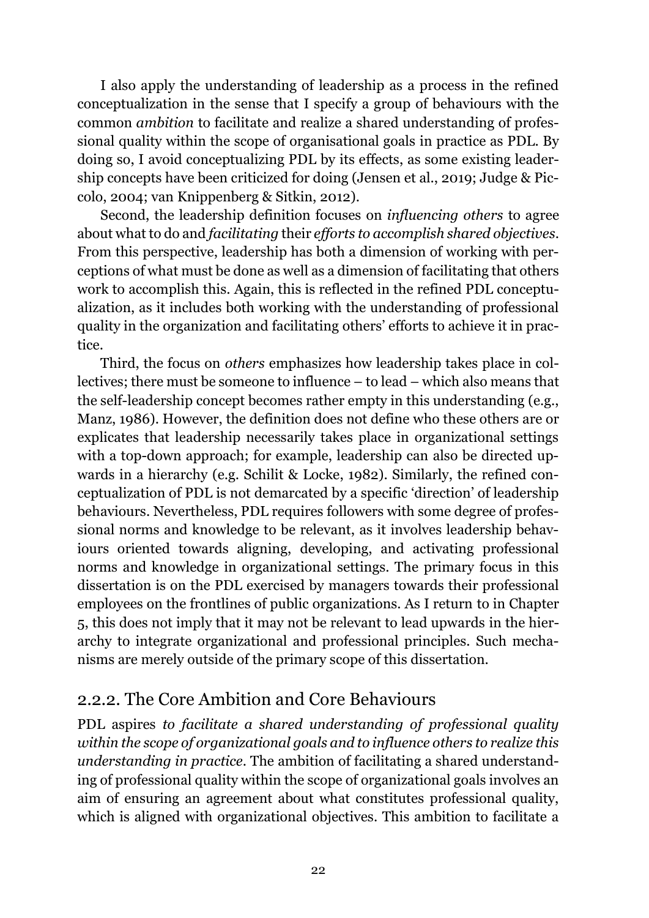I also apply the understanding of leadership as a process in the refined conceptualization in the sense that I specify a group of behaviours with the common *ambition* to facilitate and realize a shared understanding of professional quality within the scope of organisational goals in practice as PDL. By doing so, I avoid conceptualizing PDL by its effects, as some existing leadership concepts have been criticized for doing (Jensen et al., 2019; Judge & Piccolo, 2004; van Knippenberg & Sitkin, 2012).

Second, the leadership definition focuses on *influencing others* to agree about what to do and *facilitating* their *efforts to accomplish shared objectives*. From this perspective, leadership has both a dimension of working with perceptions of what must be done as well as a dimension of facilitating that others work to accomplish this. Again, this is reflected in the refined PDL conceptualization, as it includes both working with the understanding of professional quality in the organization and facilitating others' efforts to achieve it in practice.

Third, the focus on *others* emphasizes how leadership takes place in collectives; there must be someone to influence – to lead – which also means that the self-leadership concept becomes rather empty in this understanding (e.g., Manz, 1986). However, the definition does not define who these others are or explicates that leadership necessarily takes place in organizational settings with a top-down approach; for example, leadership can also be directed upwards in a hierarchy (e.g. Schilit & Locke, 1982). Similarly, the refined conceptualization of PDL is not demarcated by a specific 'direction' of leadership behaviours. Nevertheless, PDL requires followers with some degree of professional norms and knowledge to be relevant, as it involves leadership behaviours oriented towards aligning, developing, and activating professional norms and knowledge in organizational settings. The primary focus in this dissertation is on the PDL exercised by managers towards their professional employees on the frontlines of public organizations. As I return to in Chapter 5, this does not imply that it may not be relevant to lead upwards in the hierarchy to integrate organizational and professional principles. Such mechanisms are merely outside of the primary scope of this dissertation.

### 2.2.2. The Core Ambition and Core Behaviours

PDL aspires *to facilitate a shared understanding of professional quality within the scope of organizational goals and to influence others to realize this understanding in practice*. The ambition of facilitating a shared understanding of professional quality within the scope of organizational goals involves an aim of ensuring an agreement about what constitutes professional quality, which is aligned with organizational objectives. This ambition to facilitate a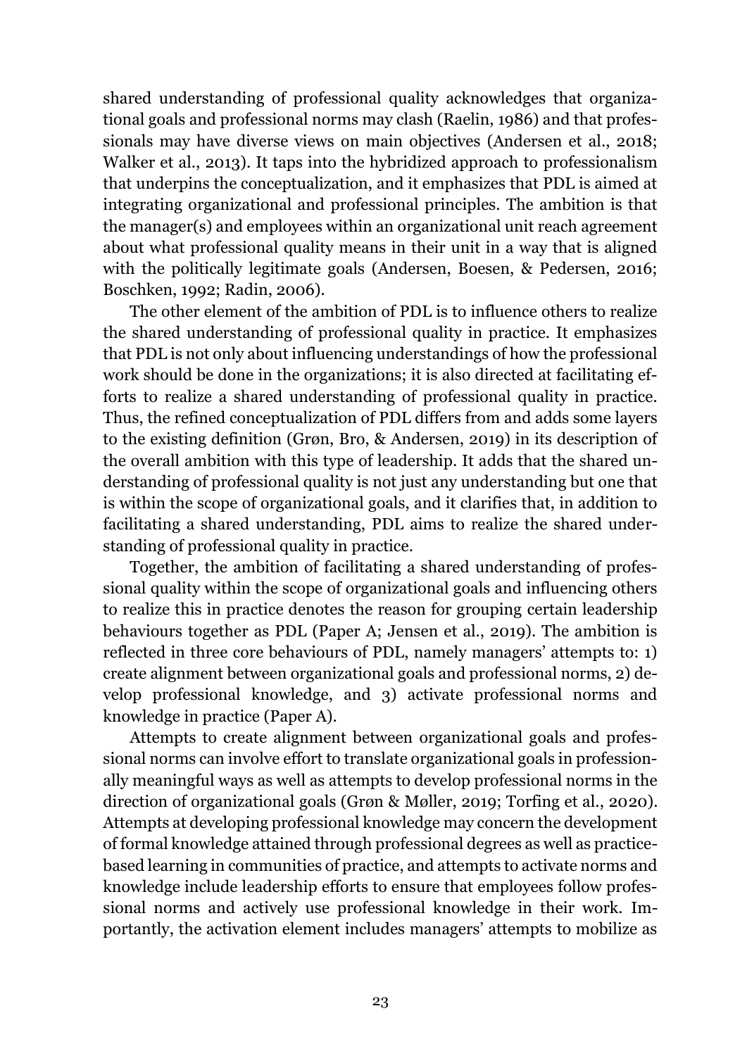shared understanding of professional quality acknowledges that organizational goals and professional norms may clash (Raelin, 1986) and that professionals may have diverse views on main objectives (Andersen et al., 2018; Walker et al., 2013). It taps into the hybridized approach to professionalism that underpins the conceptualization, and it emphasizes that PDL is aimed at integrating organizational and professional principles. The ambition is that the manager(s) and employees within an organizational unit reach agreement about what professional quality means in their unit in a way that is aligned with the politically legitimate goals (Andersen, Boesen, & Pedersen, 2016; Boschken, 1992; Radin, 2006).

The other element of the ambition of PDL is to influence others to realize the shared understanding of professional quality in practice. It emphasizes that PDL is not only about influencing understandings of how the professional work should be done in the organizations; it is also directed at facilitating efforts to realize a shared understanding of professional quality in practice. Thus, the refined conceptualization of PDL differs from and adds some layers to the existing definition (Grøn, Bro, & Andersen, 2019) in its description of the overall ambition with this type of leadership. It adds that the shared understanding of professional quality is not just any understanding but one that is within the scope of organizational goals, and it clarifies that, in addition to facilitating a shared understanding, PDL aims to realize the shared understanding of professional quality in practice.

Together, the ambition of facilitating a shared understanding of professional quality within the scope of organizational goals and influencing others to realize this in practice denotes the reason for grouping certain leadership behaviours together as PDL (Paper A; Jensen et al., 2019). The ambition is reflected in three core behaviours of PDL, namely managers' attempts to: 1) create alignment between organizational goals and professional norms, 2) develop professional knowledge, and 3) activate professional norms and knowledge in practice (Paper A).

Attempts to create alignment between organizational goals and professional norms can involve effort to translate organizational goals in professionally meaningful ways as well as attempts to develop professional norms in the direction of organizational goals (Grøn & Møller, 2019; Torfing et al., 2020). Attempts at developing professional knowledge may concern the development of formal knowledge attained through professional degrees as well as practice-based learning in communities of practice, and attempts to activate norms and knowledge include leadership efforts to ensure that employees follow professional norms and actively use professional knowledge in their work. Importantly, the activation element includes managers' attempts to mobilize as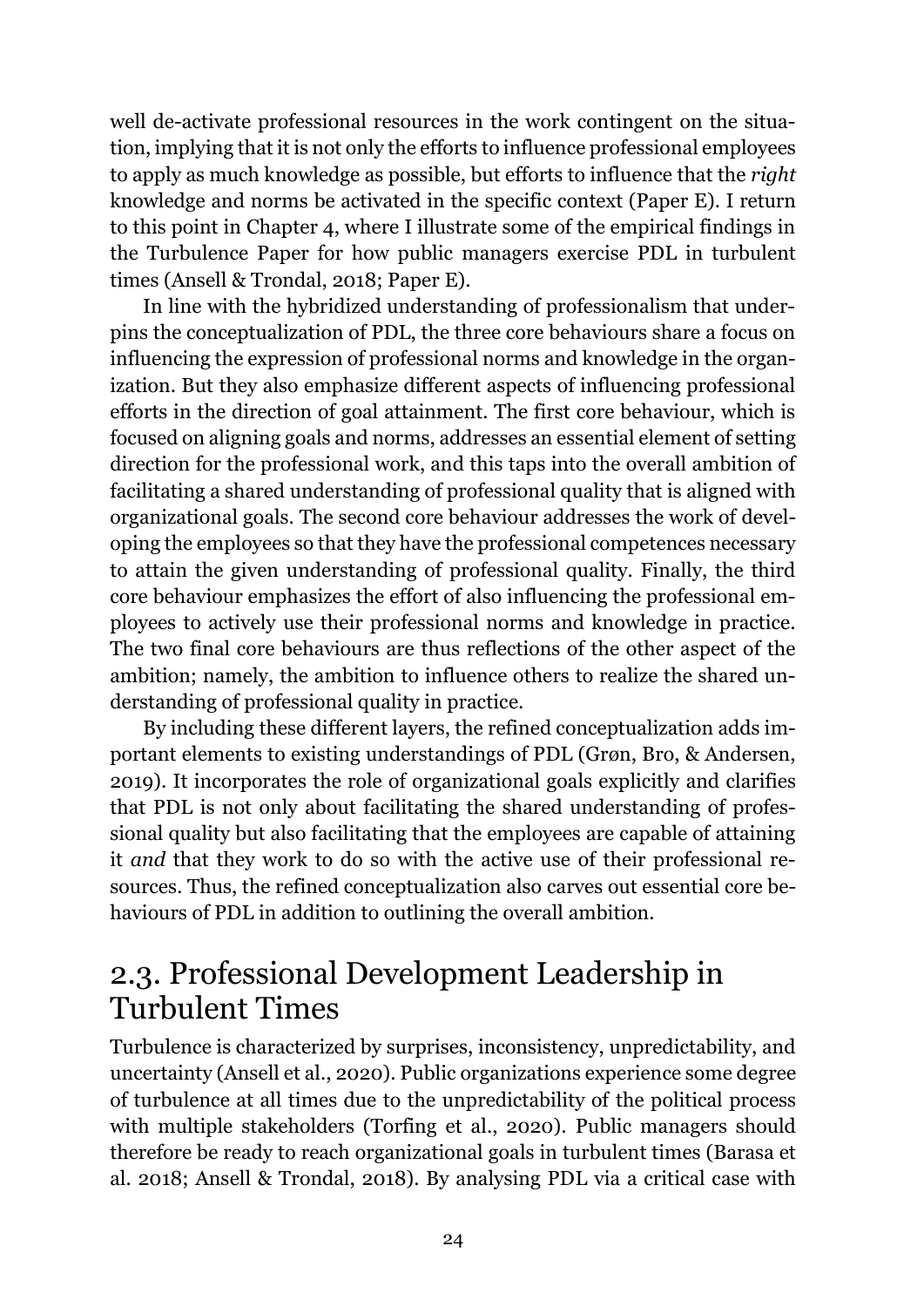well de-activate professional resources in the work contingent on the situation, implying that it is not only the efforts to influence professional employees to apply as much knowledge as possible, but efforts to influence that the *right* knowledge and norms be activated in the specific context (Paper E). I return to this point in Chapter 4, where I illustrate some of the empirical findings in the Turbulence Paper for how public managers exercise PDL in turbulent times (Ansell & Trondal, 2018; Paper E).

In line with the hybridized understanding of professionalism that underpins the conceptualization of PDL, the three core behaviours share a focus on influencing the expression of professional norms and knowledge in the organization. But they also emphasize different aspects of influencing professional efforts in the direction of goal attainment. The first core behaviour, which is focused on aligning goals and norms, addresses an essential element of setting direction for the professional work, and this taps into the overall ambition of facilitating a shared understanding of professional quality that is aligned with organizational goals. The second core behaviour addresses the work of developing the employees so that they have the professional competences necessary to attain the given understanding of professional quality. Finally, the third core behaviour emphasizes the effort of also influencing the professional employees to actively use their professional norms and knowledge in practice. The two final core behaviours are thus reflections of the other aspect of the ambition; namely, the ambition to influence others to realize the shared understanding of professional quality in practice.

By including these different layers, the refined conceptualization adds important elements to existing understandings of PDL (Grøn, Bro, & Andersen, 2019). It incorporates the role of organizational goals explicitly and clarifies that PDL is not only about facilitating the shared understanding of professional quality but also facilitating that the employees are capable of attaining it *and* that they work to do so with the active use of their professional resources. Thus, the refined conceptualization also carves out essential core behaviours of PDL in addition to outlining the overall ambition.

## 2.3. Professional Development Leadership in Turbulent Times

Turbulence is characterized by surprises, inconsistency, unpredictability, and uncertainty (Ansell et al., 2020). Public organizations experience some degree of turbulence at all times due to the unpredictability of the political process with multiple stakeholders (Torfing et al., 2020). Public managers should therefore be ready to reach organizational goals in turbulent times (Barasa et al. 2018; Ansell & Trondal, 2018). By analysing PDL via a critical case with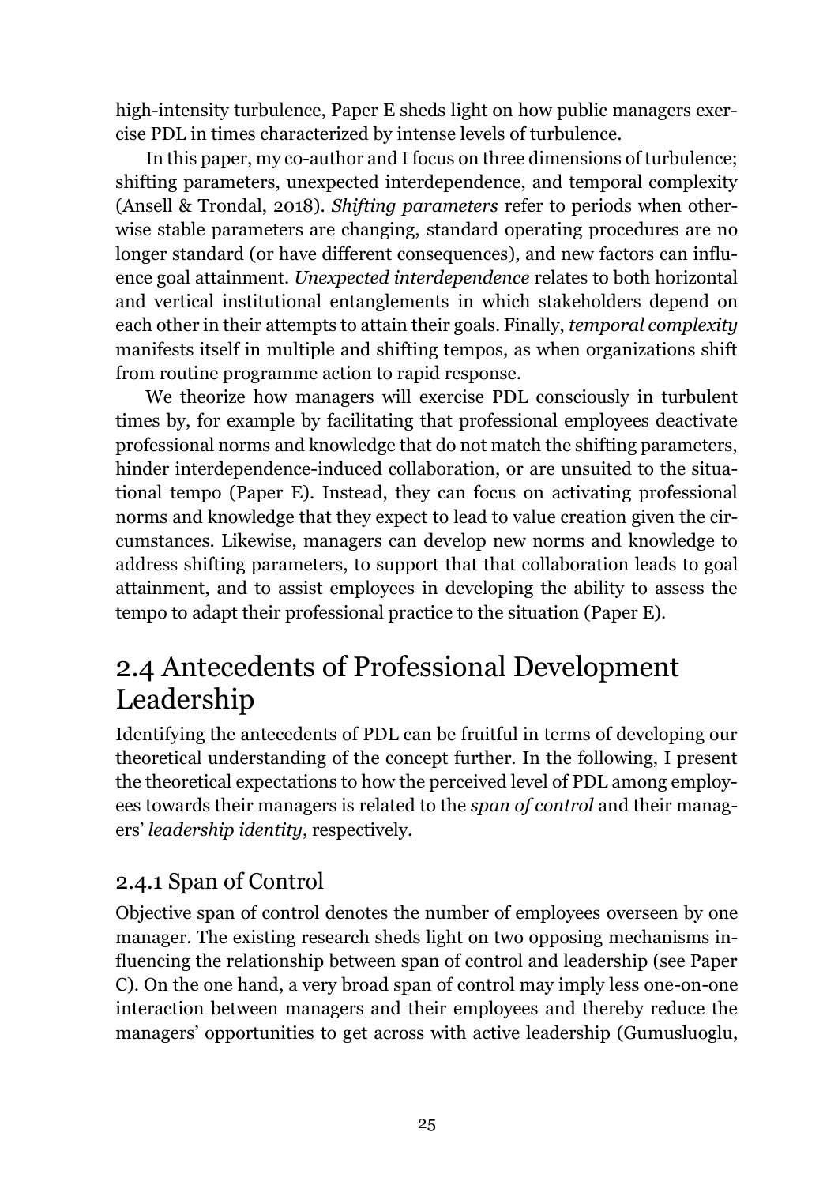high-intensity turbulence, Paper E sheds light on how public managers exercise PDL in times characterized by intense levels of turbulence.

In this paper, my co-author and I focus on three dimensions of turbulence; shifting parameters, unexpected interdependence, and temporal complexity (Ansell & Trondal, 2018). *Shifting parameters* refer to periods when otherwise stable parameters are changing, standard operating procedures are no longer standard (or have different consequences), and new factors can influence goal attainment. *Unexpected interdependence* relates to both horizontal and vertical institutional entanglements in which stakeholders depend on each other in their attempts to attain their goals. Finally, *temporal complexity* manifests itself in multiple and shifting tempos, as when organizations shift from routine programme action to rapid response.

We theorize how managers will exercise PDL consciously in turbulent times by, for example by facilitating that professional employees deactivate professional norms and knowledge that do not match the shifting parameters, hinder interdependence-induced collaboration, or are unsuited to the situational tempo (Paper E). Instead, they can focus on activating professional norms and knowledge that they expect to lead to value creation given the circumstances. Likewise, managers can develop new norms and knowledge to address shifting parameters, to support that that collaboration leads to goal attainment, and to assist employees in developing the ability to assess the tempo to adapt their professional practice to the situation (Paper E).

## 2.4 Antecedents of Professional Development Leadership

Identifying the antecedents of PDL can be fruitful in terms of developing our theoretical understanding of the concept further. In the following, I present the theoretical expectations to how the perceived level of PDL among employees towards their managers is related to the *span of control* and their managers' *leadership identity*, respectively.

### 2.4.1 Span of Control

Objective span of control denotes the number of employees overseen by one manager. The existing research sheds light on two opposing mechanisms influencing the relationship between span of control and leadership (see Paper C). On the one hand, a very broad span of control may imply less one-on-one interaction between managers and their employees and thereby reduce the managers' opportunities to get across with active leadership (Gumusluoglu,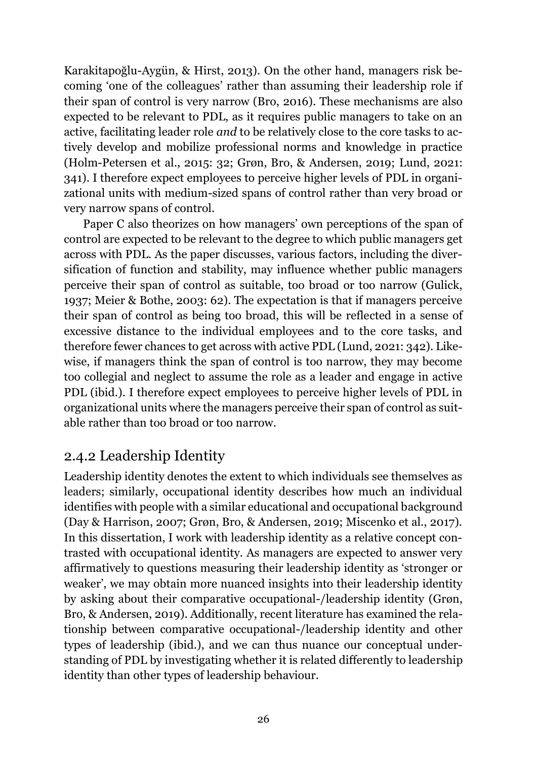Karakitapoğlu-Aygün, & Hirst, 2013). On the other hand, managers risk becoming 'one of the colleagues' rather than assuming their leadership role if their span of control is very narrow (Bro, 2016). These mechanisms are also expected to be relevant to PDL, as it requires public managers to take on an active, facilitating leader role *and* to be relatively close to the core tasks to actively develop and mobilize professional norms and knowledge in practice (Holm-Petersen et al., 2015: 32; Grøn, Bro, & Andersen, 2019; Lund, 2021: 341). I therefore expect employees to perceive higher levels of PDL in organizational units with medium-sized spans of control rather than very broad or very narrow spans of control.

Paper C also theorizes on how managers' own perceptions of the span of control are expected to be relevant to the degree to which public managers get across with PDL. As the paper discusses, various factors, including the diversification of function and stability, may influence whether public managers perceive their span of control as suitable, too broad or too narrow (Gulick, 1937; Meier & Bothe, 2003: 62). The expectation is that if managers perceive their span of control as being too broad, this will be reflected in a sense of excessive distance to the individual employees and to the core tasks, and therefore fewer chances to get across with active PDL (Lund, 2021: 342). Likewise, if managers think the span of control is too narrow, they may become too collegial and neglect to assume the role as a leader and engage in active PDL (ibid.). I therefore expect employees to perceive higher levels of PDL in organizational units where the managers perceive their span of control as suitable rather than too broad or too narrow.

### 2.4.2 Leadership Identity

Leadership identity denotes the extent to which individuals see themselves as leaders; similarly, occupational identity describes how much an individual identifies with people with a similar educational and occupational background (Day & Harrison, 2007; Grøn, Bro, & Andersen, 2019; Miscenko et al., 2017). In this dissertation, I work with leadership identity as a relative concept contrasted with occupational identity. As managers are expected to answer very affirmatively to questions measuring their leadership identity as 'stronger or weaker', we may obtain more nuanced insights into their leadership identity by asking about their comparative occupational-/leadership identity (Grøn, Bro, & Andersen, 2019). Additionally, recent literature has examined the relationship between comparative occupational-/leadership identity and other types of leadership (ibid.), and we can thus nuance our conceptual understanding of PDL by investigating whether it is related differently to leadership identity than other types of leadership behaviour.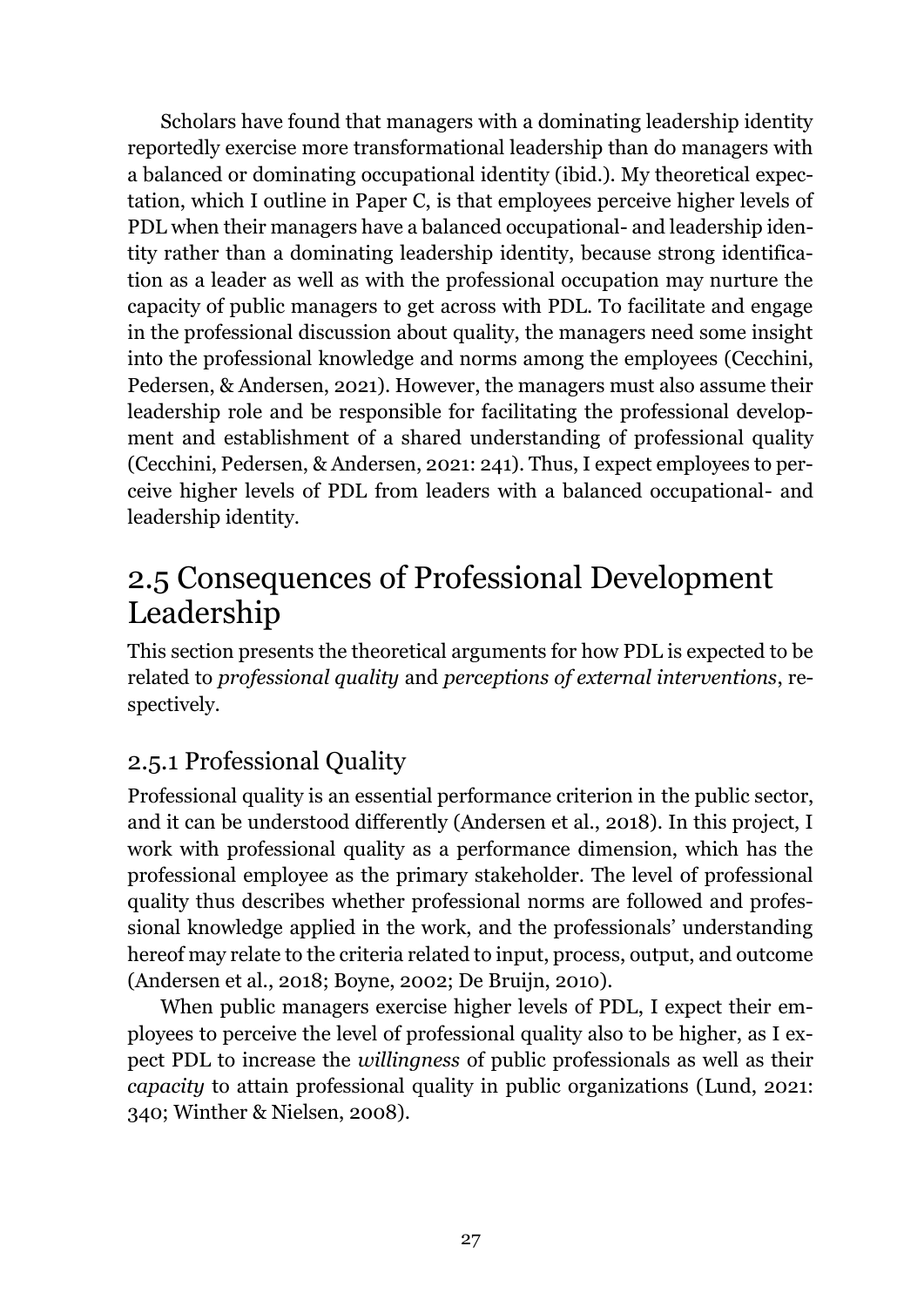Scholars have found that managers with a dominating leadership identity reportedly exercise more transformational leadership than do managers with a balanced or dominating occupational identity (ibid.). My theoretical expectation, which I outline in Paper C, is that employees perceive higher levels of PDL when their managers have a balanced occupational- and leadership identity rather than a dominating leadership identity, because strong identification as a leader as well as with the professional occupation may nurture the capacity of public managers to get across with PDL. To facilitate and engage in the professional discussion about quality, the managers need some insight into the professional knowledge and norms among the employees (Cecchini, Pedersen, & Andersen, 2021). However, the managers must also assume their leadership role and be responsible for facilitating the professional development and establishment of a shared understanding of professional quality (Cecchini, Pedersen, & Andersen, 2021: 241). Thus, I expect employees to perceive higher levels of PDL from leaders with a balanced occupational- and leadership identity.

## 2.5 Consequences of Professional Development Leadership

This section presents the theoretical arguments for how PDL is expected to be related to *professional quality* and *perceptions of external interventions*, respectively.

### 2.5.1 Professional Quality

Professional quality is an essential performance criterion in the public sector, and it can be understood differently (Andersen et al., 2018). In this project, I work with professional quality as a performance dimension, which has the professional employee as the primary stakeholder. The level of professional quality thus describes whether professional norms are followed and professional knowledge applied in the work, and the professionals' understanding hereof may relate to the criteria related to input, process, output, and outcome (Andersen et al., 2018; Boyne, 2002; De Bruijn, 2010).

When public managers exercise higher levels of PDL, I expect their employees to perceive the level of professional quality also to be higher, as I expect PDL to increase the *willingness* of public professionals as well as their *capacity* to attain professional quality in public organizations (Lund, 2021: 340; Winther & Nielsen, 2008).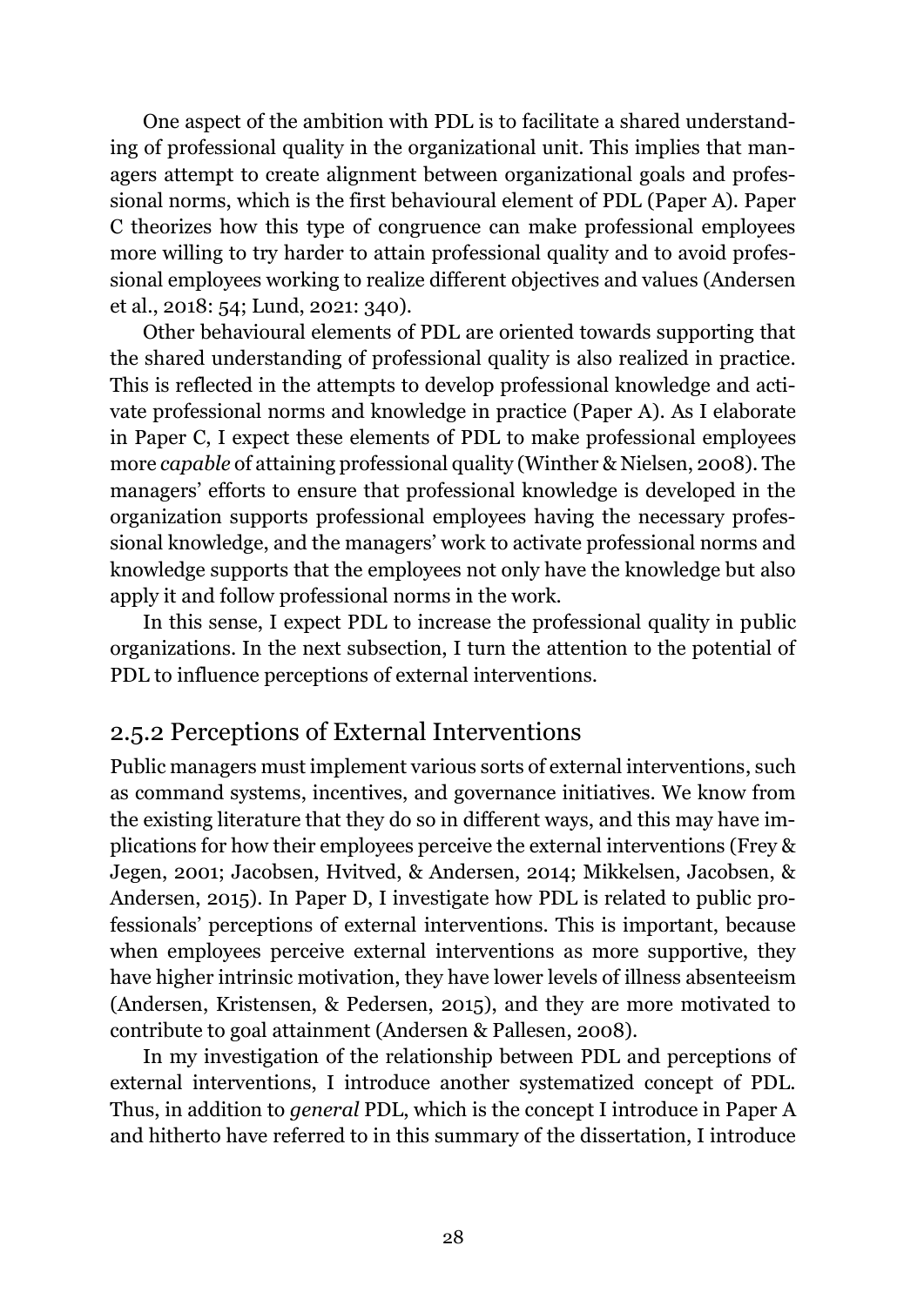One aspect of the ambition with PDL is to facilitate a shared understanding of professional quality in the organizational unit. This implies that managers attempt to create alignment between organizational goals and professional norms, which is the first behavioural element of PDL (Paper A). Paper C theorizes how this type of congruence can make professional employees more willing to try harder to attain professional quality and to avoid professional employees working to realize different objectives and values (Andersen et al., 2018: 54; Lund, 2021: 340).

Other behavioural elements of PDL are oriented towards supporting that the shared understanding of professional quality is also realized in practice. This is reflected in the attempts to develop professional knowledge and activate professional norms and knowledge in practice (Paper A). As I elaborate in Paper C, I expect these elements of PDL to make professional employees more *capable* of attaining professional quality (Winther & Nielsen, 2008). The managers' efforts to ensure that professional knowledge is developed in the organization supports professional employees having the necessary professional knowledge, and the managers' work to activate professional norms and knowledge supports that the employees not only have the knowledge but also apply it and follow professional norms in the work.

In this sense, I expect PDL to increase the professional quality in public organizations. In the next subsection, I turn the attention to the potential of PDL to influence perceptions of external interventions.

### 2.5.2 Perceptions of External Interventions

Public managers must implement various sorts of external interventions, such as command systems, incentives, and governance initiatives. We know from the existing literature that they do so in different ways, and this may have implications for how their employees perceive the external interventions (Frey & Jegen, 2001; Jacobsen, Hvitved, & Andersen, 2014; Mikkelsen, Jacobsen, & Andersen, 2015). In Paper D, I investigate how PDL is related to public professionals' perceptions of external interventions. This is important, because when employees perceive external interventions as more supportive, they have higher intrinsic motivation, they have lower levels of illness absenteeism (Andersen, Kristensen, & Pedersen, 2015), and they are more motivated to contribute to goal attainment (Andersen & Pallesen, 2008).

In my investigation of the relationship between PDL and perceptions of external interventions, I introduce another systematized concept of PDL. Thus, in addition to *general* PDL, which is the concept I introduce in Paper A and hitherto have referred to in this summary of the dissertation, I introduce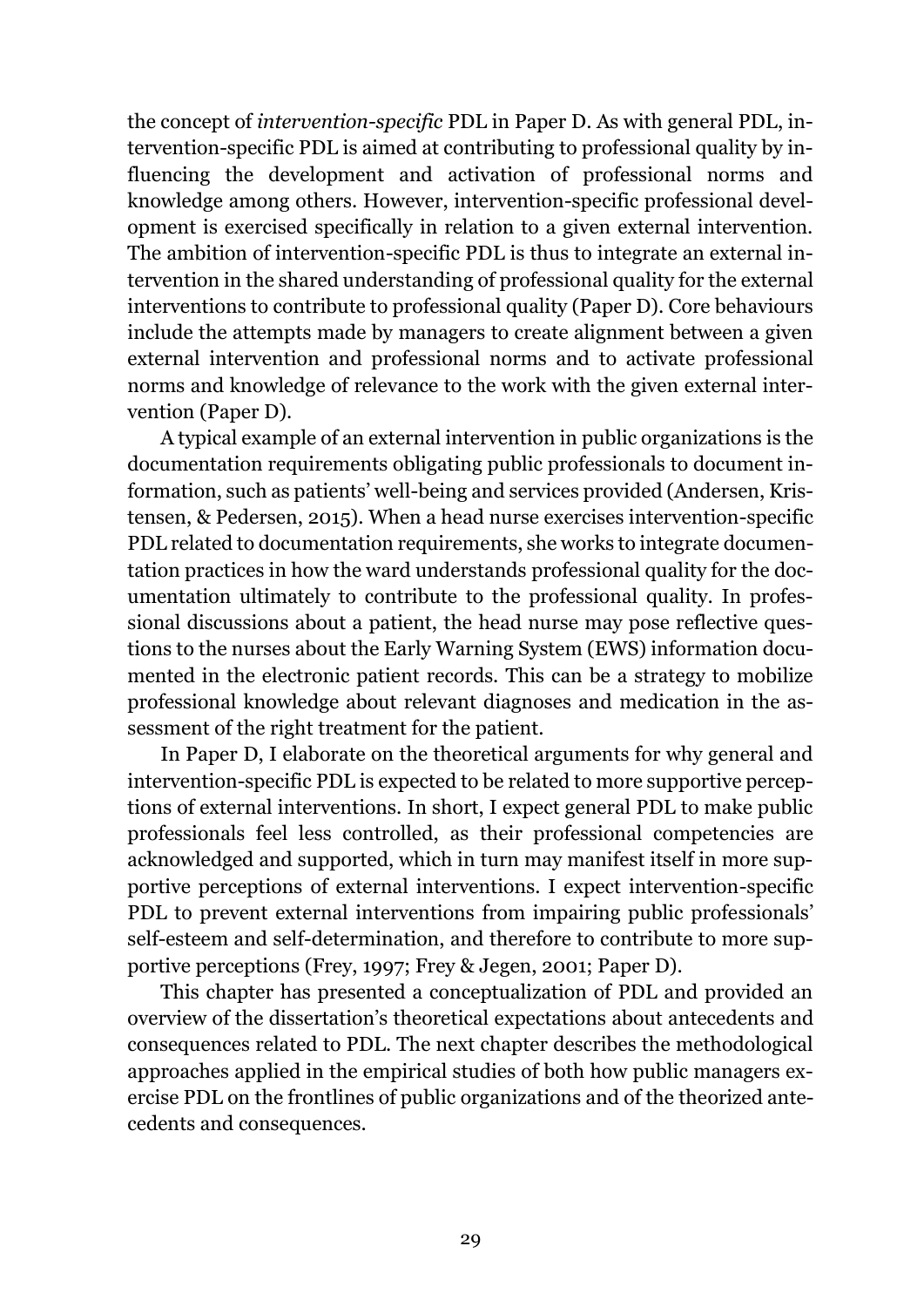the concept of *intervention-specific* PDL in Paper D. As with general PDL, intervention-specific PDL is aimed at contributing to professional quality by influencing the development and activation of professional norms and knowledge among others. However, intervention-specific professional development is exercised specifically in relation to a given external intervention. The ambition of intervention-specific PDL is thus to integrate an external intervention in the shared understanding of professional quality for the external interventions to contribute to professional quality (Paper D). Core behaviours include the attempts made by managers to create alignment between a given external intervention and professional norms and to activate professional norms and knowledge of relevance to the work with the given external intervention (Paper D).

A typical example of an external intervention in public organizations is the documentation requirements obligating public professionals to document information, such as patients' well-being and services provided (Andersen, Kristensen, & Pedersen, 2015). When a head nurse exercises intervention-specific PDL related to documentation requirements, she works to integrate documentation practices in how the ward understands professional quality for the documentation ultimately to contribute to the professional quality. In professional discussions about a patient, the head nurse may pose reflective questions to the nurses about the Early Warning System (EWS) information documented in the electronic patient records. This can be a strategy to mobilize professional knowledge about relevant diagnoses and medication in the assessment of the right treatment for the patient.

In Paper D, I elaborate on the theoretical arguments for why general and intervention-specific PDL is expected to be related to more supportive perceptions of external interventions. In short, I expect general PDL to make public professionals feel less controlled, as their professional competencies are acknowledged and supported, which in turn may manifest itself in more supportive perceptions of external interventions. I expect intervention-specific PDL to prevent external interventions from impairing public professionals' self-esteem and self-determination, and therefore to contribute to more supportive perceptions (Frey, 1997; Frey & Jegen, 2001; Paper D).

This chapter has presented a conceptualization of PDL and provided an overview of the dissertation's theoretical expectations about antecedents and consequences related to PDL. The next chapter describes the methodological approaches applied in the empirical studies of both how public managers exercise PDL on the frontlines of public organizations and of the theorized antecedents and consequences.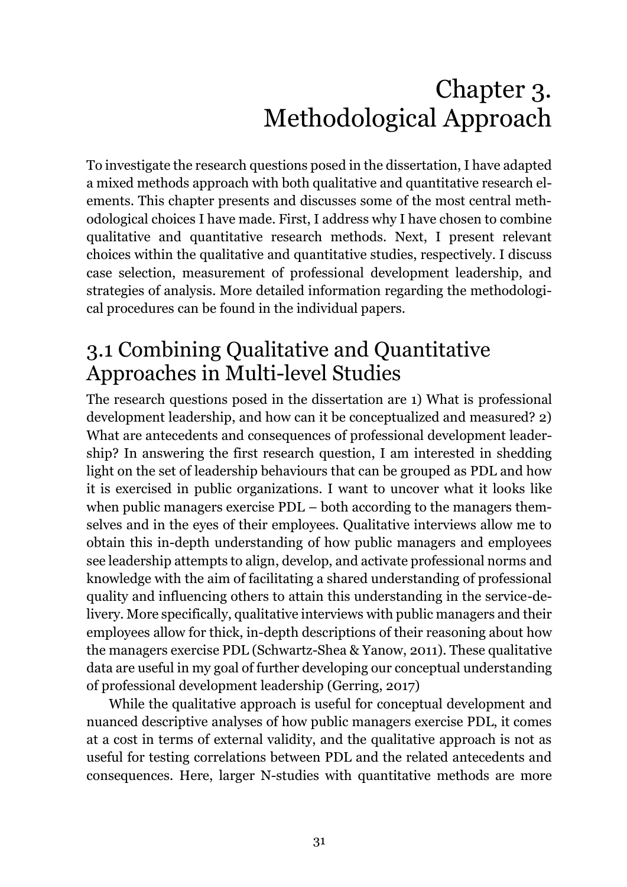# Chapter 3. Methodological Approach

To investigate the research questions posed in the dissertation, I have adapted a mixed methods approach with both qualitative and quantitative research elements. This chapter presents and discusses some of the most central methodological choices I have made. First, I address why I have chosen to combine qualitative and quantitative research methods. Next, I present relevant choices within the qualitative and quantitative studies, respectively. I discuss case selection, measurement of professional development leadership, and strategies of analysis. More detailed information regarding the methodological procedures can be found in the individual papers.

## 3.1 Combining Qualitative and Quantitative Approaches in Multi-level Studies

The research questions posed in the dissertation are 1) What is professional development leadership, and how can it be conceptualized and measured? 2) What are antecedents and consequences of professional development leadership? In answering the first research question, I am interested in shedding light on the set of leadership behaviours that can be grouped as PDL and how it is exercised in public organizations. I want to uncover what it looks like when public managers exercise PDL – both according to the managers themselves and in the eyes of their employees. Qualitative interviews allow me to obtain this in-depth understanding of how public managers and employees see leadership attempts to align, develop, and activate professional norms and knowledge with the aim of facilitating a shared understanding of professional quality and influencing others to attain this understanding in the service-delivery. More specifically, qualitative interviews with public managers and their employees allow for thick, in-depth descriptions of their reasoning about how the managers exercise PDL (Schwartz-Shea & Yanow, 2011). These qualitative data are useful in my goal of further developing our conceptual understanding of professional development leadership (Gerring, 2017)

While the qualitative approach is useful for conceptual development and nuanced descriptive analyses of how public managers exercise PDL, it comes at a cost in terms of external validity, and the qualitative approach is not as useful for testing correlations between PDL and the related antecedents and consequences. Here, larger N-studies with quantitative methods are more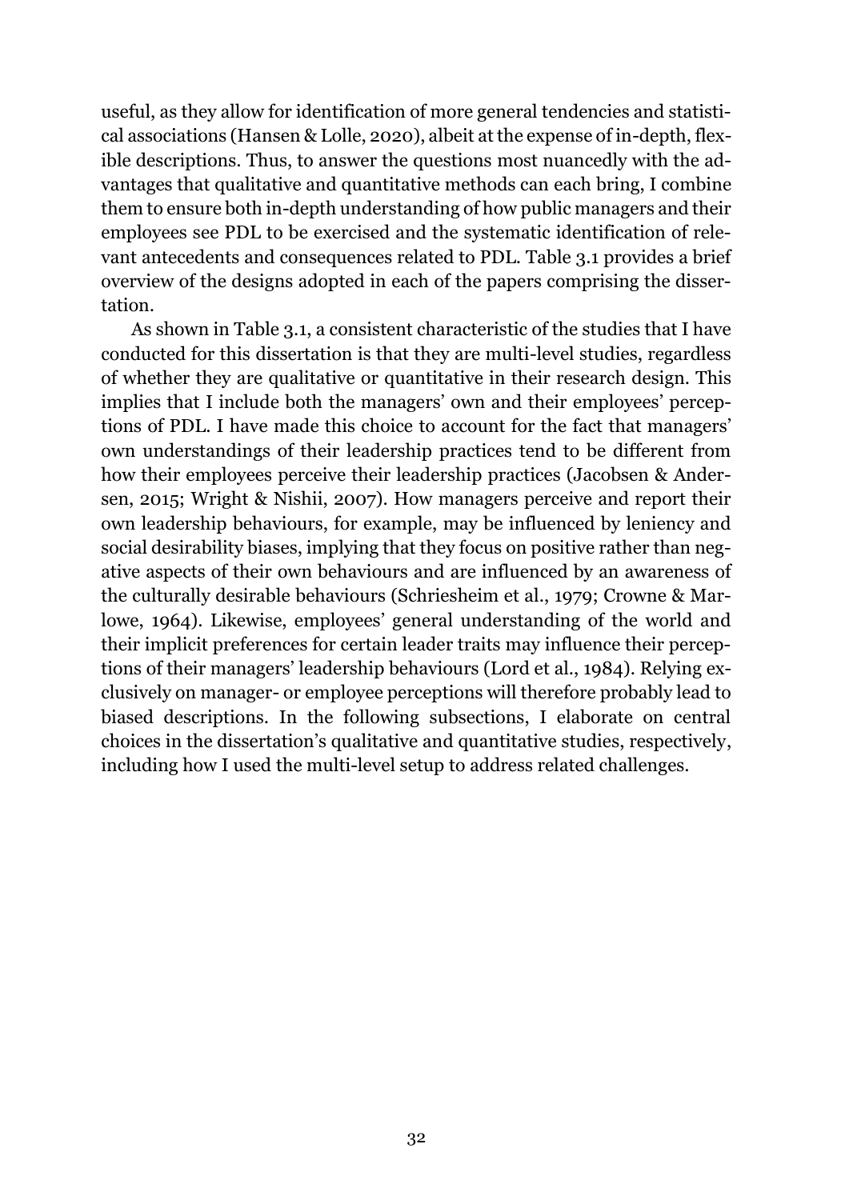useful, as they allow for identification of more general tendencies and statistical associations (Hansen & Lolle, 2020), albeit at the expense of in-depth, flexible descriptions. Thus, to answer the questions most nuancedly with the advantages that qualitative and quantitative methods can each bring, I combine them to ensure both in-depth understanding of how public managers and their employees see PDL to be exercised and the systematic identification of relevant antecedents and consequences related to PDL. Table 3.1 provides a brief overview of the designs adopted in each of the papers comprising the dissertation.

As shown in Table 3.1, a consistent characteristic of the studies that I have conducted for this dissertation is that they are multi-level studies, regardless of whether they are qualitative or quantitative in their research design. This implies that I include both the managers' own and their employees' perceptions of PDL. I have made this choice to account for the fact that managers' own understandings of their leadership practices tend to be different from how their employees perceive their leadership practices (Jacobsen & Andersen, 2015; Wright & Nishii, 2007). How managers perceive and report their own leadership behaviours, for example, may be influenced by leniency and social desirability biases, implying that they focus on positive rather than negative aspects of their own behaviours and are influenced by an awareness of the culturally desirable behaviours (Schriesheim et al., 1979; Crowne & Marlowe, 1964). Likewise, employees' general understanding of the world and their implicit preferences for certain leader traits may influence their perceptions of their managers' leadership behaviours (Lord et al., 1984). Relying exclusively on manager- or employee perceptions will therefore probably lead to biased descriptions. In the following subsections, I elaborate on central choices in the dissertation's qualitative and quantitative studies, respectively, including how I used the multi-level setup to address related challenges.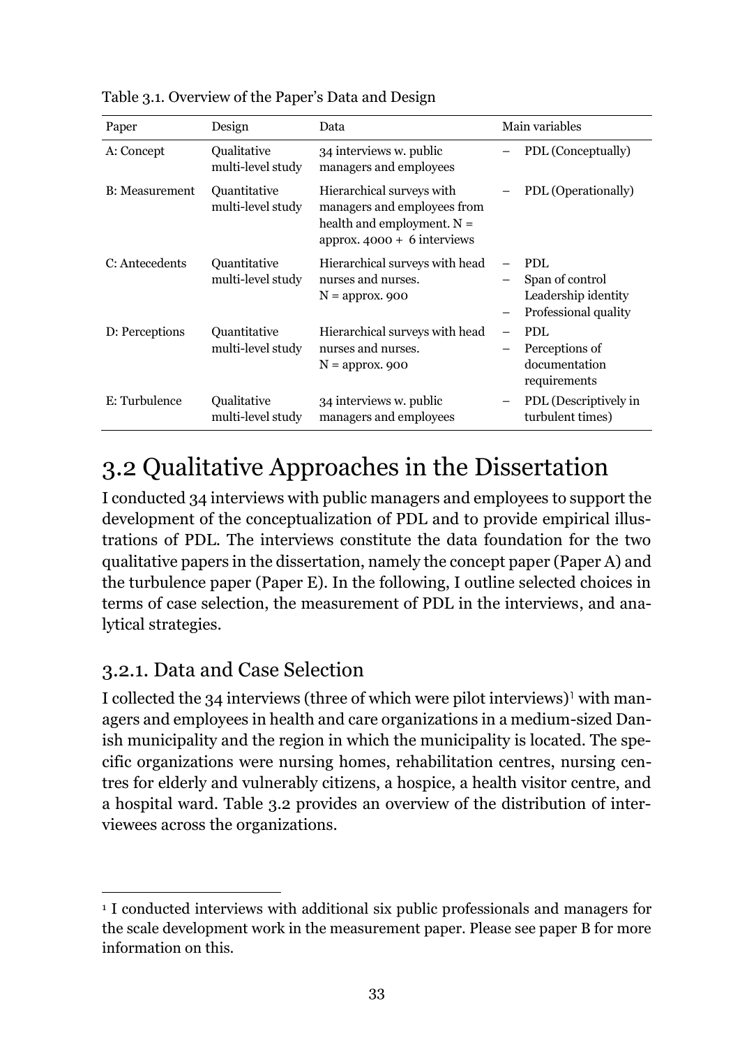Table 3.1. Overview of the Paper's Data and Design

| Paper | Design | Data | Main variables |
|---|---|---|---|
| A: Concept | Qualitative multi-level study | 34 interviews w. public managers and employees | – PDL (Conceptually) |
| B: Measurement | Quantitative multi-level study | Hierarchical surveys with managers and employees from health and employment. N = approx. 4000 + 6 interviews | – PDL (Operationally) |
| C: Antecedents | Quantitative multi-level study | Hierarchical surveys with head nurses and nurses. N = approx. 900 | – PDL<br>– Span of control<br>Leadership identity<br>– Professional quality |
| D: Perceptions | Quantitative multi-level study | Hierarchical surveys with head nurses and nurses. N = approx. 900 | – PDL<br>– Perceptions of documentation requirements |
| E: Turbulence | Qualitative multi-level study | 34 interviews w. public managers and employees | – PDL (Descriptively in turbulent times) |

## 3.2 Qualitative Approaches in the Dissertation

I conducted 34 interviews with public managers and employees to support the development of the conceptualization of PDL and to provide empirical illustrations of PDL. The interviews constitute the data foundation for the two qualitative papers in the dissertation, namely the concept paper (Paper A) and the turbulence paper (Paper E). In the following, I outline selected choices in terms of case selection, the measurement of PDL in the interviews, and analytical strategies.

### 3.2.1. Data and Case Selection

I collected the 34 interviews (three of which were pilot interviews)[1] with managers and employees in health and care organizations in a medium-sized Danish municipality and the region in which the municipality is located. The specific organizations were nursing homes, rehabilitation centres, nursing centres for elderly and vulnerably citizens, a hospice, a health visitor centre, and a hospital ward. Table 3.2 provides an overview of the distribution of interviewees across the organizations.

[1] I conducted interviews with additional six public professionals and managers for the scale development work in the measurement paper. Please see paper B for more information on this.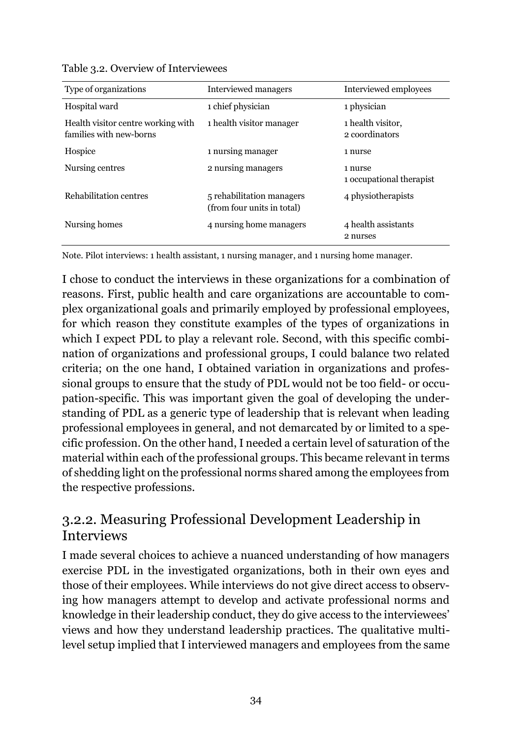Table 3.2. Overview of Interviewees

| Type of organizations | Interviewed managers | Interviewed employees |
|---|---|---|
| Hospital ward | 1 chief physician | 1 physician |
| Health visitor centre working with families with new-borns | 1 health visitor manager | 1 health visitor, 2 coordinators |
| Hospice | 1 nursing manager | 1 nurse |
| Nursing centres | 2 nursing managers | 1 nurse 1 occupational therapist |
| Rehabilitation centres | 5 rehabilitation managers (from four units in total) | 4 physiotherapists |
| Nursing homes | 4 nursing home managers | 4 health assistants 2 nurses |

Note. Pilot interviews: 1 health assistant, 1 nursing manager, and 1 nursing home manager.

I chose to conduct the interviews in these organizations for a combination of reasons. First, public health and care organizations are accountable to complex organizational goals and primarily employed by professional employees, for which reason they constitute examples of the types of organizations in which I expect PDL to play a relevant role. Second, with this specific combination of organizations and professional groups, I could balance two related criteria; on the one hand, I obtained variation in organizations and professional groups to ensure that the study of PDL would not be too field- or occupation-specific. This was important given the goal of developing the understanding of PDL as a generic type of leadership that is relevant when leading professional employees in general, and not demarcated by or limited to a specific profession. On the other hand, I needed a certain level of saturation of the material within each of the professional groups. This became relevant in terms of shedding light on the professional norms shared among the employees from the respective professions.

### 3.2.2. Measuring Professional Development Leadership in Interviews

I made several choices to achieve a nuanced understanding of how managers exercise PDL in the investigated organizations, both in their own eyes and those of their employees. While interviews do not give direct access to observing how managers attempt to develop and activate professional norms and knowledge in their leadership conduct, they do give access to the interviewees' views and how they understand leadership practices. The qualitative multilevel setup implied that I interviewed managers and employees from the same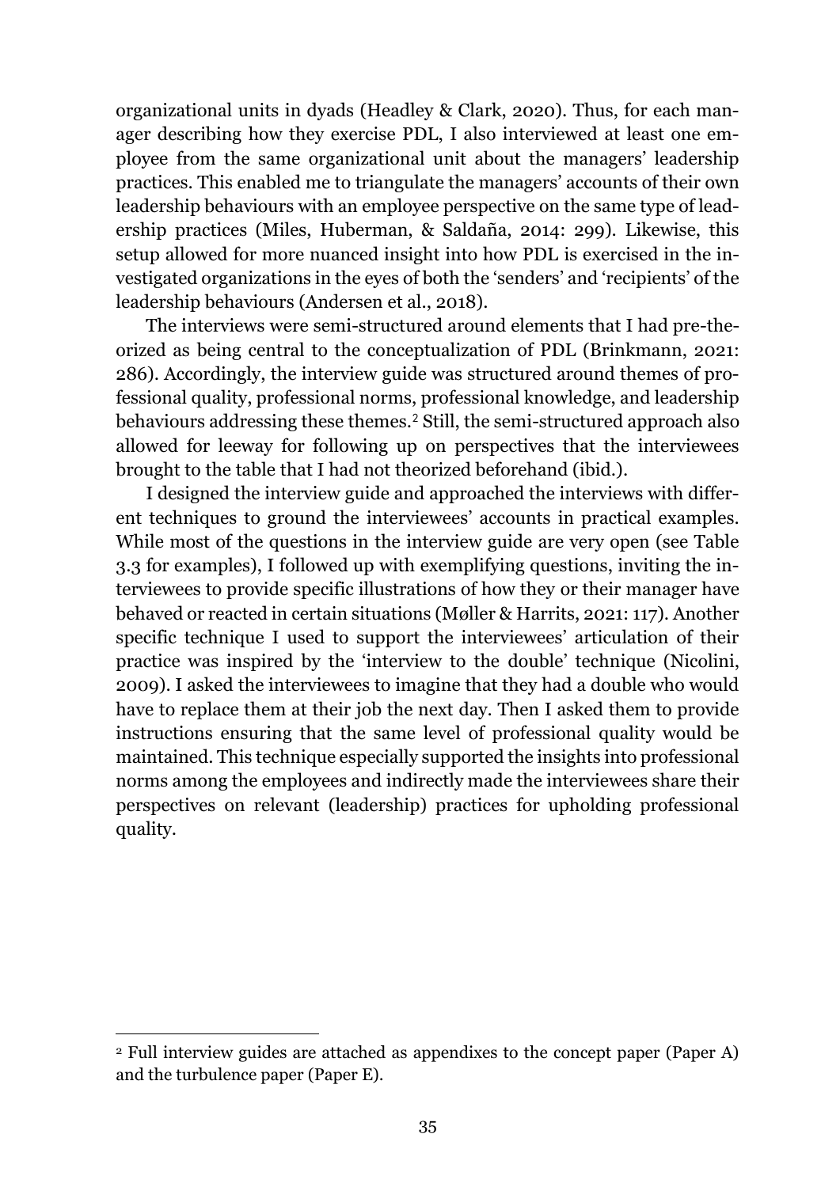organizational units in dyads (Headley & Clark, 2020). Thus, for each manager describing how they exercise PDL, I also interviewed at least one employee from the same organizational unit about the managers' leadership practices. This enabled me to triangulate the managers' accounts of their own leadership behaviours with an employee perspective on the same type of leadership practices (Miles, Huberman, & Saldaña, 2014: 299). Likewise, this setup allowed for more nuanced insight into how PDL is exercised in the investigated organizations in the eyes of both the 'senders' and 'recipients' of the leadership behaviours (Andersen et al., 2018).

The interviews were semi-structured around elements that I had pre-theorized as being central to the conceptualization of PDL (Brinkmann, 2021: 286). Accordingly, the interview guide was structured around themes of professional quality, professional norms, professional knowledge, and leadership behaviours addressing these themes.[2] Still, the semi-structured approach also allowed for leeway for following up on perspectives that the interviewees brought to the table that I had not theorized beforehand (ibid.).

I designed the interview guide and approached the interviews with different techniques to ground the interviewees' accounts in practical examples. While most of the questions in the interview guide are very open (see Table 3.3 for examples), I followed up with exemplifying questions, inviting the interviewees to provide specific illustrations of how they or their manager have behaved or reacted in certain situations (Møller & Harrits, 2021: 117). Another specific technique I used to support the interviewees' articulation of their practice was inspired by the 'interview to the double' technique (Nicolini, 2009). I asked the interviewees to imagine that they had a double who would have to replace them at their job the next day. Then I asked them to provide instructions ensuring that the same level of professional quality would be maintained. This technique especially supported the insights into professional norms among the employees and indirectly made the interviewees share their perspectives on relevant (leadership) practices for upholding professional quality.

[2] Full interview guides are attached as appendixes to the concept paper (Paper A) and the turbulence paper (Paper E).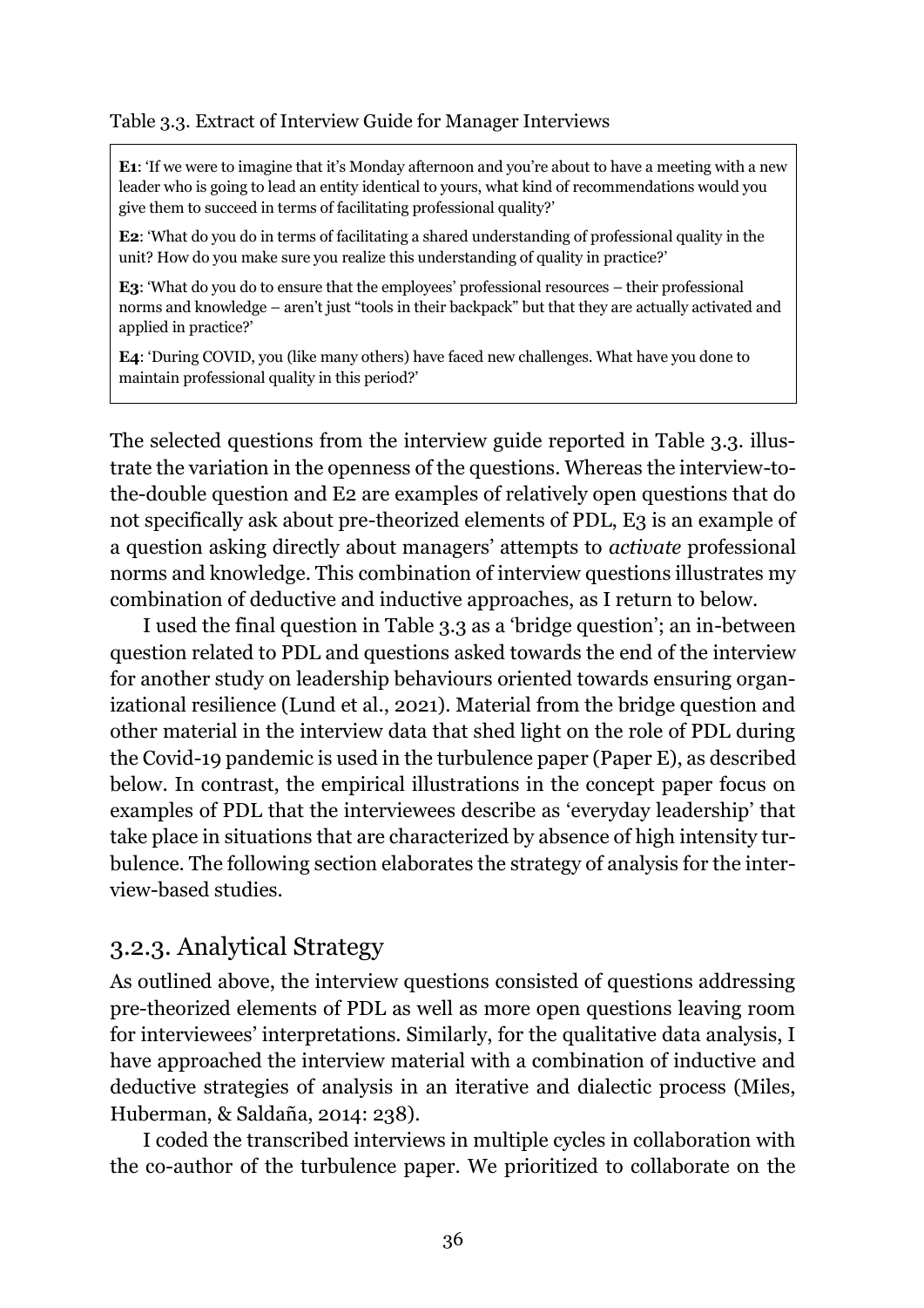Table 3.3. Extract of Interview Guide for Manager Interviews

> **E1**: 'If we were to imagine that it's Monday afternoon and you're about to have a meeting with a new leader who is going to lead an entity identical to yours, what kind of recommendations would you give them to succeed in terms of facilitating professional quality?'
>
> **E2**: 'What do you do in terms of facilitating a shared understanding of professional quality in the unit? How do you make sure you realize this understanding of quality in practice?'
>
> **E3**: 'What do you do to ensure that the employees' professional resources – their professional norms and knowledge – aren't just "tools in their backpack" but that they are actually activated and applied in practice?'
>
> **E4**: 'During COVID, you (like many others) have faced new challenges. What have you done to maintain professional quality in this period?'

The selected questions from the interview guide reported in Table 3.3. illustrate the variation in the openness of the questions. Whereas the interview-to-the-double question and E2 are examples of relatively open questions that do not specifically ask about pre-theorized elements of PDL, E3 is an example of a question asking directly about managers' attempts to *activate* professional norms and knowledge. This combination of interview questions illustrates my combination of deductive and inductive approaches, as I return to below.

I used the final question in Table 3.3 as a 'bridge question'; an in-between question related to PDL and questions asked towards the end of the interview for another study on leadership behaviours oriented towards ensuring organizational resilience (Lund et al., 2021). Material from the bridge question and other material in the interview data that shed light on the role of PDL during the Covid-19 pandemic is used in the turbulence paper (Paper E), as described below. In contrast, the empirical illustrations in the concept paper focus on examples of PDL that the interviewees describe as 'everyday leadership' that take place in situations that are characterized by absence of high intensity turbulence. The following section elaborates the strategy of analysis for the interview-based studies.

### 3.2.3. Analytical Strategy

As outlined above, the interview questions consisted of questions addressing pre-theorized elements of PDL as well as more open questions leaving room for interviewees' interpretations. Similarly, for the qualitative data analysis, I have approached the interview material with a combination of inductive and deductive strategies of analysis in an iterative and dialectic process (Miles, Huberman, & Saldaña, 2014: 238).

I coded the transcribed interviews in multiple cycles in collaboration with the co-author of the turbulence paper. We prioritized to collaborate on the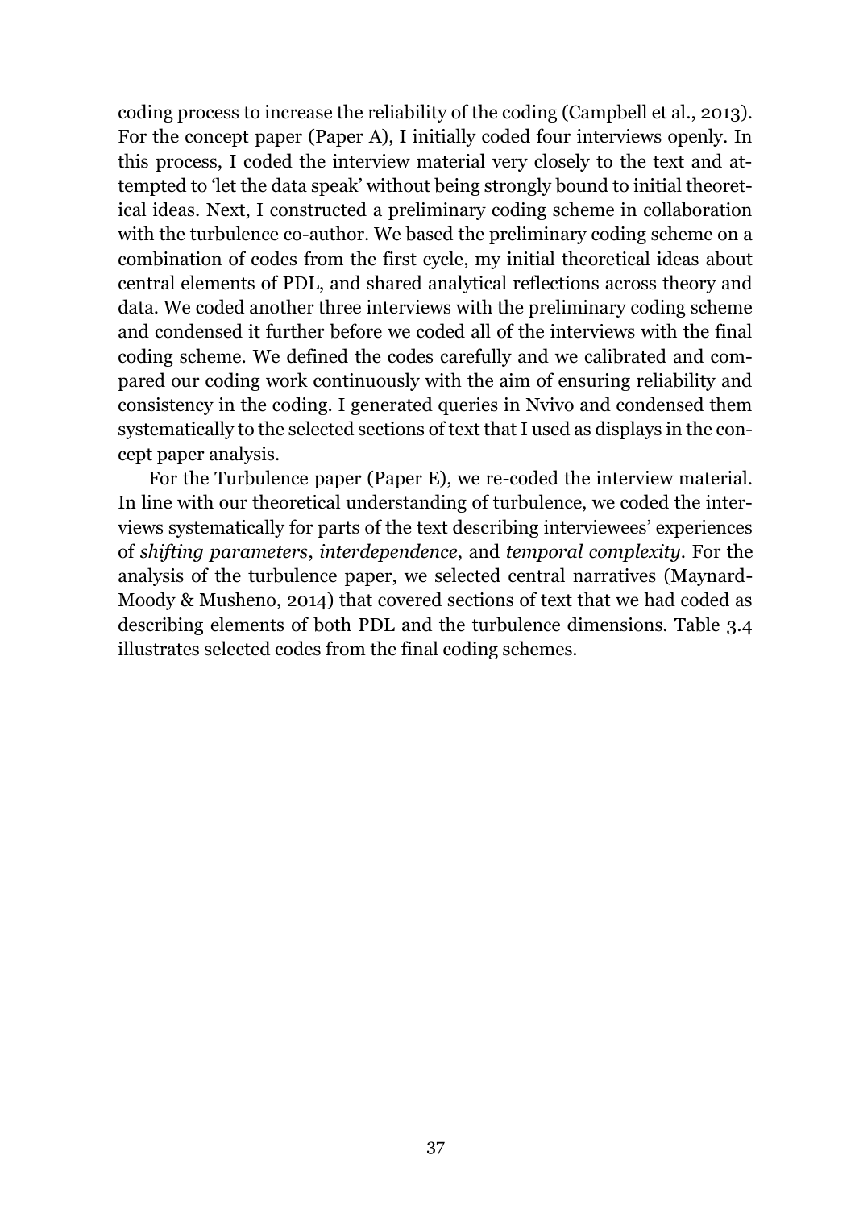coding process to increase the reliability of the coding (Campbell et al., 2013). For the concept paper (Paper A), I initially coded four interviews openly. In this process, I coded the interview material very closely to the text and attempted to 'let the data speak' without being strongly bound to initial theoretical ideas. Next, I constructed a preliminary coding scheme in collaboration with the turbulence co-author. We based the preliminary coding scheme on a combination of codes from the first cycle, my initial theoretical ideas about central elements of PDL, and shared analytical reflections across theory and data. We coded another three interviews with the preliminary coding scheme and condensed it further before we coded all of the interviews with the final coding scheme. We defined the codes carefully and we calibrated and compared our coding work continuously with the aim of ensuring reliability and consistency in the coding. I generated queries in Nvivo and condensed them systematically to the selected sections of text that I used as displays in the concept paper analysis.

For the Turbulence paper (Paper E), we re-coded the interview material. In line with our theoretical understanding of turbulence, we coded the interviews systematically for parts of the text describing interviewees' experiences of *shifting parameters*, *interdependence*, and *temporal complexity*. For the analysis of the turbulence paper, we selected central narratives (Maynard-Moody & Musheno, 2014) that covered sections of text that we had coded as describing elements of both PDL and the turbulence dimensions. Table 3.4 illustrates selected codes from the final coding schemes.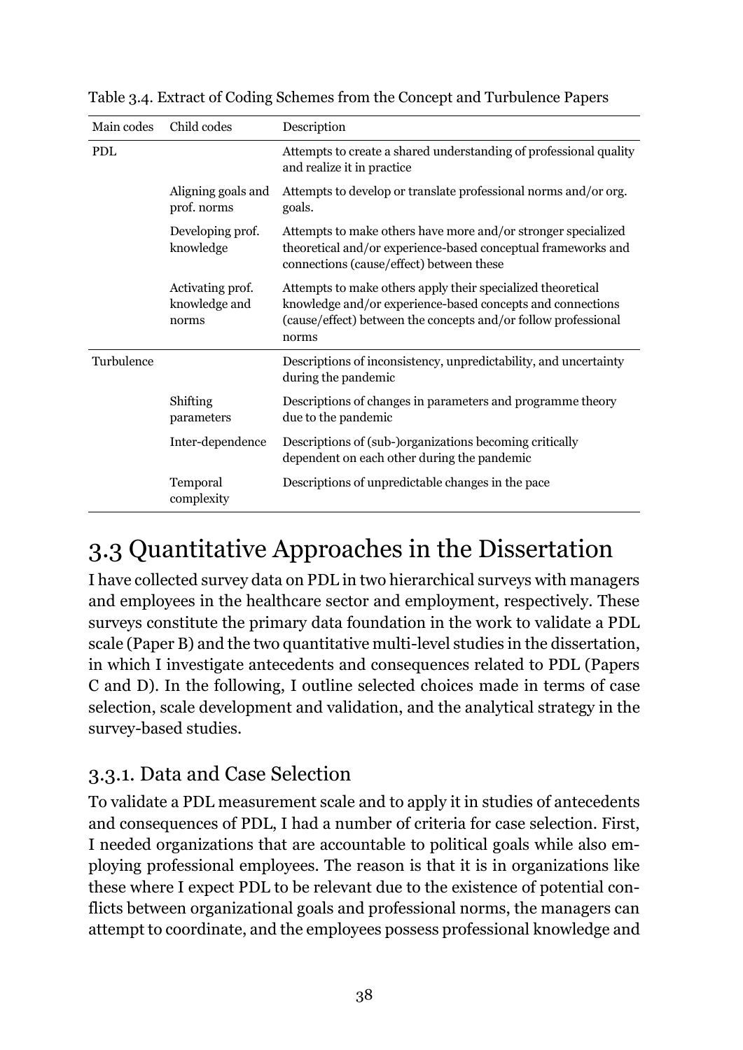Table 3.4. Extract of Coding Schemes from the Concept and Turbulence Papers

| Main codes | Child codes | Description |
|---|---|---|
| PDL | | Attempts to create a shared understanding of professional quality and realize it in practice |
| | Aligning goals and prof. norms | Attempts to develop or translate professional norms and/or org. goals. |
| | Developing prof. knowledge | Attempts to make others have more and/or stronger specialized theoretical and/or experience-based conceptual frameworks and connections (cause/effect) between these |
| | Activating prof. knowledge and norms | Attempts to make others apply their specialized theoretical knowledge and/or experience-based concepts and connections (cause/effect) between the concepts and/or follow professional norms |
| Turbulence | | Descriptions of inconsistency, unpredictability, and uncertainty during the pandemic |
| | Shifting parameters | Descriptions of changes in parameters and programme theory due to the pandemic |
| | Inter-dependence | Descriptions of (sub-)organizations becoming critically dependent on each other during the pandemic |
| | Temporal complexity | Descriptions of unpredictable changes in the pace |

## 3.3 Quantitative Approaches in the Dissertation

I have collected survey data on PDL in two hierarchical surveys with managers and employees in the healthcare sector and employment, respectively. These surveys constitute the primary data foundation in the work to validate a PDL scale (Paper B) and the two quantitative multi-level studies in the dissertation, in which I investigate antecedents and consequences related to PDL (Papers C and D). In the following, I outline selected choices made in terms of case selection, scale development and validation, and the analytical strategy in the survey-based studies.

### 3.3.1. Data and Case Selection

To validate a PDL measurement scale and to apply it in studies of antecedents and consequences of PDL, I had a number of criteria for case selection. First, I needed organizations that are accountable to political goals while also employing professional employees. The reason is that it is in organizations like these where I expect PDL to be relevant due to the existence of potential conflicts between organizational goals and professional norms, the managers can attempt to coordinate, and the employees possess professional knowledge and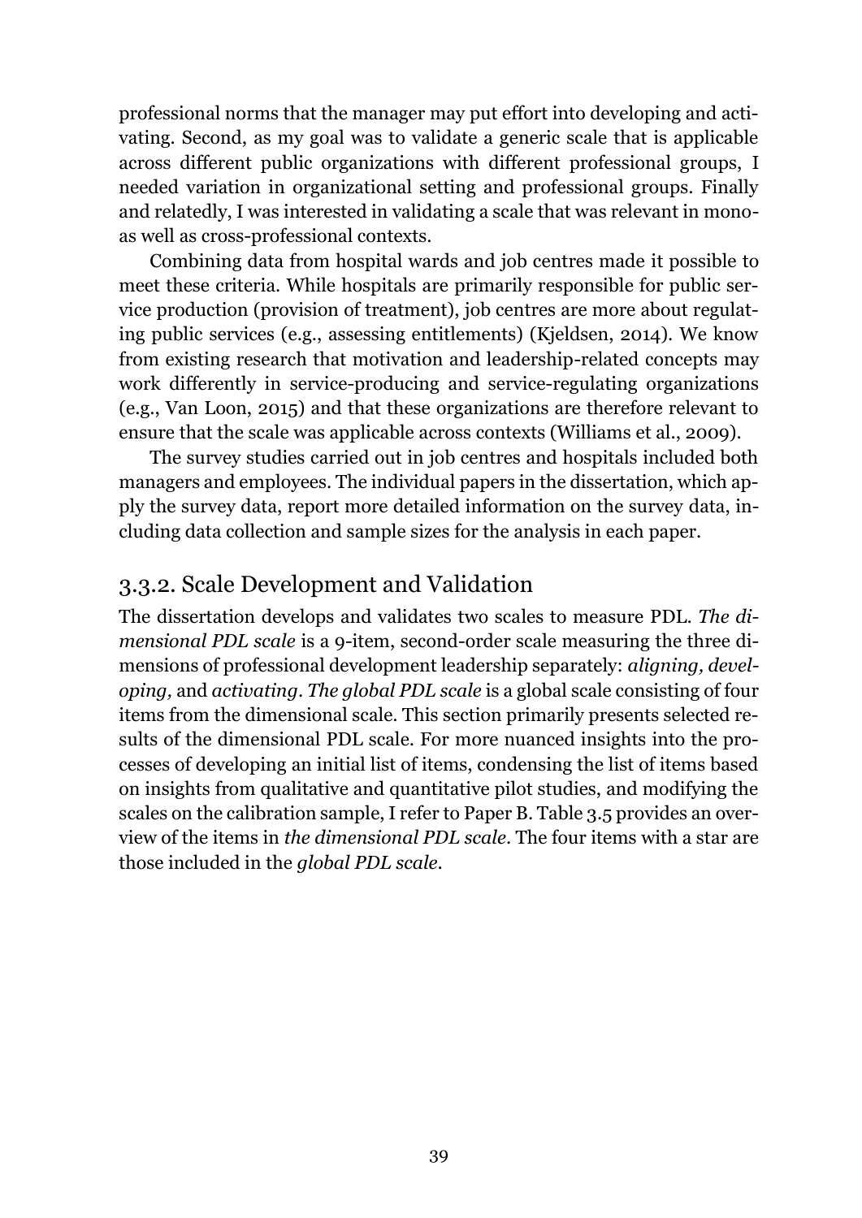professional norms that the manager may put effort into developing and activating. Second, as my goal was to validate a generic scale that is applicable across different public organizations with different professional groups, I needed variation in organizational setting and professional groups. Finally and relatedly, I was interested in validating a scale that was relevant in mono- as well as cross-professional contexts.

Combining data from hospital wards and job centres made it possible to meet these criteria. While hospitals are primarily responsible for public service production (provision of treatment), job centres are more about regulating public services (e.g., assessing entitlements) (Kjeldsen, 2014). We know from existing research that motivation and leadership-related concepts may work differently in service-producing and service-regulating organizations (e.g., Van Loon, 2015) and that these organizations are therefore relevant to ensure that the scale was applicable across contexts (Williams et al., 2009).

The survey studies carried out in job centres and hospitals included both managers and employees. The individual papers in the dissertation, which apply the survey data, report more detailed information on the survey data, including data collection and sample sizes for the analysis in each paper.

### 3.3.2. Scale Development and Validation

The dissertation develops and validates two scales to measure PDL. *The dimensional PDL scale* is a 9-item, second-order scale measuring the three dimensions of professional development leadership separately: *aligning, developing,* and *activating*. *The global PDL scale* is a global scale consisting of four items from the dimensional scale. This section primarily presents selected results of the dimensional PDL scale. For more nuanced insights into the processes of developing an initial list of items, condensing the list of items based on insights from qualitative and quantitative pilot studies, and modifying the scales on the calibration sample, I refer to Paper B. Table 3.5 provides an overview of the items in *the dimensional PDL scale*. The four items with a star are those included in the *global PDL scale*.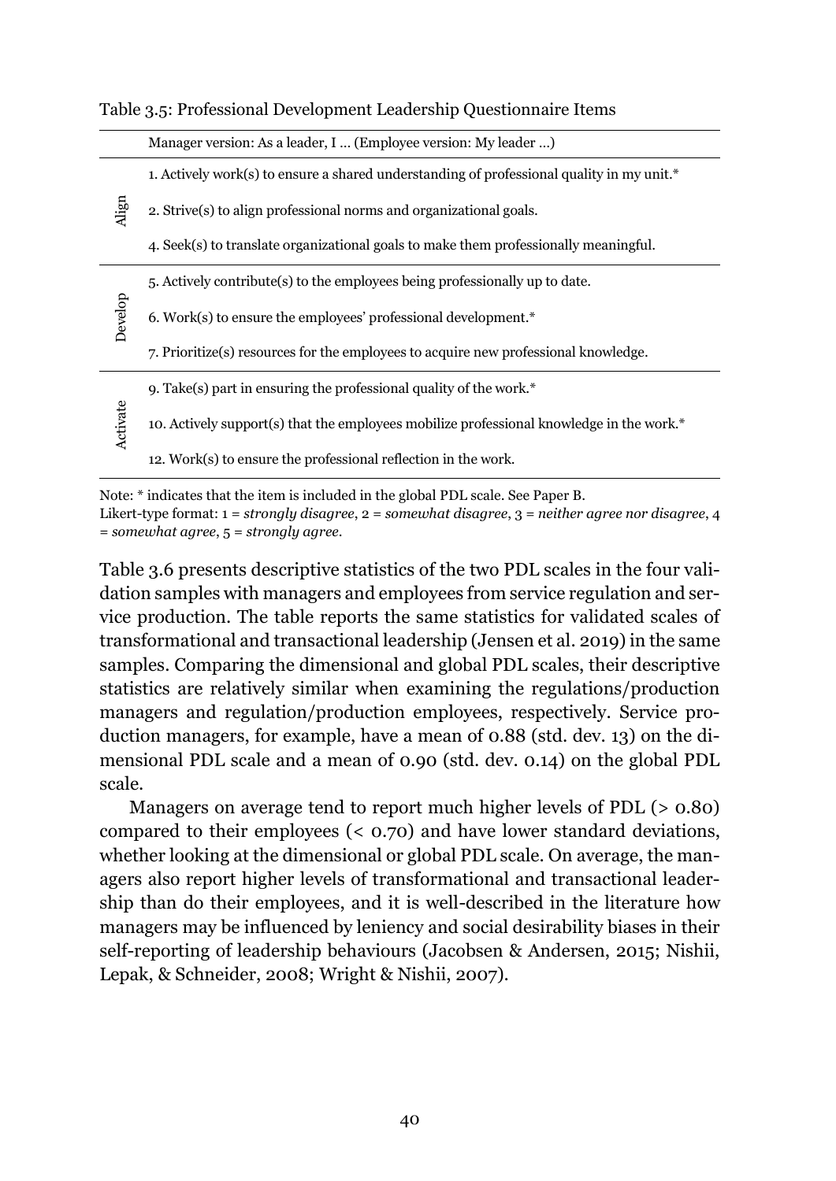Table 3.5: Professional Development Leadership Questionnaire Items

| | Manager version: As a leader, I … (Employee version: My leader …) |
|---|---|
| Align | 1. Actively work(s) to ensure a shared understanding of professional quality in my unit.* |
| | 2. Strive(s) to align professional norms and organizational goals. |
| | 4. Seek(s) to translate organizational goals to make them professionally meaningful. |
| Develop | 5. Actively contribute(s) to the employees being professionally up to date. |
| | 6. Work(s) to ensure the employees' professional development.* |
| | 7. Prioritize(s) resources for the employees to acquire new professional knowledge. |
| Activate | 9. Take(s) part in ensuring the professional quality of the work.* |
| | 10. Actively support(s) that the employees mobilize professional knowledge in the work.* |
| | 12. Work(s) to ensure the professional reflection in the work. |

Note: * indicates that the item is included in the global PDL scale. See Paper B.
Likert-type format: 1 = *strongly disagree*, 2 = *somewhat disagree*, 3 = *neither agree nor disagree*, 4 = *somewhat agree*, 5 = *strongly agree*.

Table 3.6 presents descriptive statistics of the two PDL scales in the four validation samples with managers and employees from service regulation and service production. The table reports the same statistics for validated scales of transformational and transactional leadership (Jensen et al. 2019) in the same samples. Comparing the dimensional and global PDL scales, their descriptive statistics are relatively similar when examining the regulations/production managers and regulation/production employees, respectively. Service production managers, for example, have a mean of 0.88 (std. dev. 13) on the dimensional PDL scale and a mean of 0.90 (std. dev. 0.14) on the global PDL scale.

Managers on average tend to report much higher levels of PDL (> 0.80) compared to their employees (< 0.70) and have lower standard deviations, whether looking at the dimensional or global PDL scale. On average, the managers also report higher levels of transformational and transactional leadership than do their employees, and it is well-described in the literature how managers may be influenced by leniency and social desirability biases in their self-reporting of leadership behaviours (Jacobsen & Andersen, 2015; Nishii, Lepak, & Schneider, 2008; Wright & Nishii, 2007).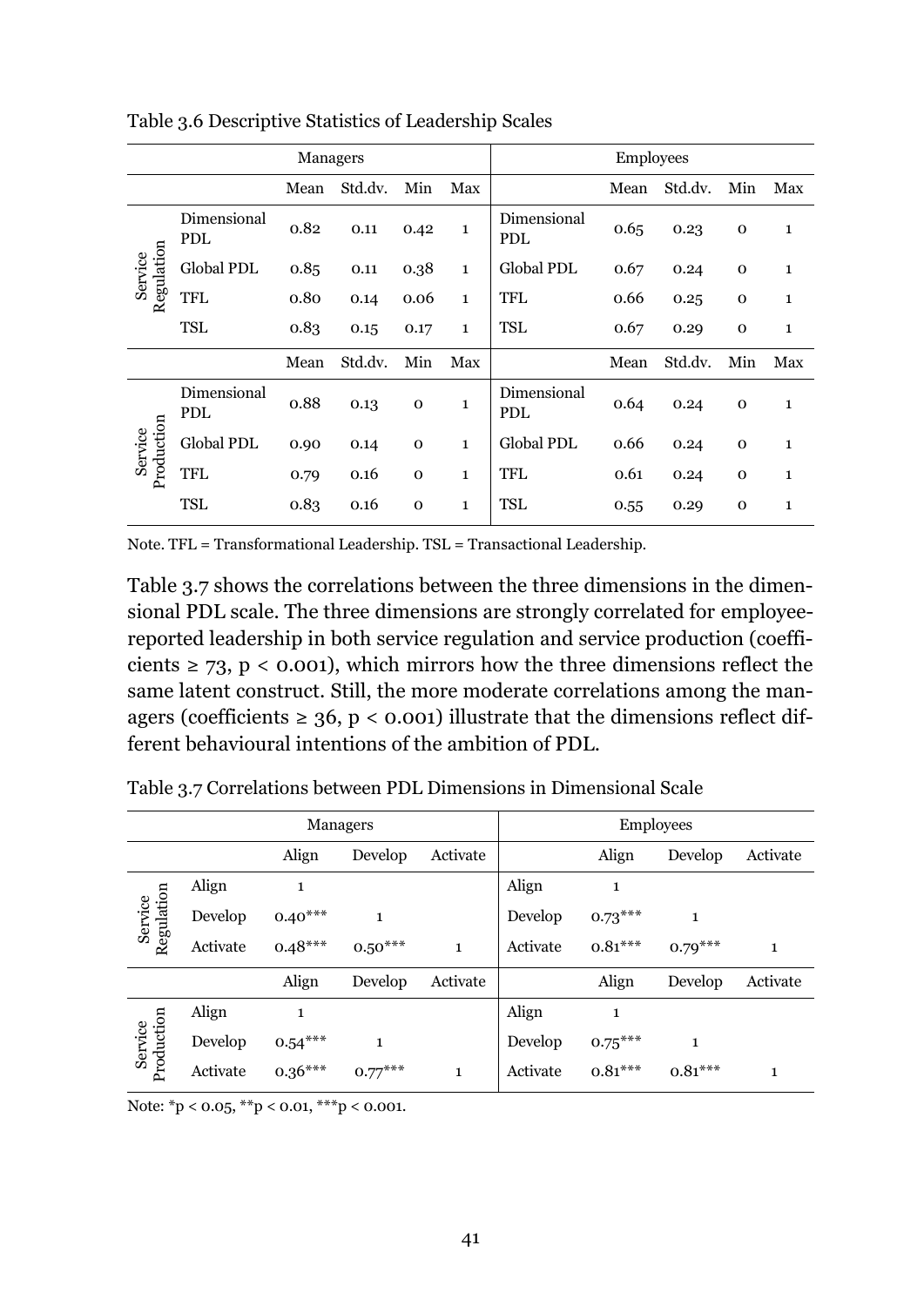Table 3.6 Descriptive Statistics of Leadership Scales

| | | Managers | | | | | Employees | | | |
|---|---|---|---|---|---|---|---|---|---|---|
| | | Mean | Std.dv. | Min | Max | | Mean | Std.dv. | Min | Max |
| Service Regulation | Dimensional PDL | 0.82 | 0.11 | 0.42 | 1 | Dimensional PDL | 0.65 | 0.23 | 0 | 1 |
| | Global PDL | 0.85 | 0.11 | 0.38 | 1 | Global PDL | 0.67 | 0.24 | 0 | 1 |
| | TFL | 0.80 | 0.14 | 0.06 | 1 | TFL | 0.66 | 0.25 | 0 | 1 |
| | TSL | 0.83 | 0.15 | 0.17 | 1 | TSL | 0.67 | 0.29 | 0 | 1 |
| | | Mean | Std.dv. | Min | Max | | Mean | Std.dv. | Min | Max |
| Service Production | Dimensional PDL | 0.88 | 0.13 | 0 | 1 | Dimensional PDL | 0.64 | 0.24 | 0 | 1 |
| | Global PDL | 0.90 | 0.14 | 0 | 1 | Global PDL | 0.66 | 0.24 | 0 | 1 |
| | TFL | 0.79 | 0.16 | 0 | 1 | TFL | 0.61 | 0.24 | 0 | 1 |
| | TSL | 0.83 | 0.16 | 0 | 1 | TSL | 0.55 | 0.29 | 0 | 1 |

Note. TFL = Transformational Leadership. TSL = Transactional Leadership.

Table 3.7 shows the correlations between the three dimensions in the dimensional PDL scale. The three dimensions are strongly correlated for employee-reported leadership in both service regulation and service production (coefficients ≥ 73, $p < 0.001$), which mirrors how the three dimensions reflect the same latent construct. Still, the more moderate correlations among the managers (coefficients ≥ 36, $p < 0.001$) illustrate that the dimensions reflect different behavioural intentions of the ambition of PDL.

Table 3.7 Correlations between PDL Dimensions in Dimensional Scale

| | | Managers | | | | Employees | | |
|---|---|---|---|---|---|---|---|---|
| | | Align | Develop | Activate | | Align | Develop | Activate |
| Service Regulation | Align | 1 | | | Align | 1 | | |
| | Develop | 0.40*** | 1 | | Develop | 0.73*** | 1 | |
| | Activate | 0.48*** | 0.50*** | 1 | Activate | 0.81*** | 0.79*** | 1 |
| | | Align | Develop | Activate | | Align | Develop | Activate |
| Service Production | Align | 1 | | | Align | 1 | | |
| | Develop | 0.54*** | 1 | | Develop | 0.75*** | 1 | |
| | Activate | 0.36*** | 0.77*** | 1 | Activate | 0.81*** | 0.81*** | 1 |

Note: *$p < 0.05$, **$p < 0.01$, ***$p < 0.001$.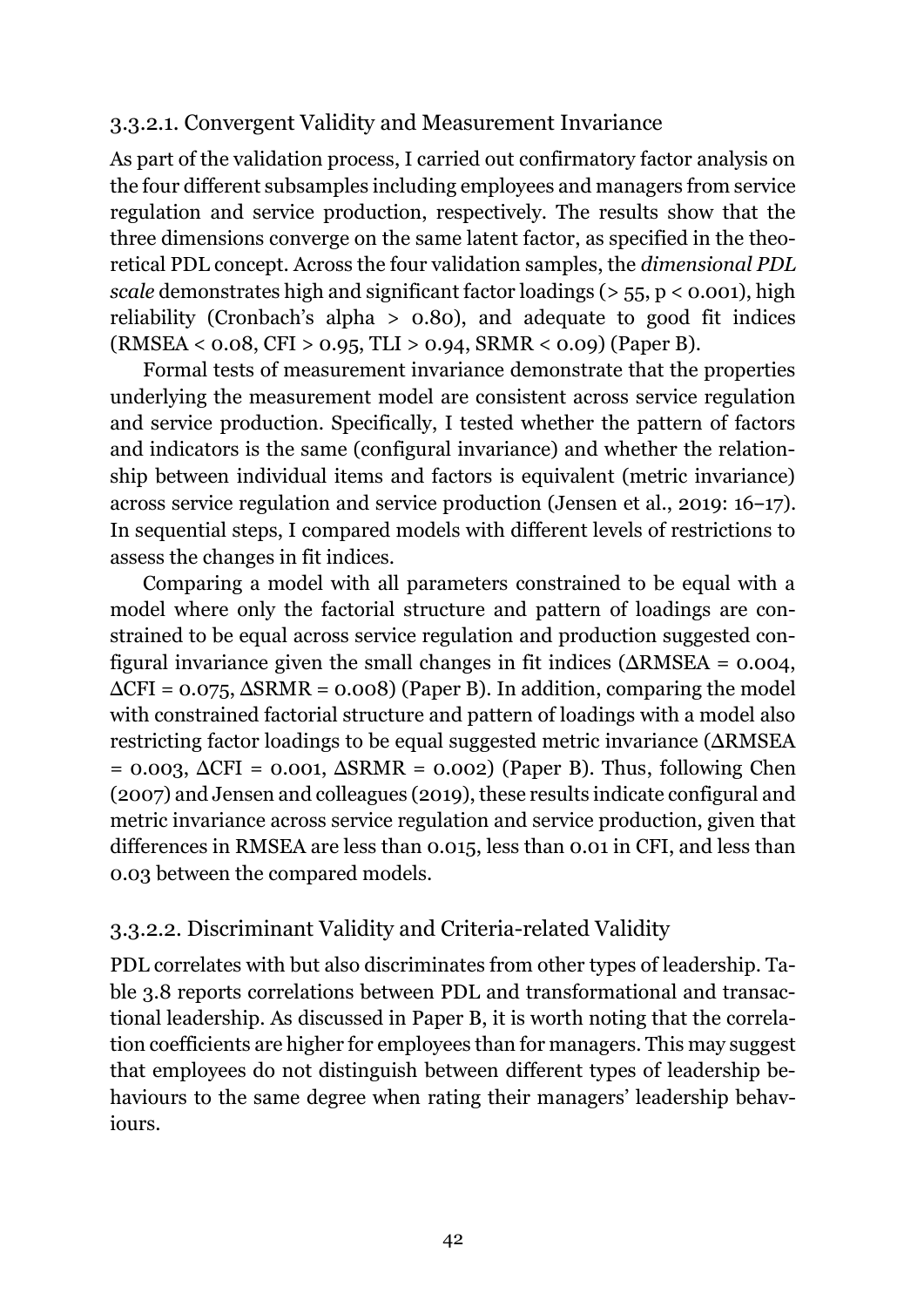#### 3.3.2.1. Convergent Validity and Measurement Invariance

As part of the validation process, I carried out confirmatory factor analysis on the four different subsamples including employees and managers from service regulation and service production, respectively. The results show that the three dimensions converge on the same latent factor, as specified in the theoretical PDL concept. Across the four validation samples, the *dimensional PDL scale* demonstrates high and significant factor loadings (> 55, $p < 0.001$), high reliability (Cronbach's alpha > 0.80), and adequate to good fit indices (RMSEA < 0.08, CFI > 0.95, TLI > 0.94, SRMR < 0.09) (Paper B).

Formal tests of measurement invariance demonstrate that the properties underlying the measurement model are consistent across service regulation and service production. Specifically, I tested whether the pattern of factors and indicators is the same (configural invariance) and whether the relationship between individual items and factors is equivalent (metric invariance) across service regulation and service production (Jensen et al., 2019: 16–17). In sequential steps, I compared models with different levels of restrictions to assess the changes in fit indices.

Comparing a model with all parameters constrained to be equal with a model where only the factorial structure and pattern of loadings are constrained to be equal across service regulation and production suggested configural invariance given the small changes in fit indices ($\Delta$RMSEA = 0.004, $\Delta$CFI = 0.075, $\Delta$SRMR = 0.008) (Paper B). In addition, comparing the model with constrained factorial structure and pattern of loadings with a model also restricting factor loadings to be equal suggested metric invariance ($\Delta$RMSEA = 0.003, $\Delta$CFI = 0.001, $\Delta$SRMR = 0.002) (Paper B). Thus, following Chen (2007) and Jensen and colleagues (2019), these results indicate configural and metric invariance across service regulation and service production, given that differences in RMSEA are less than 0.015, less than 0.01 in CFI, and less than 0.03 between the compared models.

#### 3.3.2.2. Discriminant Validity and Criteria-related Validity

PDL correlates with but also discriminates from other types of leadership. Table 3.8 reports correlations between PDL and transformational and transactional leadership. As discussed in Paper B, it is worth noting that the correlation coefficients are higher for employees than for managers. This may suggest that employees do not distinguish between different types of leadership behaviours to the same degree when rating their managers' leadership behaviours.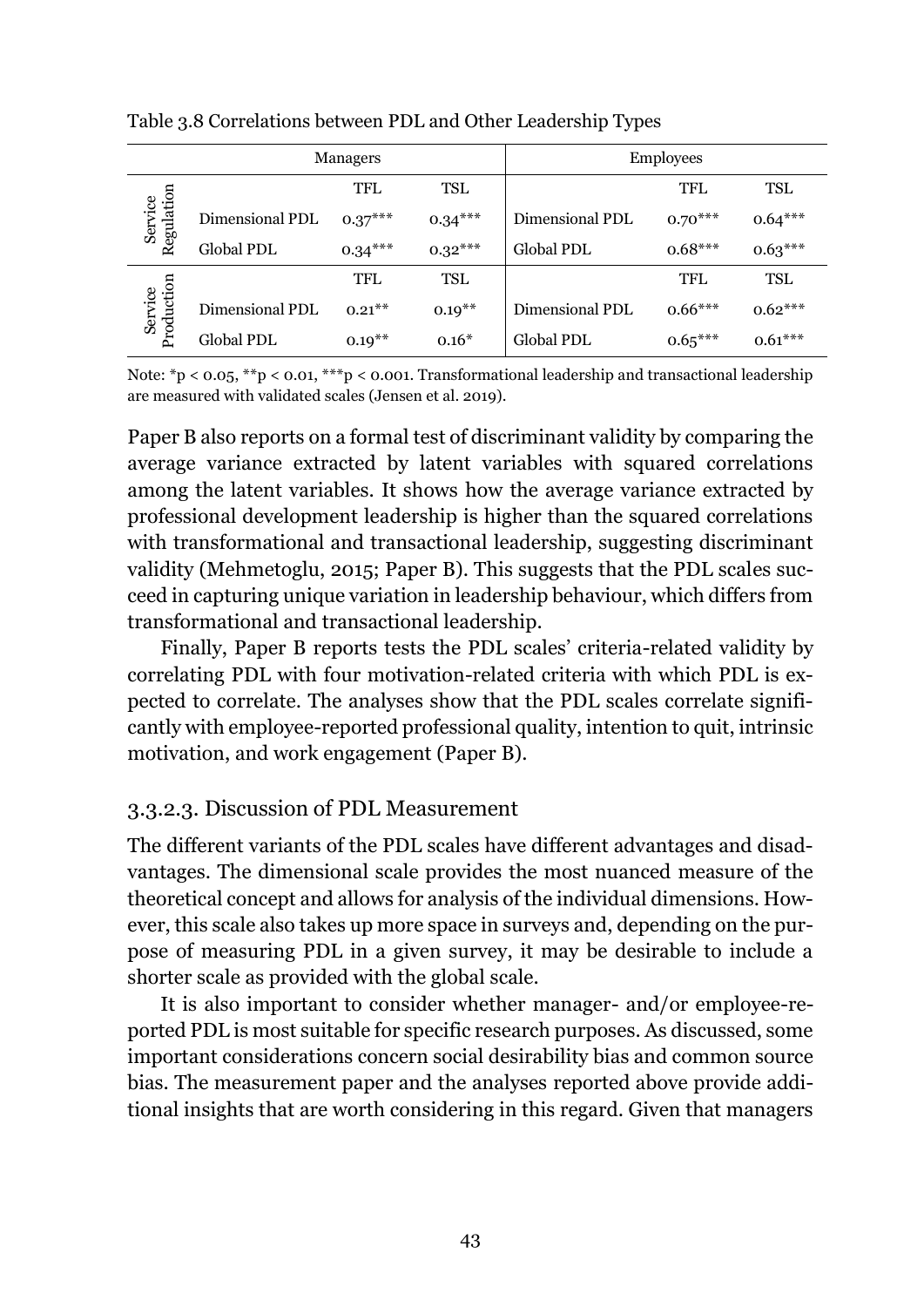Table 3.8 Correlations between PDL and Other Leadership Types

| | Managers | | | Employees | | |
|---|---|---|---|---|---|---|
| Service Regulation | | TFL | TSL | | TFL | TSL |
| | Dimensional PDL | 0.37*** | 0.34*** | Dimensional PDL | 0.70*** | 0.64*** |
| | Global PDL | 0.34*** | 0.32*** | Global PDL | 0.68*** | 0.63*** |
| Service Production | | TFL | TSL | | TFL | TSL |
| | Dimensional PDL | 0.21** | 0.19** | Dimensional PDL | 0.66*** | 0.62*** |
| | Global PDL | 0.19** | 0.16* | Global PDL | 0.65*** | 0.61*** |

Note: *p < 0.05, **p < 0.01, ***p < 0.001. Transformational leadership and transactional leadership are measured with validated scales (Jensen et al. 2019).

Paper B also reports on a formal test of discriminant validity by comparing the average variance extracted by latent variables with squared correlations among the latent variables. It shows how the average variance extracted by professional development leadership is higher than the squared correlations with transformational and transactional leadership, suggesting discriminant validity (Mehmetoglu, 2015; Paper B). This suggests that the PDL scales succeed in capturing unique variation in leadership behaviour, which differs from transformational and transactional leadership.

Finally, Paper B reports tests the PDL scales' criteria-related validity by correlating PDL with four motivation-related criteria with which PDL is expected to correlate. The analyses show that the PDL scales correlate significantly with employee-reported professional quality, intention to quit, intrinsic motivation, and work engagement (Paper B).

### 3.3.2.3. Discussion of PDL Measurement

The different variants of the PDL scales have different advantages and disadvantages. The dimensional scale provides the most nuanced measure of the theoretical concept and allows for analysis of the individual dimensions. However, this scale also takes up more space in surveys and, depending on the purpose of measuring PDL in a given survey, it may be desirable to include a shorter scale as provided with the global scale.

It is also important to consider whether manager- and/or employee-reported PDL is most suitable for specific research purposes. As discussed, some important considerations concern social desirability bias and common source bias. The measurement paper and the analyses reported above provide additional insights that are worth considering in this regard. Given that managers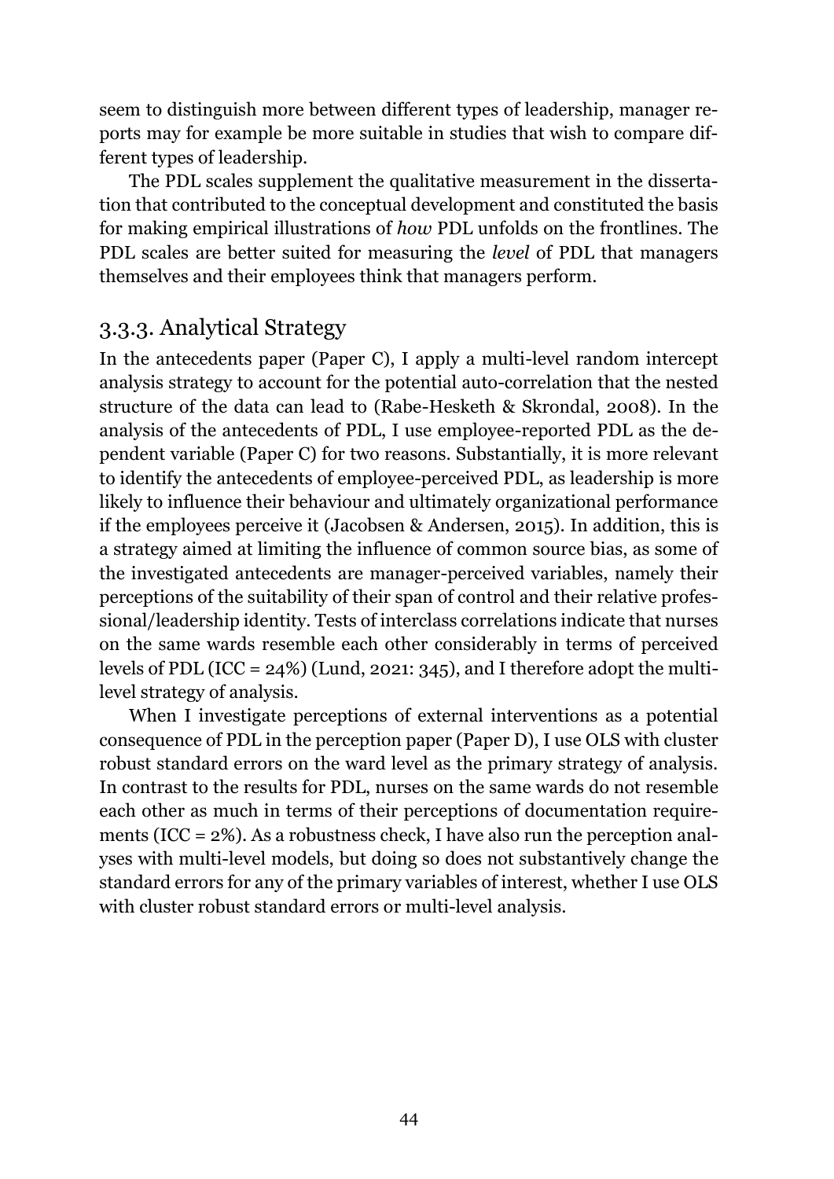seem to distinguish more between different types of leadership, manager reports may for example be more suitable in studies that wish to compare different types of leadership.

The PDL scales supplement the qualitative measurement in the dissertation that contributed to the conceptual development and constituted the basis for making empirical illustrations of *how* PDL unfolds on the frontlines. The PDL scales are better suited for measuring the *level* of PDL that managers themselves and their employees think that managers perform.

### 3.3.3. Analytical Strategy

In the antecedents paper (Paper C), I apply a multi-level random intercept analysis strategy to account for the potential auto-correlation that the nested structure of the data can lead to (Rabe-Hesketh & Skrondal, 2008). In the analysis of the antecedents of PDL, I use employee-reported PDL as the dependent variable (Paper C) for two reasons. Substantially, it is more relevant to identify the antecedents of employee-perceived PDL, as leadership is more likely to influence their behaviour and ultimately organizational performance if the employees perceive it (Jacobsen & Andersen, 2015). In addition, this is a strategy aimed at limiting the influence of common source bias, as some of the investigated antecedents are manager-perceived variables, namely their perceptions of the suitability of their span of control and their relative professional/leadership identity. Tests of interclass correlations indicate that nurses on the same wards resemble each other considerably in terms of perceived levels of PDL (ICC = 24%) (Lund, 2021: 345), and I therefore adopt the multi-level strategy of analysis.

When I investigate perceptions of external interventions as a potential consequence of PDL in the perception paper (Paper D), I use OLS with cluster robust standard errors on the ward level as the primary strategy of analysis. In contrast to the results for PDL, nurses on the same wards do not resemble each other as much in terms of their perceptions of documentation requirements (ICC = 2%). As a robustness check, I have also run the perception analyses with multi-level models, but doing so does not substantively change the standard errors for any of the primary variables of interest, whether I use OLS with cluster robust standard errors or multi-level analysis.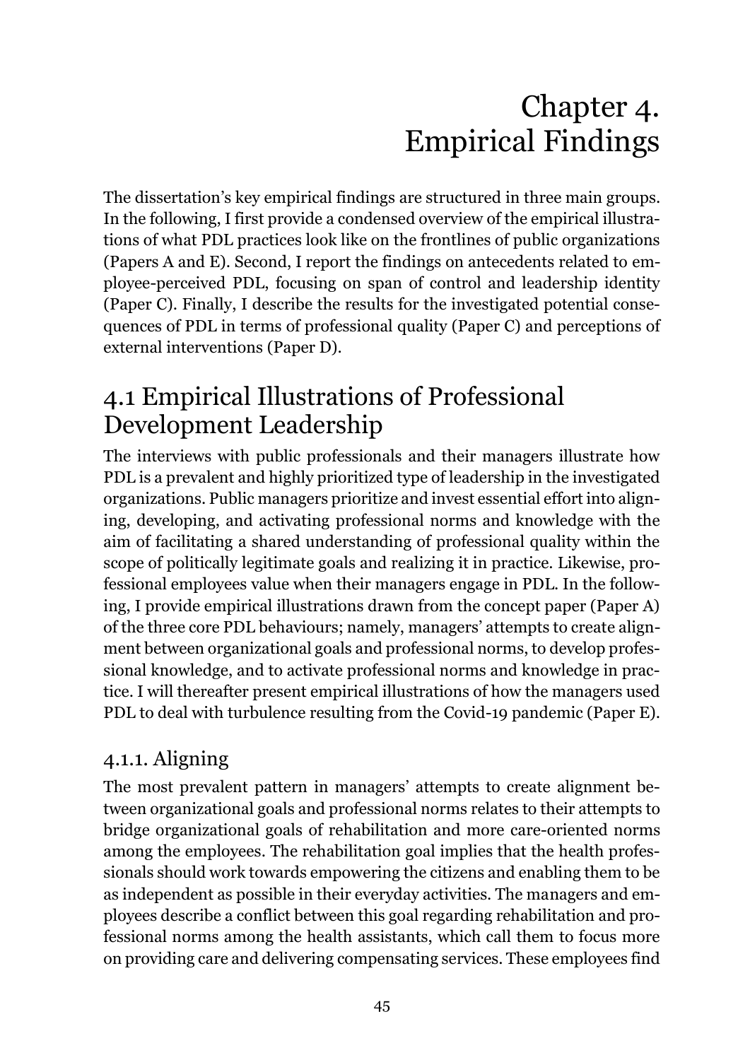# Chapter 4. Empirical Findings

The dissertation's key empirical findings are structured in three main groups. In the following, I first provide a condensed overview of the empirical illustrations of what PDL practices look like on the frontlines of public organizations (Papers A and E). Second, I report the findings on antecedents related to employee-perceived PDL, focusing on span of control and leadership identity (Paper C). Finally, I describe the results for the investigated potential consequences of PDL in terms of professional quality (Paper C) and perceptions of external interventions (Paper D).

## 4.1 Empirical Illustrations of Professional Development Leadership

The interviews with public professionals and their managers illustrate how PDL is a prevalent and highly prioritized type of leadership in the investigated organizations. Public managers prioritize and invest essential effort into aligning, developing, and activating professional norms and knowledge with the aim of facilitating a shared understanding of professional quality within the scope of politically legitimate goals and realizing it in practice. Likewise, professional employees value when their managers engage in PDL. In the following, I provide empirical illustrations drawn from the concept paper (Paper A) of the three core PDL behaviours; namely, managers' attempts to create alignment between organizational goals and professional norms, to develop professional knowledge, and to activate professional norms and knowledge in practice. I will thereafter present empirical illustrations of how the managers used PDL to deal with turbulence resulting from the Covid-19 pandemic (Paper E).

### 4.1.1. Aligning

The most prevalent pattern in managers' attempts to create alignment between organizational goals and professional norms relates to their attempts to bridge organizational goals of rehabilitation and more care-oriented norms among the employees. The rehabilitation goal implies that the health professionals should work towards empowering the citizens and enabling them to be as independent as possible in their everyday activities. The managers and employees describe a conflict between this goal regarding rehabilitation and professional norms among the health assistants, which call them to focus more on providing care and delivering compensating services. These employees find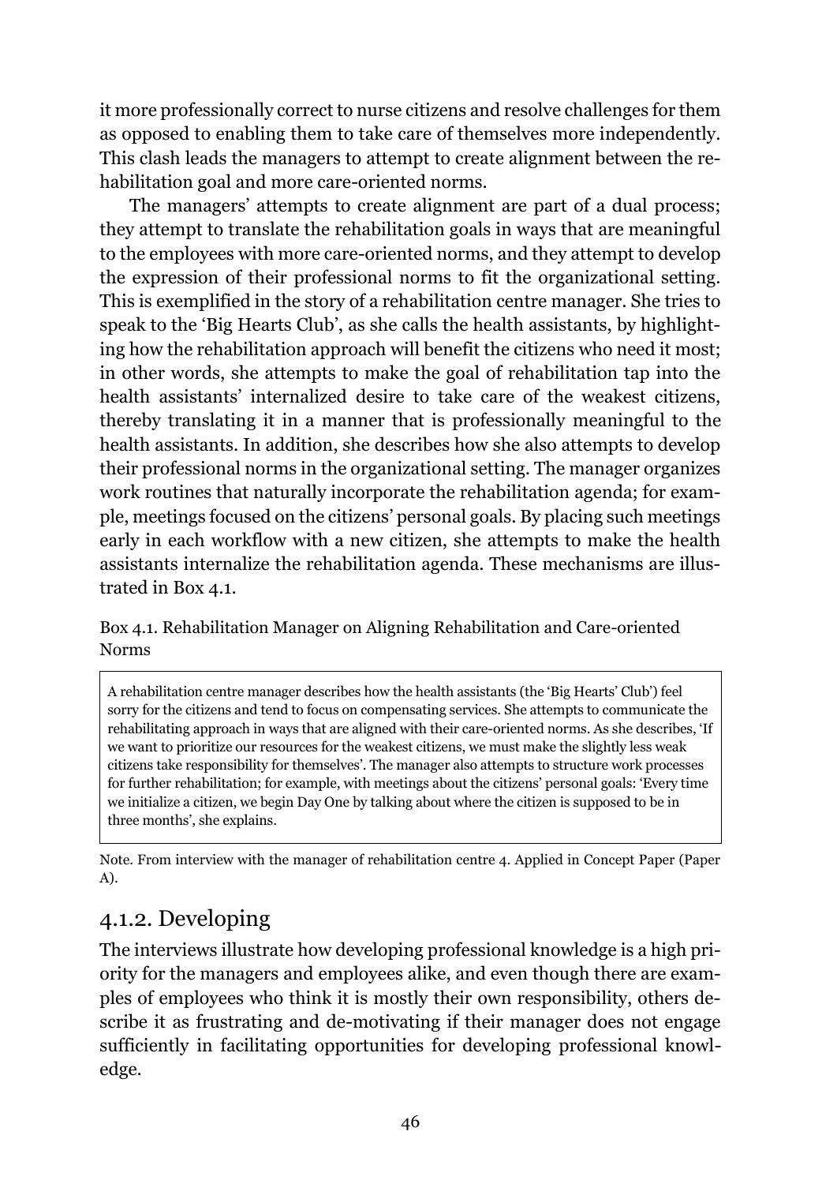it more professionally correct to nurse citizens and resolve challenges for them as opposed to enabling them to take care of themselves more independently. This clash leads the managers to attempt to create alignment between the rehabilitation goal and more care-oriented norms.

The managers' attempts to create alignment are part of a dual process; they attempt to translate the rehabilitation goals in ways that are meaningful to the employees with more care-oriented norms, and they attempt to develop the expression of their professional norms to fit the organizational setting. This is exemplified in the story of a rehabilitation centre manager. She tries to speak to the 'Big Hearts Club', as she calls the health assistants, by highlighting how the rehabilitation approach will benefit the citizens who need it most; in other words, she attempts to make the goal of rehabilitation tap into the health assistants' internalized desire to take care of the weakest citizens, thereby translating it in a manner that is professionally meaningful to the health assistants. In addition, she describes how she also attempts to develop their professional norms in the organizational setting. The manager organizes work routines that naturally incorporate the rehabilitation agenda; for example, meetings focused on the citizens' personal goals. By placing such meetings early in each workflow with a new citizen, she attempts to make the health assistants internalize the rehabilitation agenda. These mechanisms are illustrated in Box 4.1.

Box 4.1. Rehabilitation Manager on Aligning Rehabilitation and Care-oriented Norms

> A rehabilitation centre manager describes how the health assistants (the 'Big Hearts' Club') feel sorry for the citizens and tend to focus on compensating services. She attempts to communicate the rehabilitating approach in ways that are aligned with their care-oriented norms. As she describes, 'If we want to prioritize our resources for the weakest citizens, we must make the slightly less weak citizens take responsibility for themselves'. The manager also attempts to structure work processes for further rehabilitation; for example, with meetings about the citizens' personal goals: 'Every time we initialize a citizen, we begin Day One by talking about where the citizen is supposed to be in three months', she explains.

Note. From interview with the manager of rehabilitation centre 4. Applied in Concept Paper (Paper A).

### 4.1.2. Developing

The interviews illustrate how developing professional knowledge is a high priority for the managers and employees alike, and even though there are examples of employees who think it is mostly their own responsibility, others describe it as frustrating and de-motivating if their manager does not engage sufficiently in facilitating opportunities for developing professional knowledge.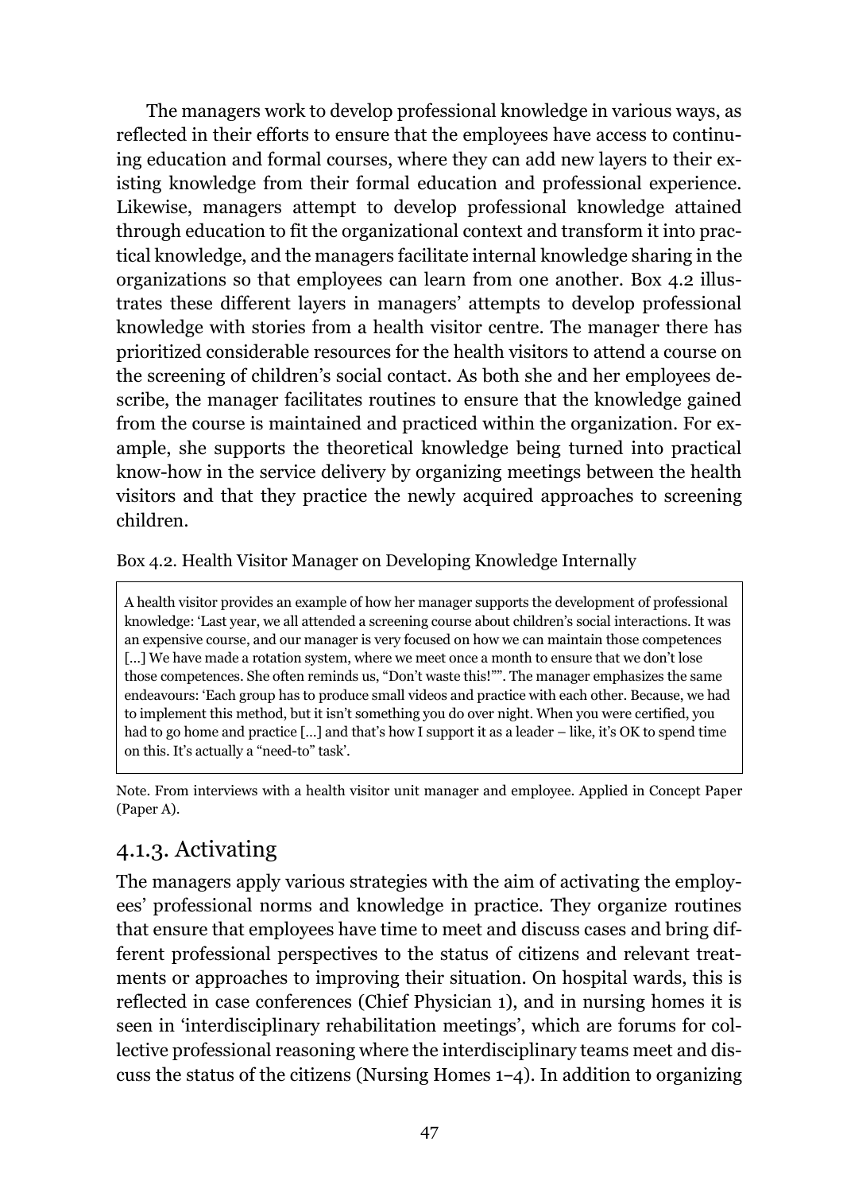The managers work to develop professional knowledge in various ways, as reflected in their efforts to ensure that the employees have access to continuing education and formal courses, where they can add new layers to their existing knowledge from their formal education and professional experience. Likewise, managers attempt to develop professional knowledge attained through education to fit the organizational context and transform it into practical knowledge, and the managers facilitate internal knowledge sharing in the organizations so that employees can learn from one another. Box 4.2 illustrates these different layers in managers' attempts to develop professional knowledge with stories from a health visitor centre. The manager there has prioritized considerable resources for the health visitors to attend a course on the screening of children's social contact. As both she and her employees describe, the manager facilitates routines to ensure that the knowledge gained from the course is maintained and practiced within the organization. For example, she supports the theoretical knowledge being turned into practical know-how in the service delivery by organizing meetings between the health visitors and that they practice the newly acquired approaches to screening children.

Box 4.2. Health Visitor Manager on Developing Knowledge Internally

> A health visitor provides an example of how her manager supports the development of professional knowledge: 'Last year, we all attended a screening course about children's social interactions. It was an expensive course, and our manager is very focused on how we can maintain those competences [...] We have made a rotation system, where we meet once a month to ensure that we don't lose those competences. She often reminds us, "Don't waste this!"'. The manager emphasizes the same endeavours: 'Each group has to produce small videos and practice with each other. Because, we had to implement this method, but it isn't something you do over night. When you were certified, you had to go home and practice [...] and that's how I support it as a leader – like, it's OK to spend time on this. It's actually a "need-to" task'.

Note. From interviews with a health visitor unit manager and employee. Applied in Concept Paper (Paper A).

### 4.1.3. Activating

The managers apply various strategies with the aim of activating the employees' professional norms and knowledge in practice. They organize routines that ensure that employees have time to meet and discuss cases and bring different professional perspectives to the status of citizens and relevant treatments or approaches to improving their situation. On hospital wards, this is reflected in case conferences (Chief Physician 1), and in nursing homes it is seen in 'interdisciplinary rehabilitation meetings', which are forums for collective professional reasoning where the interdisciplinary teams meet and discuss the status of the citizens (Nursing Homes 1–4). In addition to organizing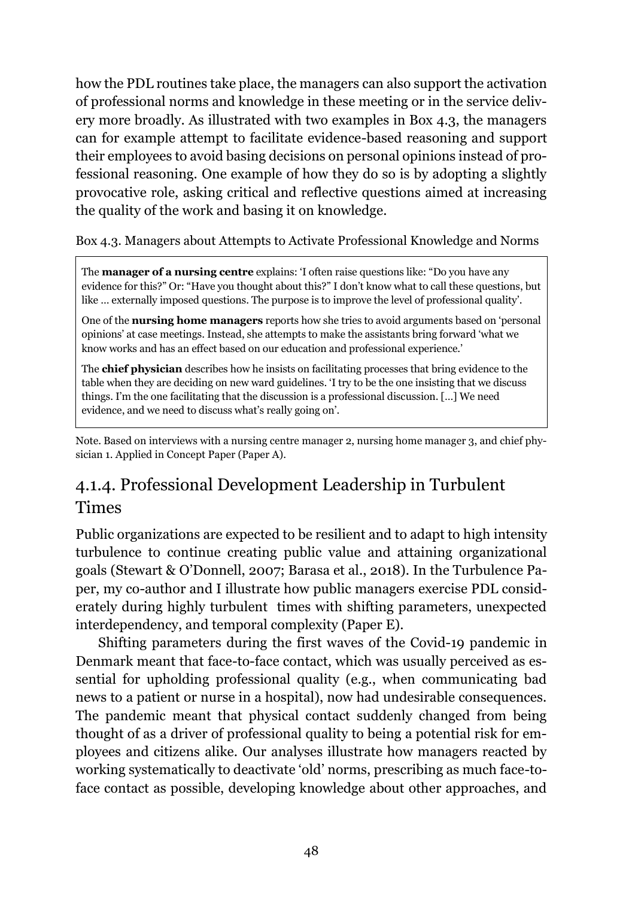how the PDL routines take place, the managers can also support the activation of professional norms and knowledge in these meeting or in the service delivery more broadly. As illustrated with two examples in Box 4.3, the managers can for example attempt to facilitate evidence-based reasoning and support their employees to avoid basing decisions on personal opinions instead of professional reasoning. One example of how they do so is by adopting a slightly provocative role, asking critical and reflective questions aimed at increasing the quality of the work and basing it on knowledge.

Box 4.3. Managers about Attempts to Activate Professional Knowledge and Norms

> The **manager of a nursing centre** explains: 'I often raise questions like: "Do you have any evidence for this?" Or: "Have you thought about this?" I don't know what to call these questions, but like … externally imposed questions. The purpose is to improve the level of professional quality'.
>
> One of the **nursing home managers** reports how she tries to avoid arguments based on 'personal opinions' at case meetings. Instead, she attempts to make the assistants bring forward 'what we know works and has an effect based on our education and professional experience.'
>
> The **chief physician** describes how he insists on facilitating processes that bring evidence to the table when they are deciding on new ward guidelines. 'I try to be the one insisting that we discuss things. I'm the one facilitating that the discussion is a professional discussion. […] We need evidence, and we need to discuss what's really going on'.

Note. Based on interviews with a nursing centre manager 2, nursing home manager 3, and chief physician 1. Applied in Concept Paper (Paper A).

### 4.1.4. Professional Development Leadership in Turbulent Times

Public organizations are expected to be resilient and to adapt to high intensity turbulence to continue creating public value and attaining organizational goals (Stewart & O'Donnell, 2007; Barasa et al., 2018). In the Turbulence Paper, my co-author and I illustrate how public managers exercise PDL considerately during highly turbulent times with shifting parameters, unexpected interdependency, and temporal complexity (Paper E).

Shifting parameters during the first waves of the Covid-19 pandemic in Denmark meant that face-to-face contact, which was usually perceived as essential for upholding professional quality (e.g., when communicating bad news to a patient or nurse in a hospital), now had undesirable consequences. The pandemic meant that physical contact suddenly changed from being thought of as a driver of professional quality to being a potential risk for employees and citizens alike. Our analyses illustrate how managers reacted by working systematically to deactivate 'old' norms, prescribing as much face-to-face contact as possible, developing knowledge about other approaches, and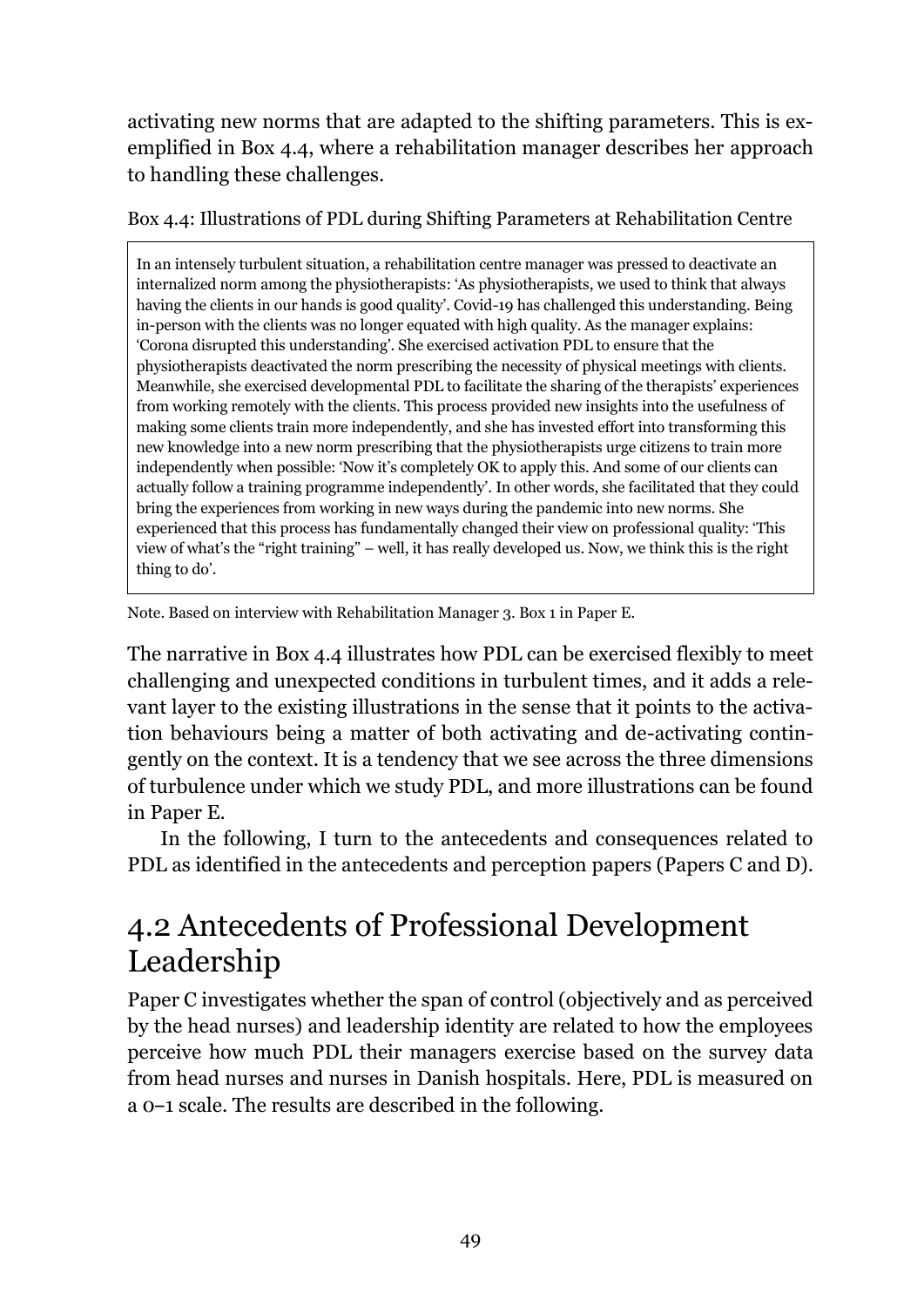activating new norms that are adapted to the shifting parameters. This is exemplified in Box 4.4, where a rehabilitation manager describes her approach to handling these challenges.

Box 4.4: Illustrations of PDL during Shifting Parameters at Rehabilitation Centre

> In an intensely turbulent situation, a rehabilitation centre manager was pressed to deactivate an internalized norm among the physiotherapists: 'As physiotherapists, we used to think that always having the clients in our hands is good quality'. Covid-19 has challenged this understanding. Being in-person with the clients was no longer equated with high quality. As the manager explains: 'Corona disrupted this understanding'. She exercised activation PDL to ensure that the physiotherapists deactivated the norm prescribing the necessity of physical meetings with clients. Meanwhile, she exercised developmental PDL to facilitate the sharing of the therapists' experiences from working remotely with the clients. This process provided new insights into the usefulness of making some clients train more independently, and she has invested effort into transforming this new knowledge into a new norm prescribing that the physiotherapists urge citizens to train more independently when possible: 'Now it's completely OK to apply this. And some of our clients can actually follow a training programme independently'. In other words, she facilitated that they could bring the experiences from working in new ways during the pandemic into new norms. She experienced that this process has fundamentally changed their view on professional quality: 'This view of what's the "right training" – well, it has really developed us. Now, we think this is the right thing to do'.

Note. Based on interview with Rehabilitation Manager 3. Box 1 in Paper E.

The narrative in Box 4.4 illustrates how PDL can be exercised flexibly to meet challenging and unexpected conditions in turbulent times, and it adds a relevant layer to the existing illustrations in the sense that it points to the activation behaviours being a matter of both activating and de-activating contingently on the context. It is a tendency that we see across the three dimensions of turbulence under which we study PDL, and more illustrations can be found in Paper E.

In the following, I turn to the antecedents and consequences related to PDL as identified in the antecedents and perception papers (Papers C and D).

## 4.2 Antecedents of Professional Development Leadership

Paper C investigates whether the span of control (objectively and as perceived by the head nurses) and leadership identity are related to how the employees perceive how much PDL their managers exercise based on the survey data from head nurses and nurses in Danish hospitals. Here, PDL is measured on a 0–1 scale. The results are described in the following.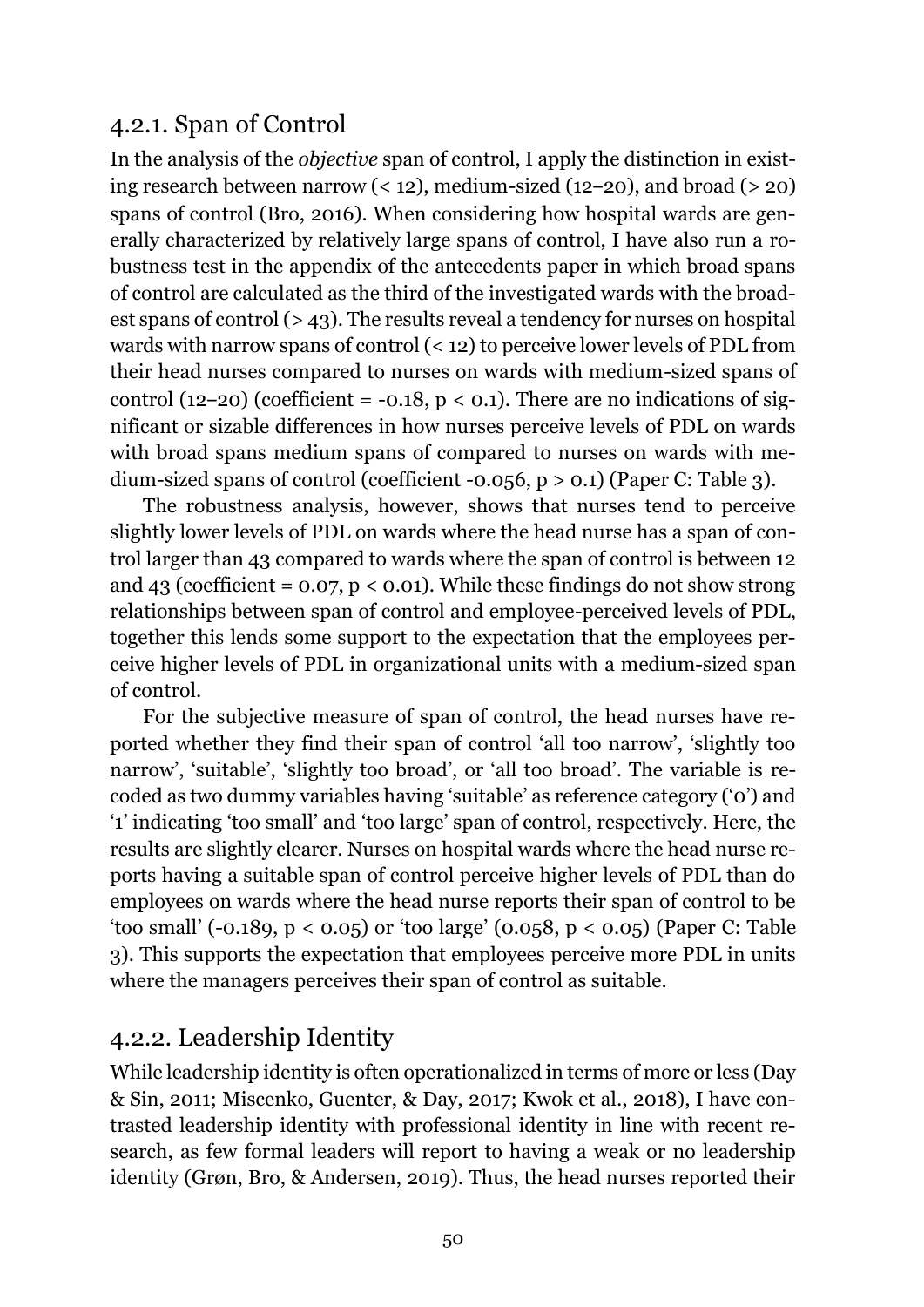### 4.2.1. Span of Control

In the analysis of the *objective* span of control, I apply the distinction in existing research between narrow (< 12), medium-sized (12–20), and broad (> 20) spans of control (Bro, 2016). When considering how hospital wards are generally characterized by relatively large spans of control, I have also run a robustness test in the appendix of the antecedents paper in which broad spans of control are calculated as the third of the investigated wards with the broadest spans of control (> 43). The results reveal a tendency for nurses on hospital wards with narrow spans of control (< 12) to perceive lower levels of PDL from their head nurses compared to nurses on wards with medium-sized spans of control (12–20) (coefficient = -0.18, $p < 0.1$). There are no indications of significant or sizable differences in how nurses perceive levels of PDL on wards with broad spans medium spans of compared to nurses on wards with medium-sized spans of control (coefficient -0.056, $p > 0.1$) (Paper C: Table 3).

The robustness analysis, however, shows that nurses tend to perceive slightly lower levels of PDL on wards where the head nurse has a span of control larger than 43 compared to wards where the span of control is between 12 and 43 (coefficient = 0.07, $p < 0.01$). While these findings do not show strong relationships between span of control and employee-perceived levels of PDL, together this lends some support to the expectation that the employees perceive higher levels of PDL in organizational units with a medium-sized span of control.

For the subjective measure of span of control, the head nurses have reported whether they find their span of control 'all too narrow', 'slightly too narrow', 'suitable', 'slightly too broad', or 'all too broad'. The variable is recoded as two dummy variables having 'suitable' as reference category ('0') and '1' indicating 'too small' and 'too large' span of control, respectively. Here, the results are slightly clearer. Nurses on hospital wards where the head nurse reports having a suitable span of control perceive higher levels of PDL than do employees on wards where the head nurse reports their span of control to be 'too small' (-0.189, $p < 0.05$) or 'too large' (0.058, $p < 0.05$) (Paper C: Table 3). This supports the expectation that employees perceive more PDL in units where the managers perceives their span of control as suitable.

### 4.2.2. Leadership Identity

While leadership identity is often operationalized in terms of more or less (Day & Sin, 2011; Miscenko, Guenter, & Day, 2017; Kwok et al., 2018), I have contrasted leadership identity with professional identity in line with recent research, as few formal leaders will report to having a weak or no leadership identity (Grøn, Bro, & Andersen, 2019). Thus, the head nurses reported their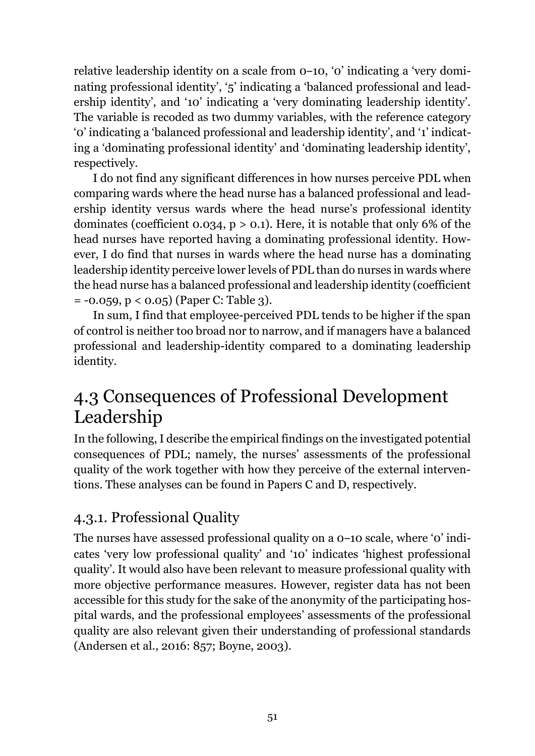relative leadership identity on a scale from 0–10, '0' indicating a 'very dominating professional identity', '5' indicating a 'balanced professional and leadership identity', and '10' indicating a 'very dominating leadership identity'. The variable is recoded as two dummy variables, with the reference category '0' indicating a 'balanced professional and leadership identity', and '1' indicating a 'dominating professional identity' and 'dominating leadership identity', respectively.

I do not find any significant differences in how nurses perceive PDL when comparing wards where the head nurse has a balanced professional and leadership identity versus wards where the head nurse's professional identity dominates (coefficient 0.034, $p > 0.1$). Here, it is notable that only 6% of the head nurses have reported having a dominating professional identity. However, I do find that nurses in wards where the head nurse has a dominating leadership identity perceive lower levels of PDL than do nurses in wards where the head nurse has a balanced professional and leadership identity (coefficient = -0.059, $p < 0.05$) (Paper C: Table 3).

In sum, I find that employee-perceived PDL tends to be higher if the span of control is neither too broad nor to narrow, and if managers have a balanced professional and leadership-identity compared to a dominating leadership identity.

## 4.3 Consequences of Professional Development Leadership

In the following, I describe the empirical findings on the investigated potential consequences of PDL; namely, the nurses' assessments of the professional quality of the work together with how they perceive of the external interventions. These analyses can be found in Papers C and D, respectively.

### 4.3.1. Professional Quality

The nurses have assessed professional quality on a 0–10 scale, where '0' indicates 'very low professional quality' and '10' indicates 'highest professional quality'. It would also have been relevant to measure professional quality with more objective performance measures. However, register data has not been accessible for this study for the sake of the anonymity of the participating hospital wards, and the professional employees' assessments of the professional quality are also relevant given their understanding of professional standards (Andersen et al., 2016: 857; Boyne, 2003).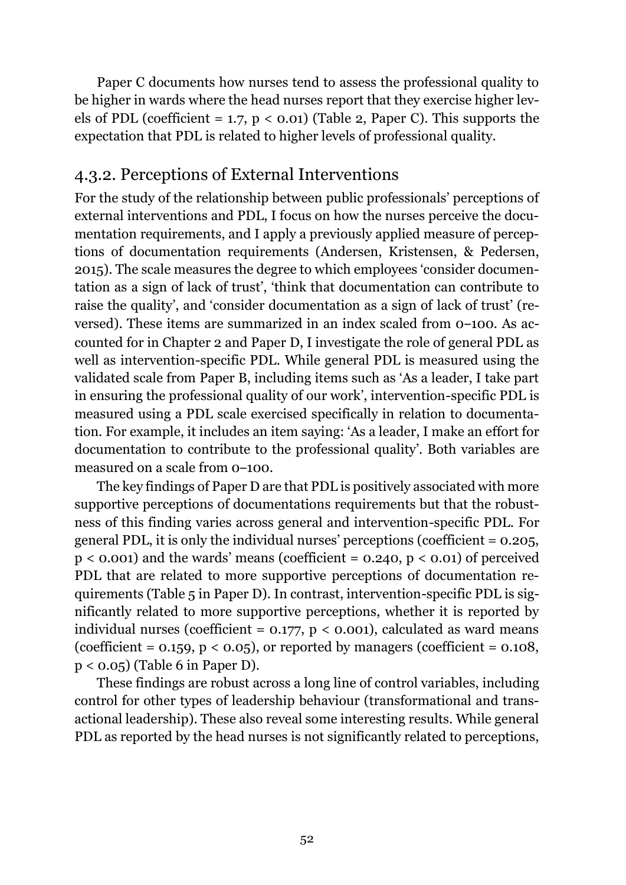Paper C documents how nurses tend to assess the professional quality to be higher in wards where the head nurses report that they exercise higher levels of PDL (coefficient = 1.7, $p < 0.01$) (Table 2, Paper C). This supports the expectation that PDL is related to higher levels of professional quality.

### 4.3.2. Perceptions of External Interventions

For the study of the relationship between public professionals' perceptions of external interventions and PDL, I focus on how the nurses perceive the documentation requirements, and I apply a previously applied measure of perceptions of documentation requirements (Andersen, Kristensen, & Pedersen, 2015). The scale measures the degree to which employees 'consider documentation as a sign of lack of trust', 'think that documentation can contribute to raise the quality', and 'consider documentation as a sign of lack of trust' (reversed). These items are summarized in an index scaled from 0–100. As accounted for in Chapter 2 and Paper D, I investigate the role of general PDL as well as intervention-specific PDL. While general PDL is measured using the validated scale from Paper B, including items such as 'As a leader, I take part in ensuring the professional quality of our work', intervention-specific PDL is measured using a PDL scale exercised specifically in relation to documentation. For example, it includes an item saying: 'As a leader, I make an effort for documentation to contribute to the professional quality'. Both variables are measured on a scale from 0–100.

The key findings of Paper D are that PDL is positively associated with more supportive perceptions of documentations requirements but that the robustness of this finding varies across general and intervention-specific PDL. For general PDL, it is only the individual nurses' perceptions (coefficient = 0.205, $p < 0.001$) and the wards' means (coefficient = 0.240, $p < 0.01$) of perceived PDL that are related to more supportive perceptions of documentation requirements (Table 5 in Paper D). In contrast, intervention-specific PDL is significantly related to more supportive perceptions, whether it is reported by individual nurses (coefficient = 0.177, $p < 0.001$), calculated as ward means (coefficient = 0.159, $p < 0.05$), or reported by managers (coefficient = 0.108, $p < 0.05$) (Table 6 in Paper D).

These findings are robust across a long line of control variables, including control for other types of leadership behaviour (transformational and transactional leadership). These also reveal some interesting results. While general PDL as reported by the head nurses is not significantly related to perceptions,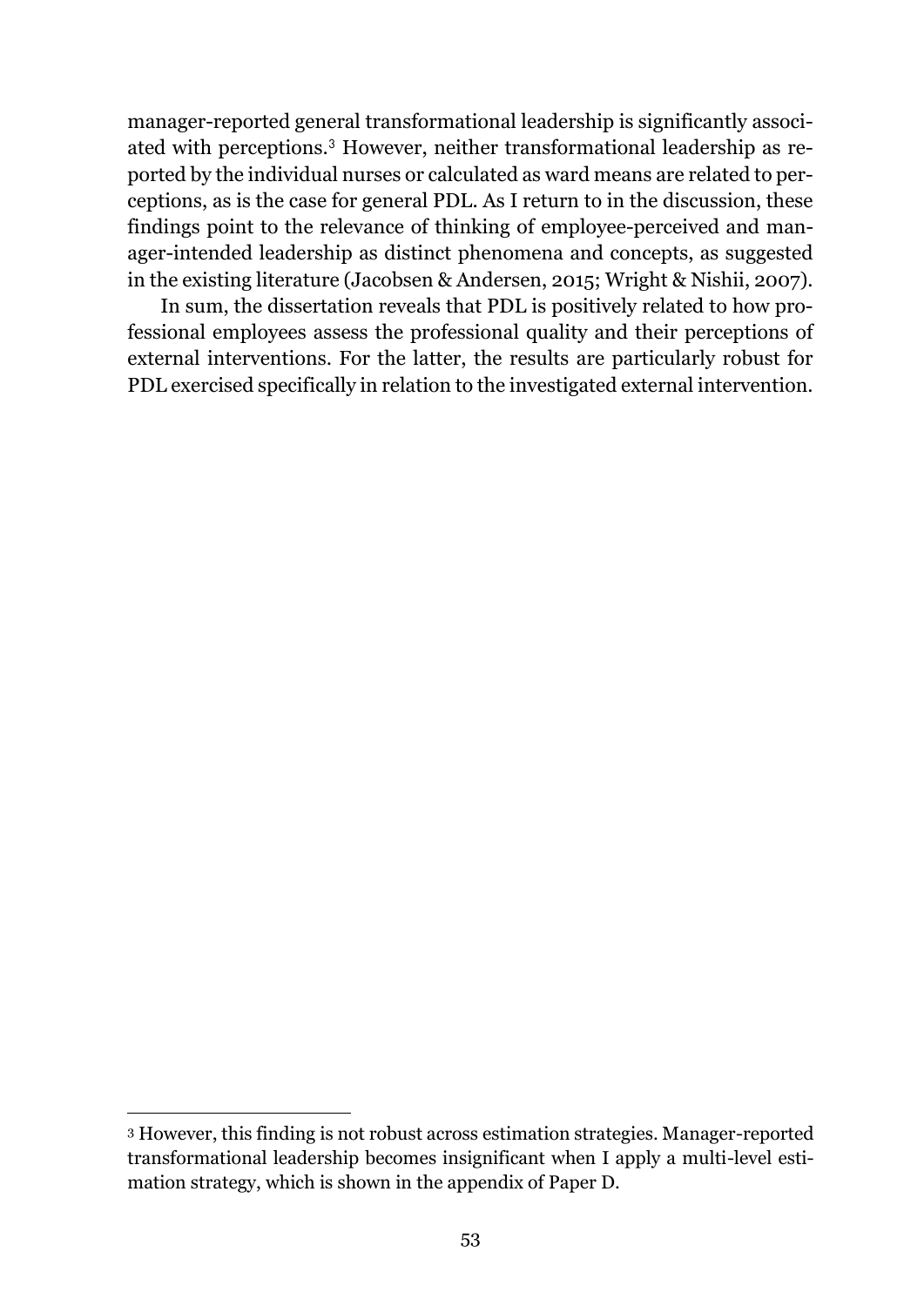manager-reported general transformational leadership is significantly associated with perceptions.[3] However, neither transformational leadership as reported by the individual nurses or calculated as ward means are related to perceptions, as is the case for general PDL. As I return to in the discussion, these findings point to the relevance of thinking of employee-perceived and manager-intended leadership as distinct phenomena and concepts, as suggested in the existing literature (Jacobsen & Andersen, 2015; Wright & Nishii, 2007).

In sum, the dissertation reveals that PDL is positively related to how professional employees assess the professional quality and their perceptions of external interventions. For the latter, the results are particularly robust for PDL exercised specifically in relation to the investigated external intervention.

---

[3] However, this finding is not robust across estimation strategies. Manager-reported transformational leadership becomes insignificant when I apply a multi-level estimation strategy, which is shown in the appendix of Paper D.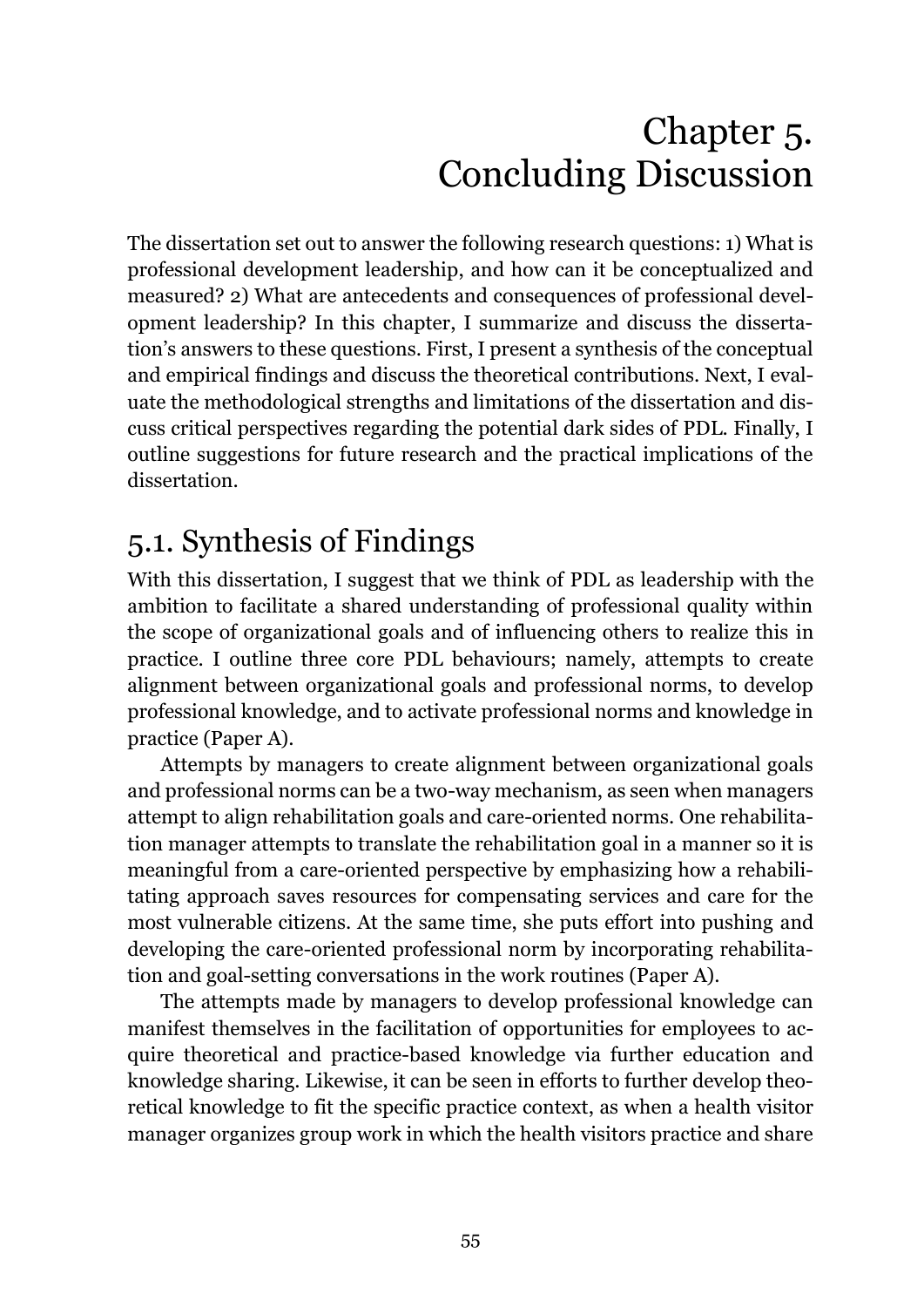# Chapter 5. Concluding Discussion

The dissertation set out to answer the following research questions: 1) What is professional development leadership, and how can it be conceptualized and measured? 2) What are antecedents and consequences of professional development leadership? In this chapter, I summarize and discuss the dissertation's answers to these questions. First, I present a synthesis of the conceptual and empirical findings and discuss the theoretical contributions. Next, I evaluate the methodological strengths and limitations of the dissertation and discuss critical perspectives regarding the potential dark sides of PDL. Finally, I outline suggestions for future research and the practical implications of the dissertation.

## 5.1. Synthesis of Findings

With this dissertation, I suggest that we think of PDL as leadership with the ambition to facilitate a shared understanding of professional quality within the scope of organizational goals and of influencing others to realize this in practice. I outline three core PDL behaviours; namely, attempts to create alignment between organizational goals and professional norms, to develop professional knowledge, and to activate professional norms and knowledge in practice (Paper A).

Attempts by managers to create alignment between organizational goals and professional norms can be a two-way mechanism, as seen when managers attempt to align rehabilitation goals and care-oriented norms. One rehabilitation manager attempts to translate the rehabilitation goal in a manner so it is meaningful from a care-oriented perspective by emphasizing how a rehabilitating approach saves resources for compensating services and care for the most vulnerable citizens. At the same time, she puts effort into pushing and developing the care-oriented professional norm by incorporating rehabilitation and goal-setting conversations in the work routines (Paper A).

The attempts made by managers to develop professional knowledge can manifest themselves in the facilitation of opportunities for employees to acquire theoretical and practice-based knowledge via further education and knowledge sharing. Likewise, it can be seen in efforts to further develop theoretical knowledge to fit the specific practice context, as when a health visitor manager organizes group work in which the health visitors practice and share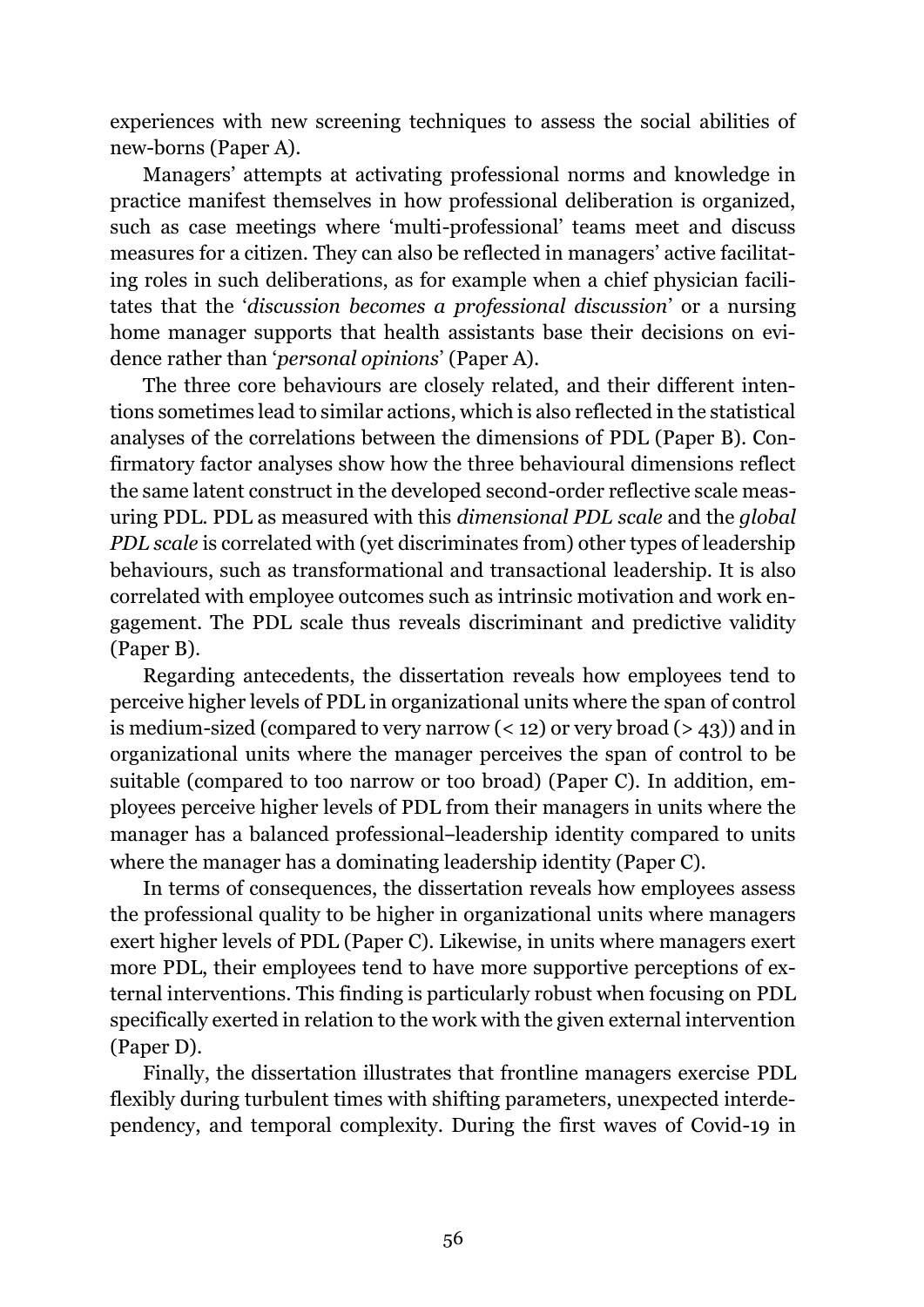experiences with new screening techniques to assess the social abilities of new-borns (Paper A).

Managers' attempts at activating professional norms and knowledge in practice manifest themselves in how professional deliberation is organized, such as case meetings where 'multi-professional' teams meet and discuss measures for a citizen. They can also be reflected in managers' active facilitating roles in such deliberations, as for example when a chief physician facilitates that the '*discussion becomes a professional discussion*' or a nursing home manager supports that health assistants base their decisions on evidence rather than '*personal opinions*' (Paper A).

The three core behaviours are closely related, and their different intentions sometimes lead to similar actions, which is also reflected in the statistical analyses of the correlations between the dimensions of PDL (Paper B). Confirmatory factor analyses show how the three behavioural dimensions reflect the same latent construct in the developed second-order reflective scale measuring PDL. PDL as measured with this *dimensional PDL scale* and the *global PDL scale* is correlated with (yet discriminates from) other types of leadership behaviours, such as transformational and transactional leadership. It is also correlated with employee outcomes such as intrinsic motivation and work engagement. The PDL scale thus reveals discriminant and predictive validity (Paper B).

Regarding antecedents, the dissertation reveals how employees tend to perceive higher levels of PDL in organizational units where the span of control is medium-sized (compared to very narrow (< 12) or very broad (> 43)) and in organizational units where the manager perceives the span of control to be suitable (compared to too narrow or too broad) (Paper C). In addition, employees perceive higher levels of PDL from their managers in units where the manager has a balanced professional–leadership identity compared to units where the manager has a dominating leadership identity (Paper C).

In terms of consequences, the dissertation reveals how employees assess the professional quality to be higher in organizational units where managers exert higher levels of PDL (Paper C). Likewise, in units where managers exert more PDL, their employees tend to have more supportive perceptions of external interventions. This finding is particularly robust when focusing on PDL specifically exerted in relation to the work with the given external intervention (Paper D).

Finally, the dissertation illustrates that frontline managers exercise PDL flexibly during turbulent times with shifting parameters, unexpected interdependency, and temporal complexity. During the first waves of Covid-19 in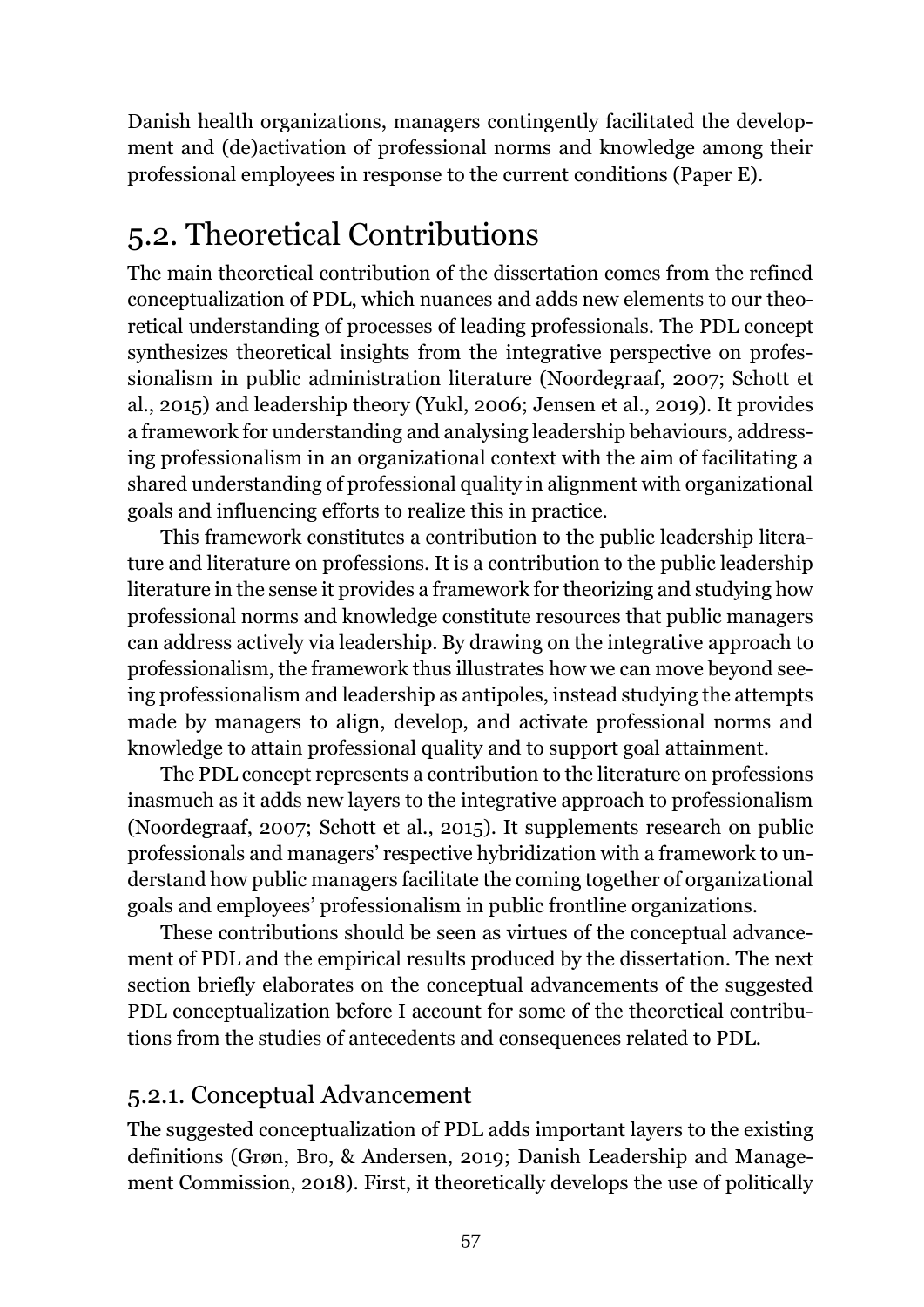Danish health organizations, managers contingently facilitated the development and (de)activation of professional norms and knowledge among their professional employees in response to the current conditions (Paper E).

## 5.2. Theoretical Contributions

The main theoretical contribution of the dissertation comes from the refined conceptualization of PDL, which nuances and adds new elements to our theoretical understanding of processes of leading professionals. The PDL concept synthesizes theoretical insights from the integrative perspective on professionalism in public administration literature (Noordegraaf, 2007; Schott et al., 2015) and leadership theory (Yukl, 2006; Jensen et al., 2019). It provides a framework for understanding and analysing leadership behaviours, addressing professionalism in an organizational context with the aim of facilitating a shared understanding of professional quality in alignment with organizational goals and influencing efforts to realize this in practice.

This framework constitutes a contribution to the public leadership literature and literature on professions. It is a contribution to the public leadership literature in the sense it provides a framework for theorizing and studying how professional norms and knowledge constitute resources that public managers can address actively via leadership. By drawing on the integrative approach to professionalism, the framework thus illustrates how we can move beyond seeing professionalism and leadership as antipoles, instead studying the attempts made by managers to align, develop, and activate professional norms and knowledge to attain professional quality and to support goal attainment.

The PDL concept represents a contribution to the literature on professions inasmuch as it adds new layers to the integrative approach to professionalism (Noordegraaf, 2007; Schott et al., 2015). It supplements research on public professionals and managers' respective hybridization with a framework to understand how public managers facilitate the coming together of organizational goals and employees' professionalism in public frontline organizations.

These contributions should be seen as virtues of the conceptual advancement of PDL and the empirical results produced by the dissertation. The next section briefly elaborates on the conceptual advancements of the suggested PDL conceptualization before I account for some of the theoretical contributions from the studies of antecedents and consequences related to PDL.

### 5.2.1. Conceptual Advancement

The suggested conceptualization of PDL adds important layers to the existing definitions (Grøn, Bro, & Andersen, 2019; Danish Leadership and Management Commission, 2018). First, it theoretically develops the use of politically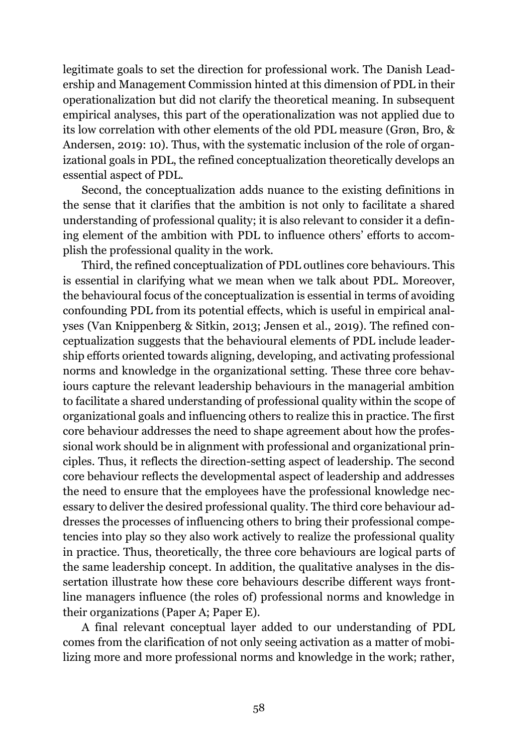legitimate goals to set the direction for professional work. The Danish Leadership and Management Commission hinted at this dimension of PDL in their operationalization but did not clarify the theoretical meaning. In subsequent empirical analyses, this part of the operationalization was not applied due to its low correlation with other elements of the old PDL measure (Grøn, Bro, & Andersen, 2019: 10). Thus, with the systematic inclusion of the role of organizational goals in PDL, the refined conceptualization theoretically develops an essential aspect of PDL.

Second, the conceptualization adds nuance to the existing definitions in the sense that it clarifies that the ambition is not only to facilitate a shared understanding of professional quality; it is also relevant to consider it a defining element of the ambition with PDL to influence others' efforts to accomplish the professional quality in the work.

Third, the refined conceptualization of PDL outlines core behaviours. This is essential in clarifying what we mean when we talk about PDL. Moreover, the behavioural focus of the conceptualization is essential in terms of avoiding confounding PDL from its potential effects, which is useful in empirical analyses (Van Knippenberg & Sitkin, 2013; Jensen et al., 2019). The refined conceptualization suggests that the behavioural elements of PDL include leadership efforts oriented towards aligning, developing, and activating professional norms and knowledge in the organizational setting. These three core behaviours capture the relevant leadership behaviours in the managerial ambition to facilitate a shared understanding of professional quality within the scope of organizational goals and influencing others to realize this in practice. The first core behaviour addresses the need to shape agreement about how the professional work should be in alignment with professional and organizational principles. Thus, it reflects the direction-setting aspect of leadership. The second core behaviour reflects the developmental aspect of leadership and addresses the need to ensure that the employees have the professional knowledge necessary to deliver the desired professional quality. The third core behaviour addresses the processes of influencing others to bring their professional competencies into play so they also work actively to realize the professional quality in practice. Thus, theoretically, the three core behaviours are logical parts of the same leadership concept. In addition, the qualitative analyses in the dissertation illustrate how these core behaviours describe different ways frontline managers influence (the roles of) professional norms and knowledge in their organizations (Paper A; Paper E).

A final relevant conceptual layer added to our understanding of PDL comes from the clarification of not only seeing activation as a matter of mobilizing more and more professional norms and knowledge in the work; rather,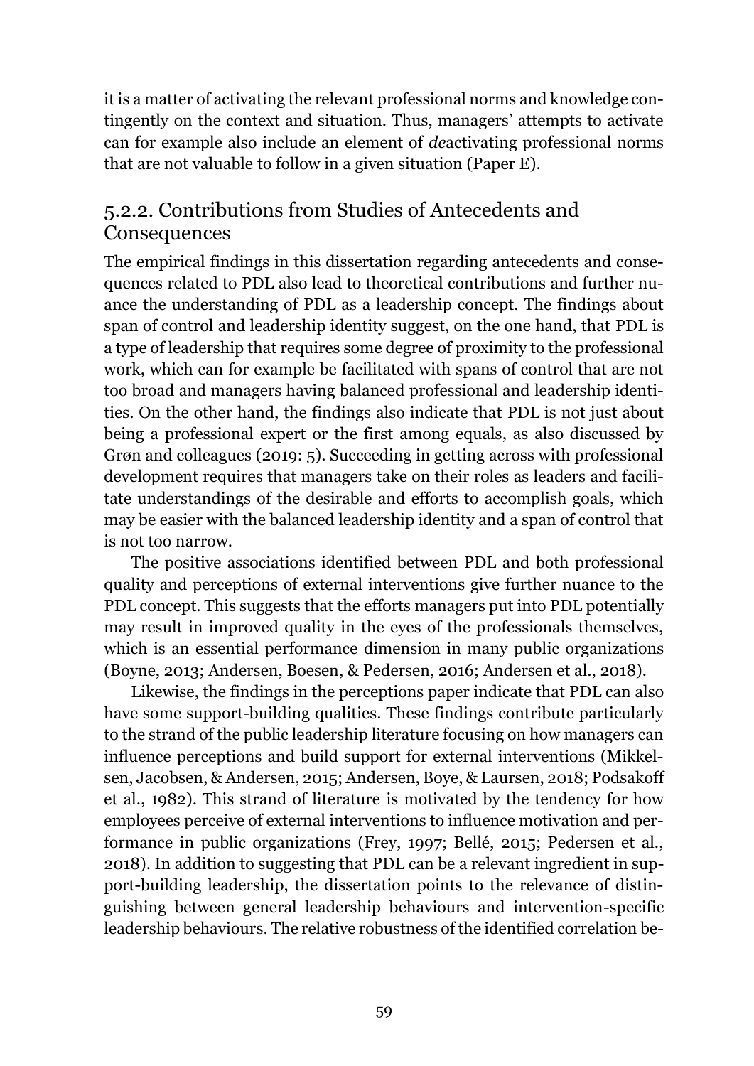it is a matter of activating the relevant professional norms and knowledge contingently on the context and situation. Thus, managers' attempts to activate can for example also include an element of *de*activating professional norms that are not valuable to follow in a given situation (Paper E).

### 5.2.2. Contributions from Studies of Antecedents and Consequences

The empirical findings in this dissertation regarding antecedents and consequences related to PDL also lead to theoretical contributions and further nuance the understanding of PDL as a leadership concept. The findings about span of control and leadership identity suggest, on the one hand, that PDL is a type of leadership that requires some degree of proximity to the professional work, which can for example be facilitated with spans of control that are not too broad and managers having balanced professional and leadership identities. On the other hand, the findings also indicate that PDL is not just about being a professional expert or the first among equals, as also discussed by Grøn and colleagues (2019: 5). Succeeding in getting across with professional development requires that managers take on their roles as leaders and facilitate understandings of the desirable and efforts to accomplish goals, which may be easier with the balanced leadership identity and a span of control that is not too narrow.

The positive associations identified between PDL and both professional quality and perceptions of external interventions give further nuance to the PDL concept. This suggests that the efforts managers put into PDL potentially may result in improved quality in the eyes of the professionals themselves, which is an essential performance dimension in many public organizations (Boyne, 2013; Andersen, Boesen, & Pedersen, 2016; Andersen et al., 2018).

Likewise, the findings in the perceptions paper indicate that PDL can also have some support-building qualities. These findings contribute particularly to the strand of the public leadership literature focusing on how managers can influence perceptions and build support for external interventions (Mikkelsen, Jacobsen, & Andersen, 2015; Andersen, Boye, & Laursen, 2018; Podsakoff et al., 1982). This strand of literature is motivated by the tendency for how employees perceive of external interventions to influence motivation and performance in public organizations (Frey, 1997; Bellé, 2015; Pedersen et al., 2018). In addition to suggesting that PDL can be a relevant ingredient in support-building leadership, the dissertation points to the relevance of distinguishing between general leadership behaviours and intervention-specific leadership behaviours. The relative robustness of the identified correlation be-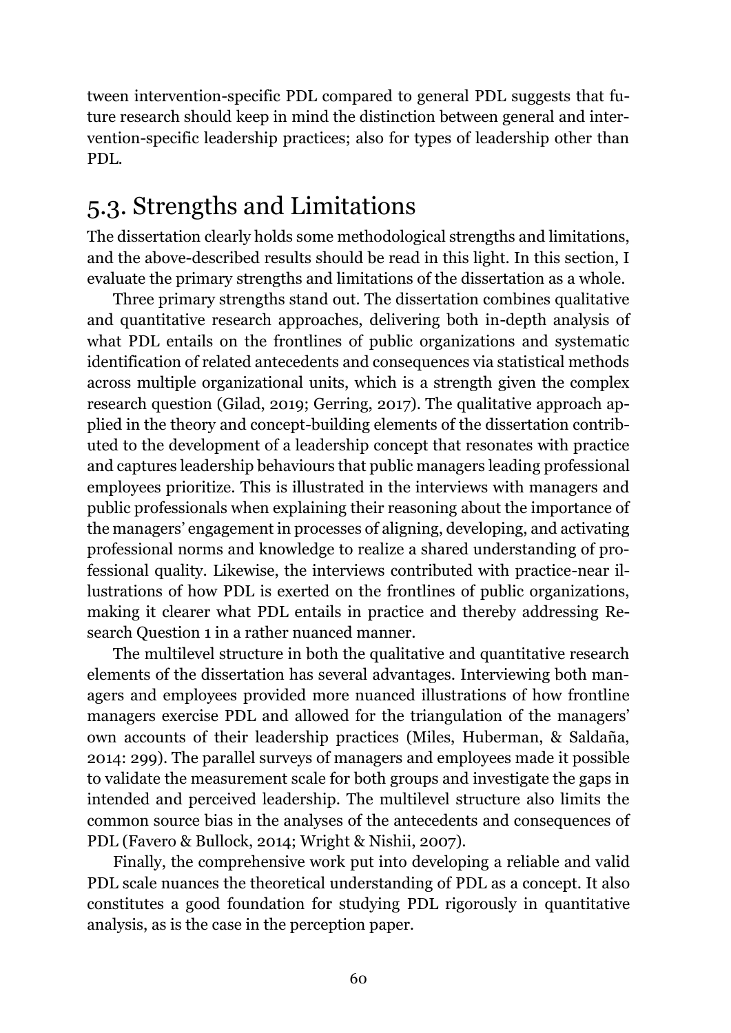tween intervention-specific PDL compared to general PDL suggests that future research should keep in mind the distinction between general and intervention-specific leadership practices; also for types of leadership other than PDL.

## 5.3. Strengths and Limitations

The dissertation clearly holds some methodological strengths and limitations, and the above-described results should be read in this light. In this section, I evaluate the primary strengths and limitations of the dissertation as a whole.

Three primary strengths stand out. The dissertation combines qualitative and quantitative research approaches, delivering both in-depth analysis of what PDL entails on the frontlines of public organizations and systematic identification of related antecedents and consequences via statistical methods across multiple organizational units, which is a strength given the complex research question (Gilad, 2019; Gerring, 2017). The qualitative approach applied in the theory and concept-building elements of the dissertation contributed to the development of a leadership concept that resonates with practice and captures leadership behaviours that public managers leading professional employees prioritize. This is illustrated in the interviews with managers and public professionals when explaining their reasoning about the importance of the managers' engagement in processes of aligning, developing, and activating professional norms and knowledge to realize a shared understanding of professional quality. Likewise, the interviews contributed with practice-near illustrations of how PDL is exerted on the frontlines of public organizations, making it clearer what PDL entails in practice and thereby addressing Research Question 1 in a rather nuanced manner.

The multilevel structure in both the qualitative and quantitative research elements of the dissertation has several advantages. Interviewing both managers and employees provided more nuanced illustrations of how frontline managers exercise PDL and allowed for the triangulation of the managers' own accounts of their leadership practices (Miles, Huberman, & Saldaña, 2014: 299). The parallel surveys of managers and employees made it possible to validate the measurement scale for both groups and investigate the gaps in intended and perceived leadership. The multilevel structure also limits the common source bias in the analyses of the antecedents and consequences of PDL (Favero & Bullock, 2014; Wright & Nishii, 2007).

Finally, the comprehensive work put into developing a reliable and valid PDL scale nuances the theoretical understanding of PDL as a concept. It also constitutes a good foundation for studying PDL rigorously in quantitative analysis, as is the case in the perception paper.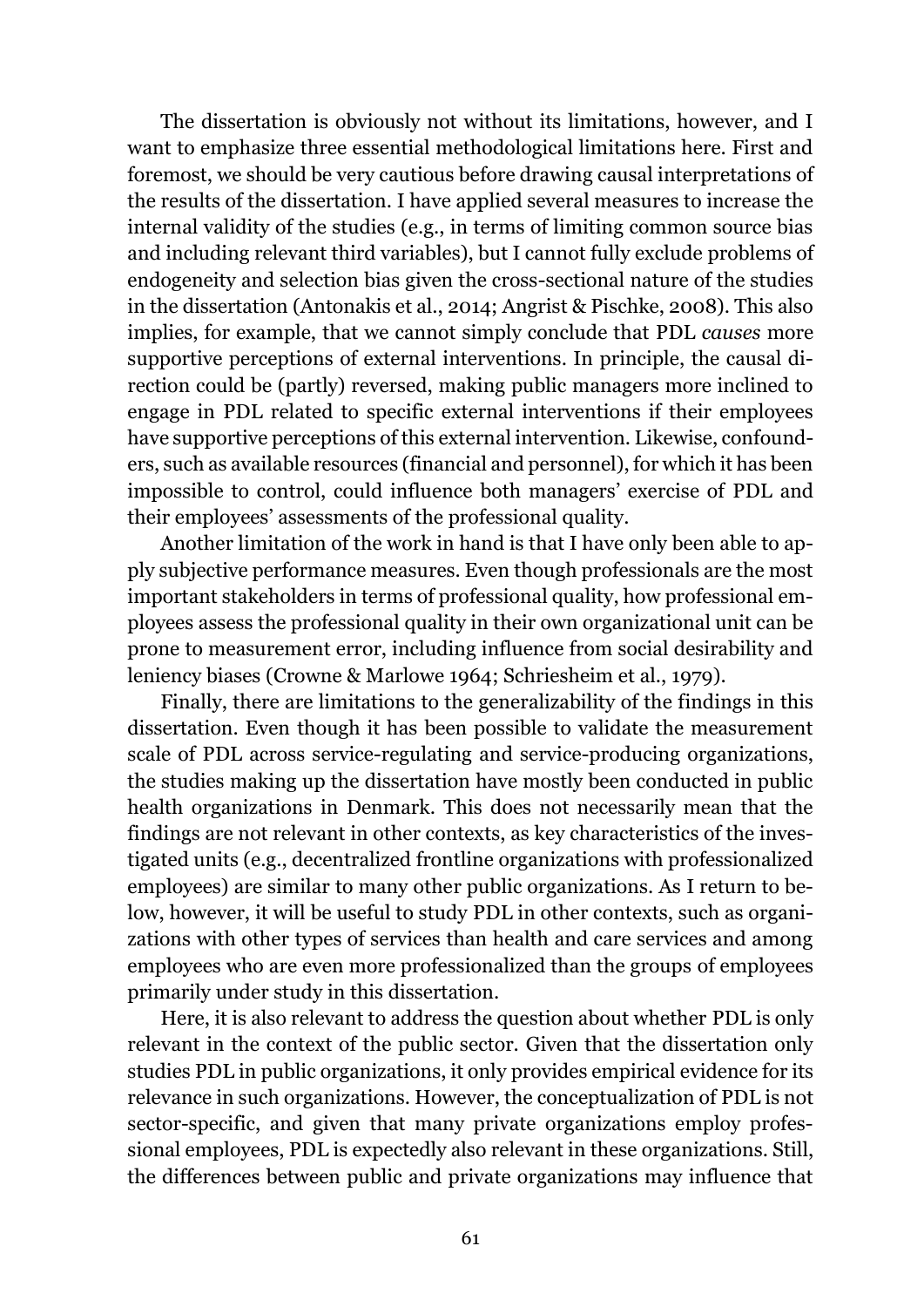The dissertation is obviously not without its limitations, however, and I want to emphasize three essential methodological limitations here. First and foremost, we should be very cautious before drawing causal interpretations of the results of the dissertation. I have applied several measures to increase the internal validity of the studies (e.g., in terms of limiting common source bias and including relevant third variables), but I cannot fully exclude problems of endogeneity and selection bias given the cross-sectional nature of the studies in the dissertation (Antonakis et al., 2014; Angrist & Pischke, 2008). This also implies, for example, that we cannot simply conclude that PDL *causes* more supportive perceptions of external interventions. In principle, the causal direction could be (partly) reversed, making public managers more inclined to engage in PDL related to specific external interventions if their employees have supportive perceptions of this external intervention. Likewise, confounders, such as available resources (financial and personnel), for which it has been impossible to control, could influence both managers' exercise of PDL and their employees' assessments of the professional quality.

Another limitation of the work in hand is that I have only been able to apply subjective performance measures. Even though professionals are the most important stakeholders in terms of professional quality, how professional employees assess the professional quality in their own organizational unit can be prone to measurement error, including influence from social desirability and leniency biases (Crowne & Marlowe 1964; Schriesheim et al., 1979).

Finally, there are limitations to the generalizability of the findings in this dissertation. Even though it has been possible to validate the measurement scale of PDL across service-regulating and service-producing organizations, the studies making up the dissertation have mostly been conducted in public health organizations in Denmark. This does not necessarily mean that the findings are not relevant in other contexts, as key characteristics of the investigated units (e.g., decentralized frontline organizations with professionalized employees) are similar to many other public organizations. As I return to below, however, it will be useful to study PDL in other contexts, such as organizations with other types of services than health and care services and among employees who are even more professionalized than the groups of employees primarily under study in this dissertation.

Here, it is also relevant to address the question about whether PDL is only relevant in the context of the public sector. Given that the dissertation only studies PDL in public organizations, it only provides empirical evidence for its relevance in such organizations. However, the conceptualization of PDL is not sector-specific, and given that many private organizations employ professional employees, PDL is expectedly also relevant in these organizations. Still, the differences between public and private organizations may influence that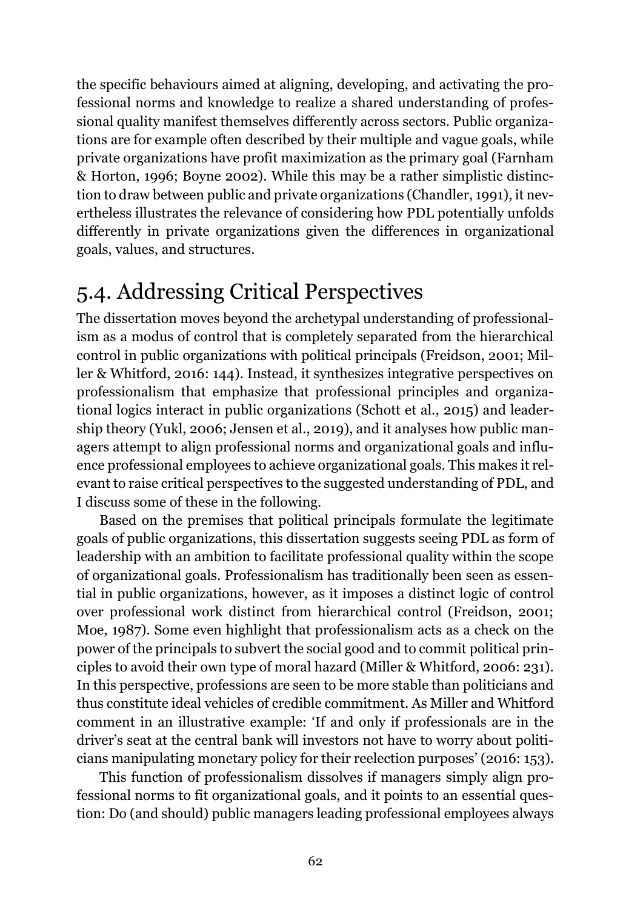the specific behaviours aimed at aligning, developing, and activating the professional norms and knowledge to realize a shared understanding of professional quality manifest themselves differently across sectors. Public organizations are for example often described by their multiple and vague goals, while private organizations have profit maximization as the primary goal (Farnham & Horton, 1996; Boyne 2002). While this may be a rather simplistic distinction to draw between public and private organizations (Chandler, 1991), it nevertheless illustrates the relevance of considering how PDL potentially unfolds differently in private organizations given the differences in organizational goals, values, and structures.

## 5.4. Addressing Critical Perspectives

The dissertation moves beyond the archetypal understanding of professionalism as a modus of control that is completely separated from the hierarchical control in public organizations with political principals (Freidson, 2001; Miller & Whitford, 2016: 144). Instead, it synthesizes integrative perspectives on professionalism that emphasize that professional principles and organizational logics interact in public organizations (Schott et al., 2015) and leadership theory (Yukl, 2006; Jensen et al., 2019), and it analyses how public managers attempt to align professional norms and organizational goals and influence professional employees to achieve organizational goals. This makes it relevant to raise critical perspectives to the suggested understanding of PDL, and I discuss some of these in the following.

Based on the premises that political principals formulate the legitimate goals of public organizations, this dissertation suggests seeing PDL as form of leadership with an ambition to facilitate professional quality within the scope of organizational goals. Professionalism has traditionally been seen as essential in public organizations, however, as it imposes a distinct logic of control over professional work distinct from hierarchical control (Freidson, 2001; Moe, 1987). Some even highlight that professionalism acts as a check on the power of the principals to subvert the social good and to commit political principles to avoid their own type of moral hazard (Miller & Whitford, 2006: 231). In this perspective, professions are seen to be more stable than politicians and thus constitute ideal vehicles of credible commitment. As Miller and Whitford comment in an illustrative example: 'If and only if professionals are in the driver's seat at the central bank will investors not have to worry about politicians manipulating monetary policy for their reelection purposes' (2016: 153).

This function of professionalism dissolves if managers simply align professional norms to fit organizational goals, and it points to an essential question: Do (and should) public managers leading professional employees always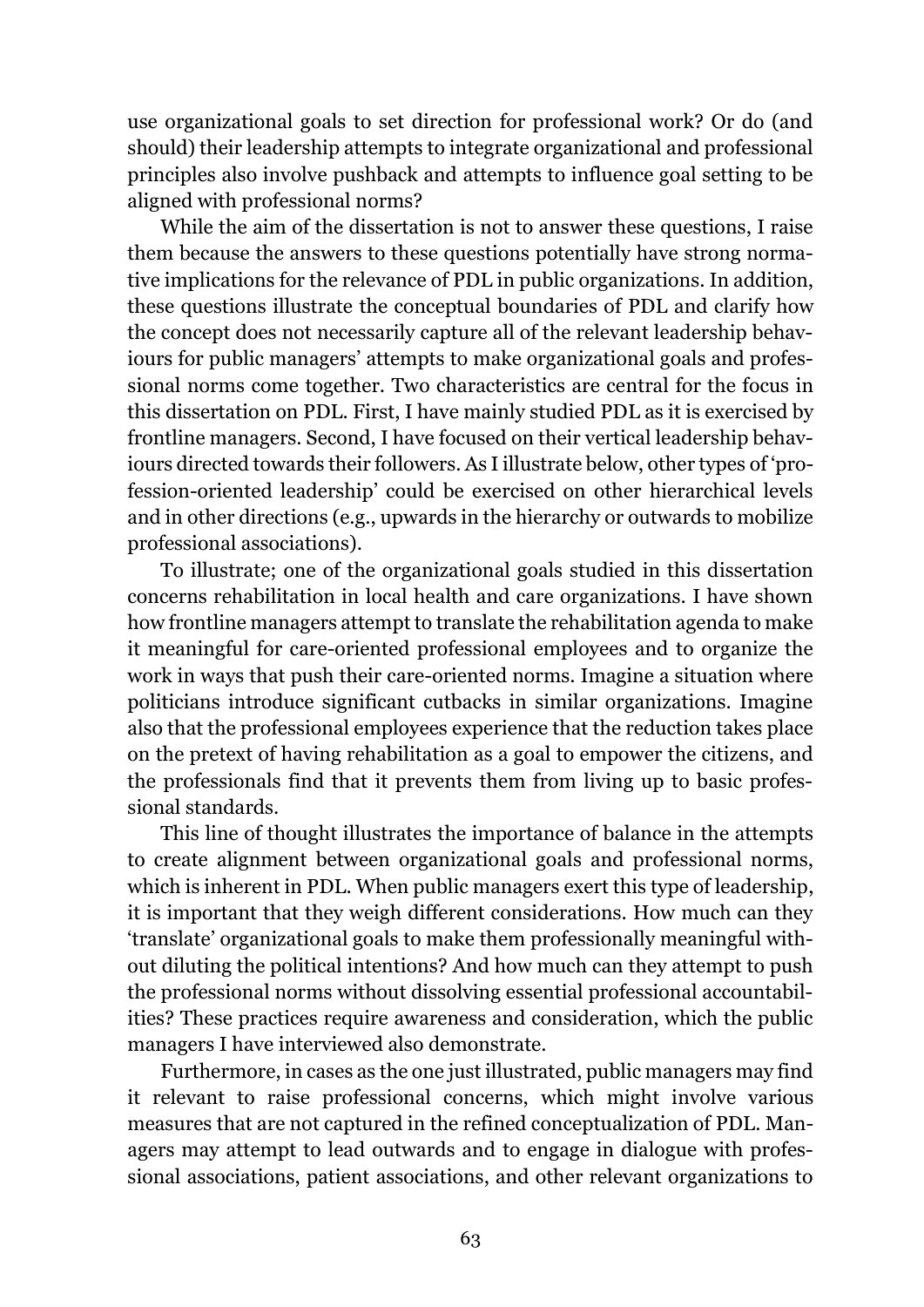use organizational goals to set direction for professional work? Or do (and should) their leadership attempts to integrate organizational and professional principles also involve pushback and attempts to influence goal setting to be aligned with professional norms?

While the aim of the dissertation is not to answer these questions, I raise them because the answers to these questions potentially have strong normative implications for the relevance of PDL in public organizations. In addition, these questions illustrate the conceptual boundaries of PDL and clarify how the concept does not necessarily capture all of the relevant leadership behaviours for public managers' attempts to make organizational goals and professional norms come together. Two characteristics are central for the focus in this dissertation on PDL. First, I have mainly studied PDL as it is exercised by frontline managers. Second, I have focused on their vertical leadership behaviours directed towards their followers. As I illustrate below, other types of 'profession-oriented leadership' could be exercised on other hierarchical levels and in other directions (e.g., upwards in the hierarchy or outwards to mobilize professional associations).

To illustrate; one of the organizational goals studied in this dissertation concerns rehabilitation in local health and care organizations. I have shown how frontline managers attempt to translate the rehabilitation agenda to make it meaningful for care-oriented professional employees and to organize the work in ways that push their care-oriented norms. Imagine a situation where politicians introduce significant cutbacks in similar organizations. Imagine also that the professional employees experience that the reduction takes place on the pretext of having rehabilitation as a goal to empower the citizens, and the professionals find that it prevents them from living up to basic professional standards.

This line of thought illustrates the importance of balance in the attempts to create alignment between organizational goals and professional norms, which is inherent in PDL. When public managers exert this type of leadership, it is important that they weigh different considerations. How much can they 'translate' organizational goals to make them professionally meaningful without diluting the political intentions? And how much can they attempt to push the professional norms without dissolving essential professional accountabilities? These practices require awareness and consideration, which the public managers I have interviewed also demonstrate.

Furthermore, in cases as the one just illustrated, public managers may find it relevant to raise professional concerns, which might involve various measures that are not captured in the refined conceptualization of PDL. Managers may attempt to lead outwards and to engage in dialogue with professional associations, patient associations, and other relevant organizations to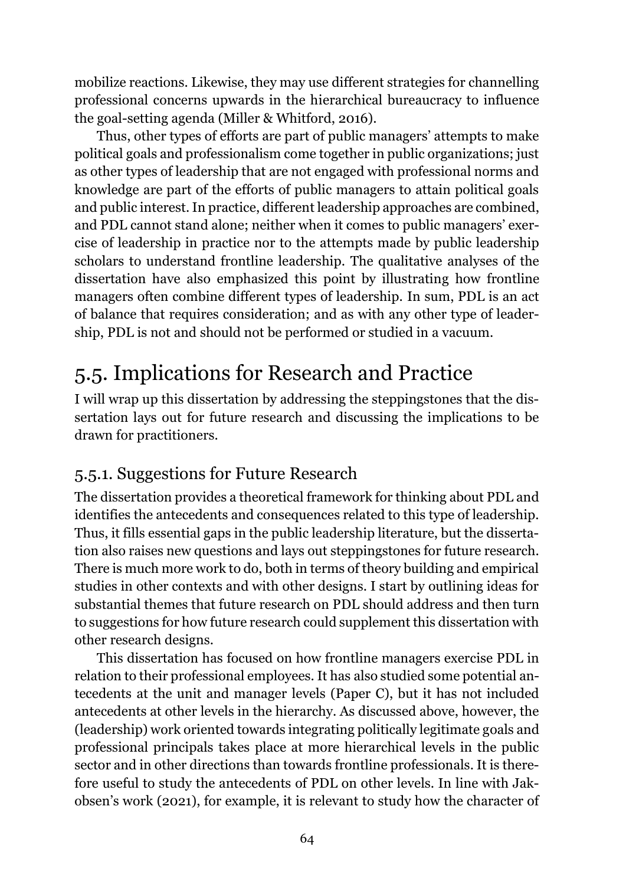mobilize reactions. Likewise, they may use different strategies for channelling professional concerns upwards in the hierarchical bureaucracy to influence the goal-setting agenda (Miller & Whitford, 2016).

Thus, other types of efforts are part of public managers' attempts to make political goals and professionalism come together in public organizations; just as other types of leadership that are not engaged with professional norms and knowledge are part of the efforts of public managers to attain political goals and public interest. In practice, different leadership approaches are combined, and PDL cannot stand alone; neither when it comes to public managers' exercise of leadership in practice nor to the attempts made by public leadership scholars to understand frontline leadership. The qualitative analyses of the dissertation have also emphasized this point by illustrating how frontline managers often combine different types of leadership. In sum, PDL is an act of balance that requires consideration; and as with any other type of leadership, PDL is not and should not be performed or studied in a vacuum.

## 5.5. Implications for Research and Practice

I will wrap up this dissertation by addressing the steppingstones that the dissertation lays out for future research and discussing the implications to be drawn for practitioners.

### 5.5.1. Suggestions for Future Research

The dissertation provides a theoretical framework for thinking about PDL and identifies the antecedents and consequences related to this type of leadership. Thus, it fills essential gaps in the public leadership literature, but the dissertation also raises new questions and lays out steppingstones for future research. There is much more work to do, both in terms of theory building and empirical studies in other contexts and with other designs. I start by outlining ideas for substantial themes that future research on PDL should address and then turn to suggestions for how future research could supplement this dissertation with other research designs.

This dissertation has focused on how frontline managers exercise PDL in relation to their professional employees. It has also studied some potential antecedents at the unit and manager levels (Paper C), but it has not included antecedents at other levels in the hierarchy. As discussed above, however, the (leadership) work oriented towards integrating politically legitimate goals and professional principals takes place at more hierarchical levels in the public sector and in other directions than towards frontline professionals. It is therefore useful to study the antecedents of PDL on other levels. In line with Jakobsen's work (2021), for example, it is relevant to study how the character of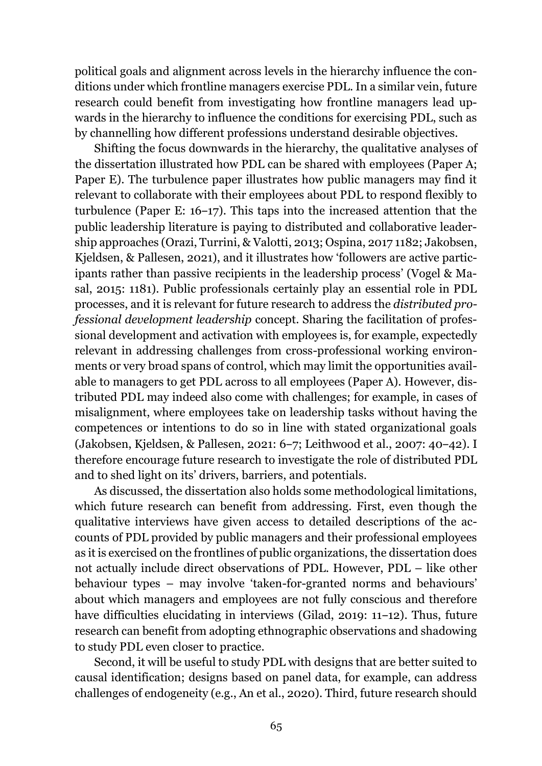political goals and alignment across levels in the hierarchy influence the conditions under which frontline managers exercise PDL. In a similar vein, future research could benefit from investigating how frontline managers lead upwards in the hierarchy to influence the conditions for exercising PDL, such as by channelling how different professions understand desirable objectives.

Shifting the focus downwards in the hierarchy, the qualitative analyses of the dissertation illustrated how PDL can be shared with employees (Paper A; Paper E). The turbulence paper illustrates how public managers may find it relevant to collaborate with their employees about PDL to respond flexibly to turbulence (Paper E: 16–17). This taps into the increased attention that the public leadership literature is paying to distributed and collaborative leadership approaches (Orazi, Turrini, & Valotti, 2013; Ospina, 2017 1182; Jakobsen, Kjeldsen, & Pallesen, 2021), and it illustrates how 'followers are active participants rather than passive recipients in the leadership process' (Vogel & Masal, 2015: 1181). Public professionals certainly play an essential role in PDL processes, and it is relevant for future research to address the *distributed professional development leadership* concept. Sharing the facilitation of professional development and activation with employees is, for example, expectedly relevant in addressing challenges from cross-professional working environments or very broad spans of control, which may limit the opportunities available to managers to get PDL across to all employees (Paper A). However, distributed PDL may indeed also come with challenges; for example, in cases of misalignment, where employees take on leadership tasks without having the competences or intentions to do so in line with stated organizational goals (Jakobsen, Kjeldsen, & Pallesen, 2021: 6–7; Leithwood et al., 2007: 40–42). I therefore encourage future research to investigate the role of distributed PDL and to shed light on its' drivers, barriers, and potentials.

As discussed, the dissertation also holds some methodological limitations, which future research can benefit from addressing. First, even though the qualitative interviews have given access to detailed descriptions of the accounts of PDL provided by public managers and their professional employees as it is exercised on the frontlines of public organizations, the dissertation does not actually include direct observations of PDL. However, PDL – like other behaviour types – may involve 'taken-for-granted norms and behaviours' about which managers and employees are not fully conscious and therefore have difficulties elucidating in interviews (Gilad, 2019: 11–12). Thus, future research can benefit from adopting ethnographic observations and shadowing to study PDL even closer to practice.

Second, it will be useful to study PDL with designs that are better suited to causal identification; designs based on panel data, for example, can address challenges of endogeneity (e.g., An et al., 2020). Third, future research should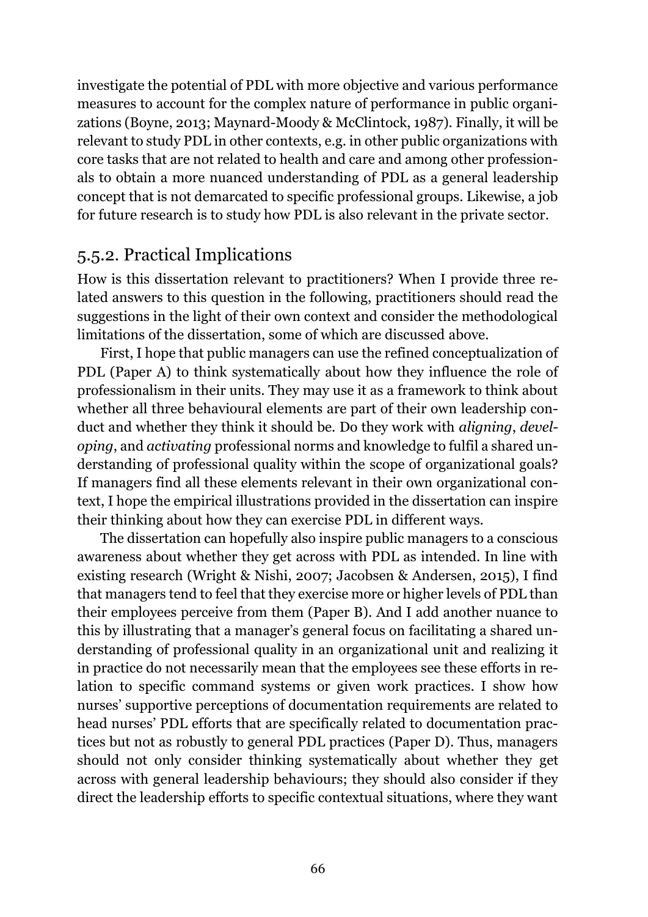investigate the potential of PDL with more objective and various performance measures to account for the complex nature of performance in public organizations (Boyne, 2013; Maynard-Moody & McClintock, 1987). Finally, it will be relevant to study PDL in other contexts, e.g. in other public organizations with core tasks that are not related to health and care and among other professionals to obtain a more nuanced understanding of PDL as a general leadership concept that is not demarcated to specific professional groups. Likewise, a job for future research is to study how PDL is also relevant in the private sector.

### 5.5.2. Practical Implications

How is this dissertation relevant to practitioners? When I provide three related answers to this question in the following, practitioners should read the suggestions in the light of their own context and consider the methodological limitations of the dissertation, some of which are discussed above.

First, I hope that public managers can use the refined conceptualization of PDL (Paper A) to think systematically about how they influence the role of professionalism in their units. They may use it as a framework to think about whether all three behavioural elements are part of their own leadership conduct and whether they think it should be. Do they work with *aligning*, *developing*, and *activating* professional norms and knowledge to fulfil a shared understanding of professional quality within the scope of organizational goals? If managers find all these elements relevant in their own organizational context, I hope the empirical illustrations provided in the dissertation can inspire their thinking about how they can exercise PDL in different ways.

The dissertation can hopefully also inspire public managers to a conscious awareness about whether they get across with PDL as intended. In line with existing research (Wright & Nishi, 2007; Jacobsen & Andersen, 2015), I find that managers tend to feel that they exercise more or higher levels of PDL than their employees perceive from them (Paper B). And I add another nuance to this by illustrating that a manager's general focus on facilitating a shared understanding of professional quality in an organizational unit and realizing it in practice do not necessarily mean that the employees see these efforts in relation to specific command systems or given work practices. I show how nurses' supportive perceptions of documentation requirements are related to head nurses' PDL efforts that are specifically related to documentation practices but not as robustly to general PDL practices (Paper D). Thus, managers should not only consider thinking systematically about whether they get across with general leadership behaviours; they should also consider if they direct the leadership efforts to specific contextual situations, where they want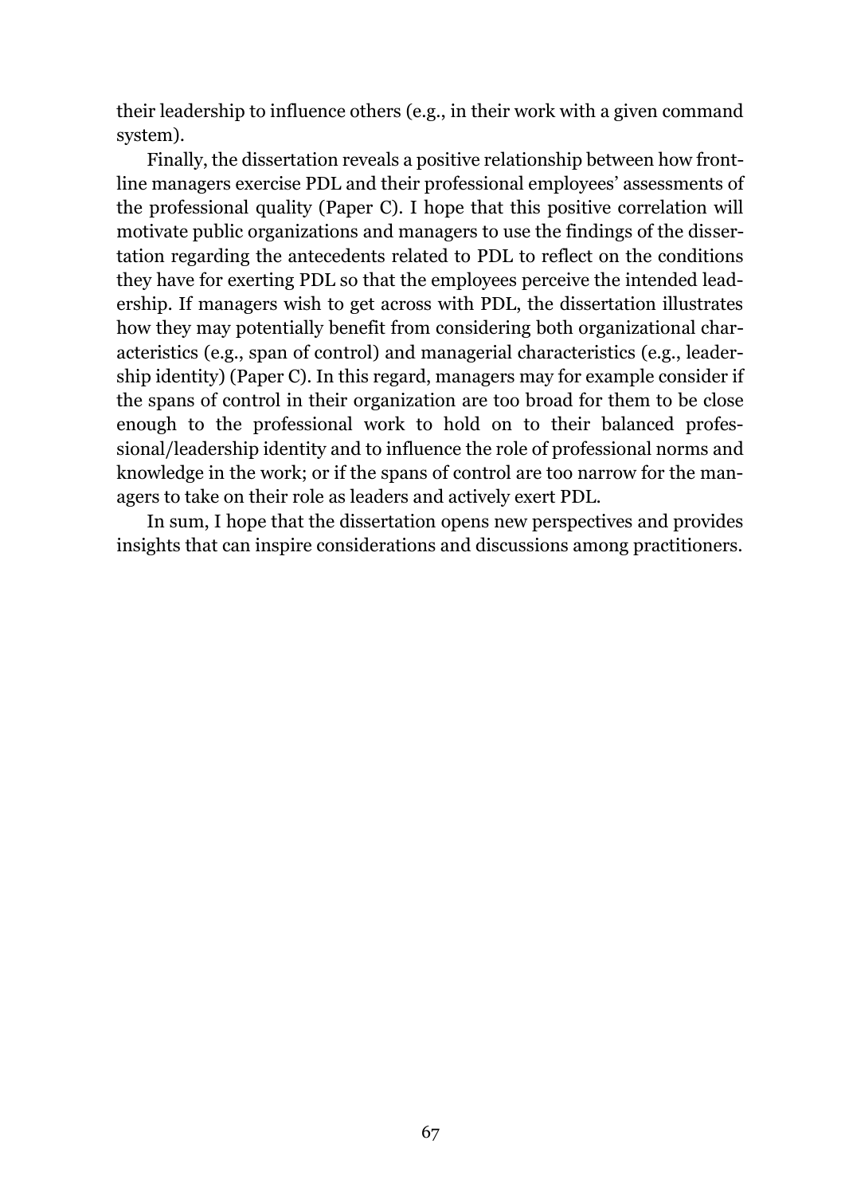their leadership to influence others (e.g., in their work with a given command system).

Finally, the dissertation reveals a positive relationship between how frontline managers exercise PDL and their professional employees' assessments of the professional quality (Paper C). I hope that this positive correlation will motivate public organizations and managers to use the findings of the dissertation regarding the antecedents related to PDL to reflect on the conditions they have for exerting PDL so that the employees perceive the intended leadership. If managers wish to get across with PDL, the dissertation illustrates how they may potentially benefit from considering both organizational characteristics (e.g., span of control) and managerial characteristics (e.g., leadership identity) (Paper C). In this regard, managers may for example consider if the spans of control in their organization are too broad for them to be close enough to the professional work to hold on to their balanced professional/leadership identity and to influence the role of professional norms and knowledge in the work; or if the spans of control are too narrow for the managers to take on their role as leaders and actively exert PDL.

In sum, I hope that the dissertation opens new perspectives and provides insights that can inspire considerations and discussions among practitioners.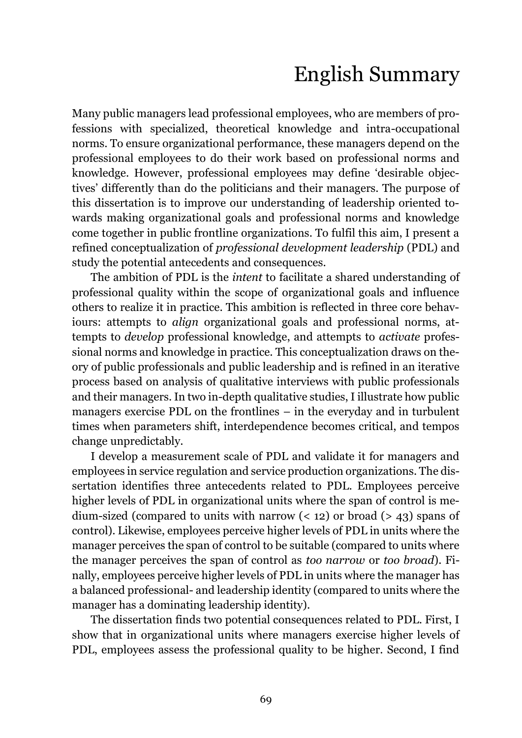# English Summary

Many public managers lead professional employees, who are members of professions with specialized, theoretical knowledge and intra-occupational norms. To ensure organizational performance, these managers depend on the professional employees to do their work based on professional norms and knowledge. However, professional employees may define 'desirable objectives' differently than do the politicians and their managers. The purpose of this dissertation is to improve our understanding of leadership oriented towards making organizational goals and professional norms and knowledge come together in public frontline organizations. To fulfil this aim, I present a refined conceptualization of *professional development leadership* (PDL) and study the potential antecedents and consequences.

The ambition of PDL is the *intent* to facilitate a shared understanding of professional quality within the scope of organizational goals and influence others to realize it in practice. This ambition is reflected in three core behaviours: attempts to *align* organizational goals and professional norms, attempts to *develop* professional knowledge, and attempts to *activate* professional norms and knowledge in practice. This conceptualization draws on theory of public professionals and public leadership and is refined in an iterative process based on analysis of qualitative interviews with public professionals and their managers. In two in-depth qualitative studies, I illustrate how public managers exercise PDL on the frontlines – in the everyday and in turbulent times when parameters shift, interdependence becomes critical, and tempos change unpredictably.

I develop a measurement scale of PDL and validate it for managers and employees in service regulation and service production organizations. The dissertation identifies three antecedents related to PDL. Employees perceive higher levels of PDL in organizational units where the span of control is medium-sized (compared to units with narrow (< 12) or broad (> 43) spans of control). Likewise, employees perceive higher levels of PDL in units where the manager perceives the span of control to be suitable (compared to units where the manager perceives the span of control as *too narrow* or *too broad*). Finally, employees perceive higher levels of PDL in units where the manager has a balanced professional- and leadership identity (compared to units where the manager has a dominating leadership identity).

The dissertation finds two potential consequences related to PDL. First, I show that in organizational units where managers exercise higher levels of PDL, employees assess the professional quality to be higher. Second, I find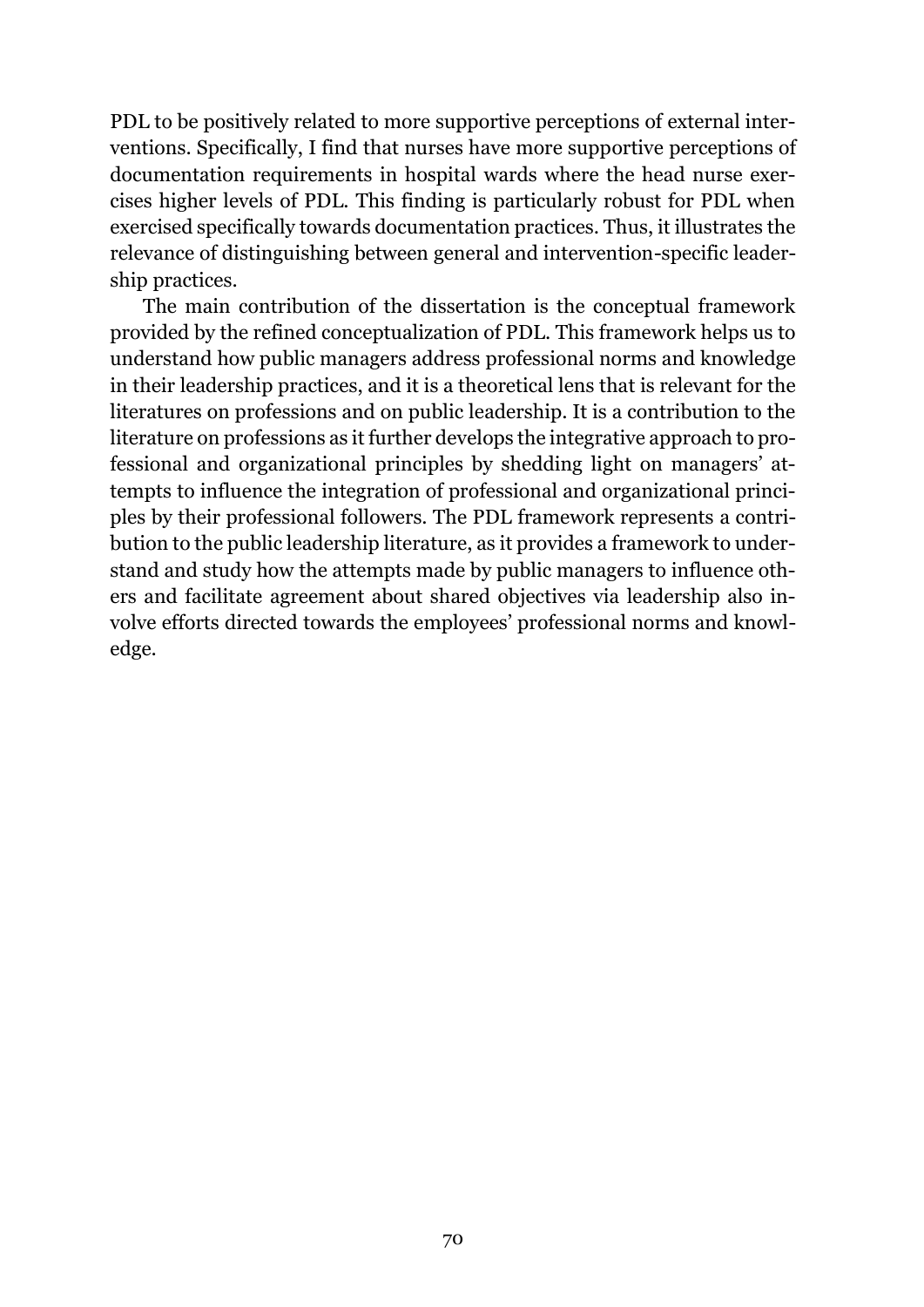PDL to be positively related to more supportive perceptions of external interventions. Specifically, I find that nurses have more supportive perceptions of documentation requirements in hospital wards where the head nurse exercises higher levels of PDL. This finding is particularly robust for PDL when exercised specifically towards documentation practices. Thus, it illustrates the relevance of distinguishing between general and intervention-specific leadership practices.

The main contribution of the dissertation is the conceptual framework provided by the refined conceptualization of PDL. This framework helps us to understand how public managers address professional norms and knowledge in their leadership practices, and it is a theoretical lens that is relevant for the literatures on professions and on public leadership. It is a contribution to the literature on professions as it further develops the integrative approach to professional and organizational principles by shedding light on managers' attempts to influence the integration of professional and organizational principles by their professional followers. The PDL framework represents a contribution to the public leadership literature, as it provides a framework to understand and study how the attempts made by public managers to influence others and facilitate agreement about shared objectives via leadership also involve efforts directed towards the employees' professional norms and knowledge.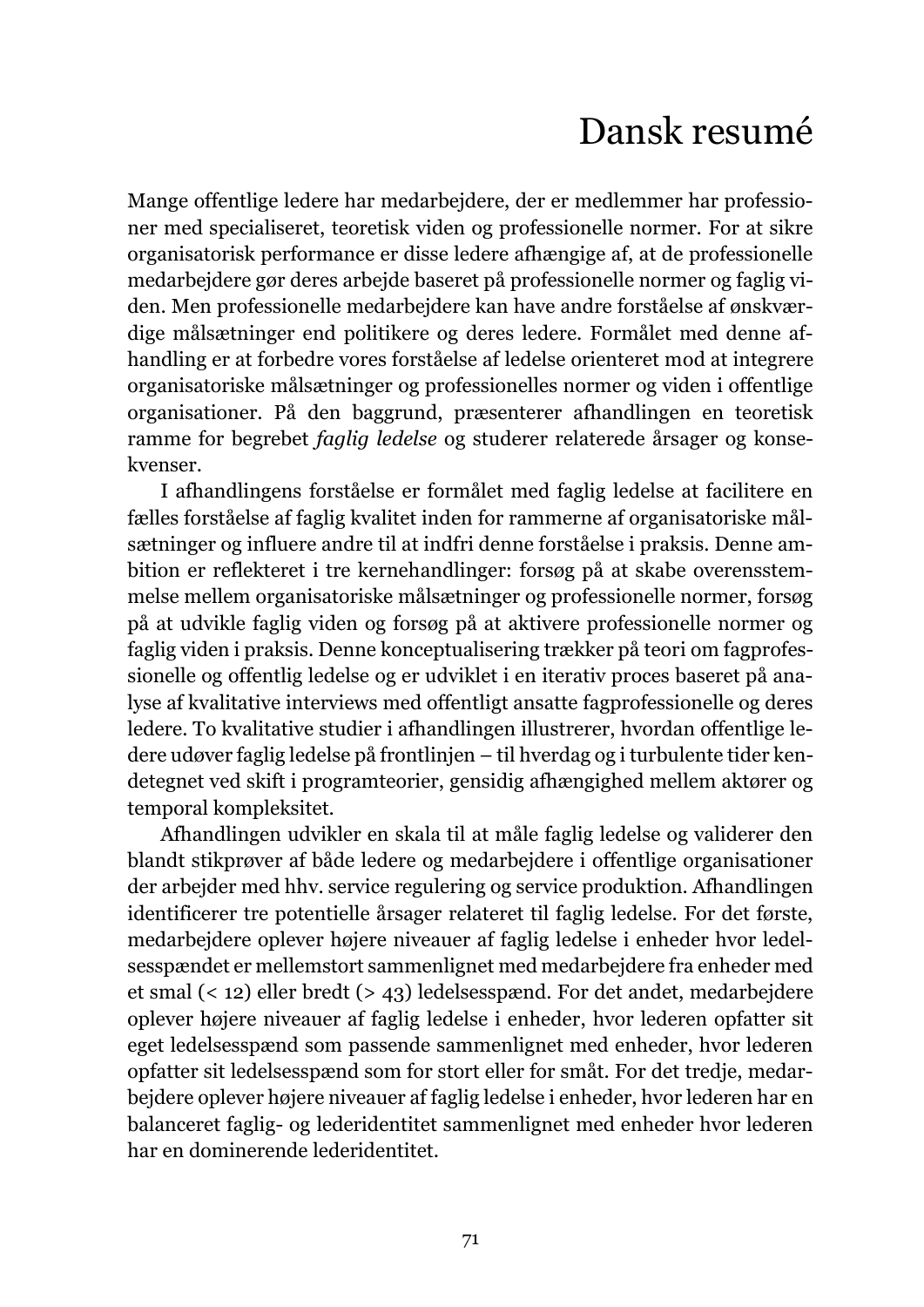# Dansk resumé

Mange offentlige ledere har medarbejdere, der er medlemmer har professioner med specialiseret, teoretisk viden og professionelle normer. For at sikre organisatorisk performance er disse ledere afhængige af, at de professionelle medarbejdere gør deres arbejde baseret på professionelle normer og faglig viden. Men professionelle medarbejdere kan have andre forståelse af ønskværdige målsætninger end politikere og deres ledere. Formålet med denne afhandling er at forbedre vores forståelse af ledelse orienteret mod at integrere organisatoriske målsætninger og professionelles normer og viden i offentlige organisationer. På den baggrund, præsenterer afhandlingen en teoretisk ramme for begrebet *faglig ledelse* og studerer relaterede årsager og konsekvenser.

I afhandlingens forståelse er formålet med faglig ledelse at facilitere en fælles forståelse af faglig kvalitet inden for rammerne af organisatoriske målsætninger og influere andre til at indfri denne forståelse i praksis. Denne ambition er reflekteret i tre kernehandlinger: forsøg på at skabe overensstemmelse mellem organisatoriske målsætninger og professionelle normer, forsøg på at udvikle faglig viden og forsøg på at aktivere professionelle normer og faglig viden i praksis. Denne konceptualisering trækker på teori om fagprofessionelle og offentlig ledelse og er udviklet i en iterativ proces baseret på analyse af kvalitative interviews med offentligt ansatte fagprofessionelle og deres ledere. To kvalitative studier i afhandlingen illustrerer, hvordan offentlige ledere udøver faglig ledelse på frontlinjen – til hverdag og i turbulente tider kendetegnet ved skift i programteorier, gensidig afhængighed mellem aktører og temporal kompleksitet.

Afhandlingen udvikler en skala til at måle faglig ledelse og validerer den blandt stikprøver af både ledere og medarbejdere i offentlige organisationer der arbejder med hhv. service regulering og service produktion. Afhandlingen identificerer tre potentielle årsager relateret til faglig ledelse. For det første, medarbejdere oplever højere niveauer af faglig ledelse i enheder hvor ledelsesspændet er mellemstort sammenlignet med medarbejdere fra enheder med et smal (< 12) eller bredt (> 43) ledelsesspænd. For det andet, medarbejdere oplever højere niveauer af faglig ledelse i enheder, hvor lederen opfatter sit eget ledelsesspænd som passende sammenlignet med enheder, hvor lederen opfatter sit ledelsesspænd som for stort eller for småt. For det tredje, medarbejdere oplever højere niveauer af faglig ledelse i enheder, hvor lederen har en balanceret faglig- og lederidentitet sammenlignet med enheder hvor lederen har en dominerende lederidentitet.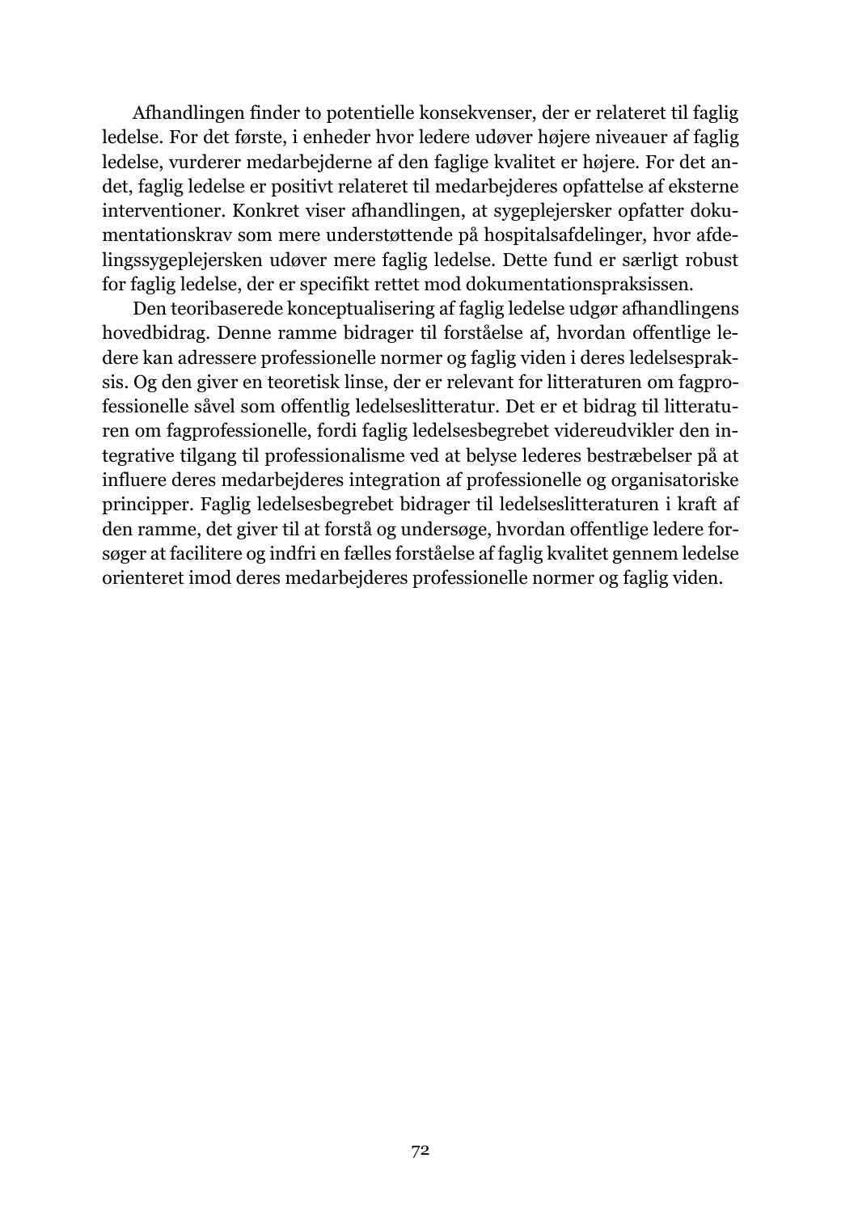Afhandlingen finder to potentielle konsekvenser, der er relateret til faglig ledelse. For det første, i enheder hvor ledere udøver højere niveauer af faglig ledelse, vurderer medarbejderne af den faglige kvalitet er højere. For det andet, faglig ledelse er positivt relateret til medarbejderes opfattelse af eksterne interventioner. Konkret viser afhandlingen, at sygeplejersker opfatter dokumentationskrav som mere understøttende på hospitalsafdelinger, hvor afdelingssygeplejersken udøver mere faglig ledelse. Dette fund er særligt robust for faglig ledelse, der er specifikt rettet mod dokumentationspraksissen.

Den teoribaserede konceptualisering af faglig ledelse udgør afhandlingens hovedbidrag. Denne ramme bidrager til forståelse af, hvordan offentlige ledere kan adressere professionelle normer og faglig viden i deres ledelsespraksis. Og den giver en teoretisk linse, der er relevant for litteraturen om fagprofessionelle såvel som offentlig ledelseslitteratur. Det er et bidrag til litteraturen om fagprofessionelle, fordi faglig ledelsesbegrebet videreudvikler den integrative tilgang til professionalisme ved at belyse lederes bestræbelser på at influere deres medarbejderes integration af professionelle og organisatoriske principper. Faglig ledelsesbegrebet bidrager til ledelseslitteraturen i kraft af den ramme, det giver til at forstå og undersøge, hvordan offentlige ledere forsøger at facilitere og indfri en fælles forståelse af faglig kvalitet gennem ledelse orienteret imod deres medarbejderes professionelle normer og faglig viden.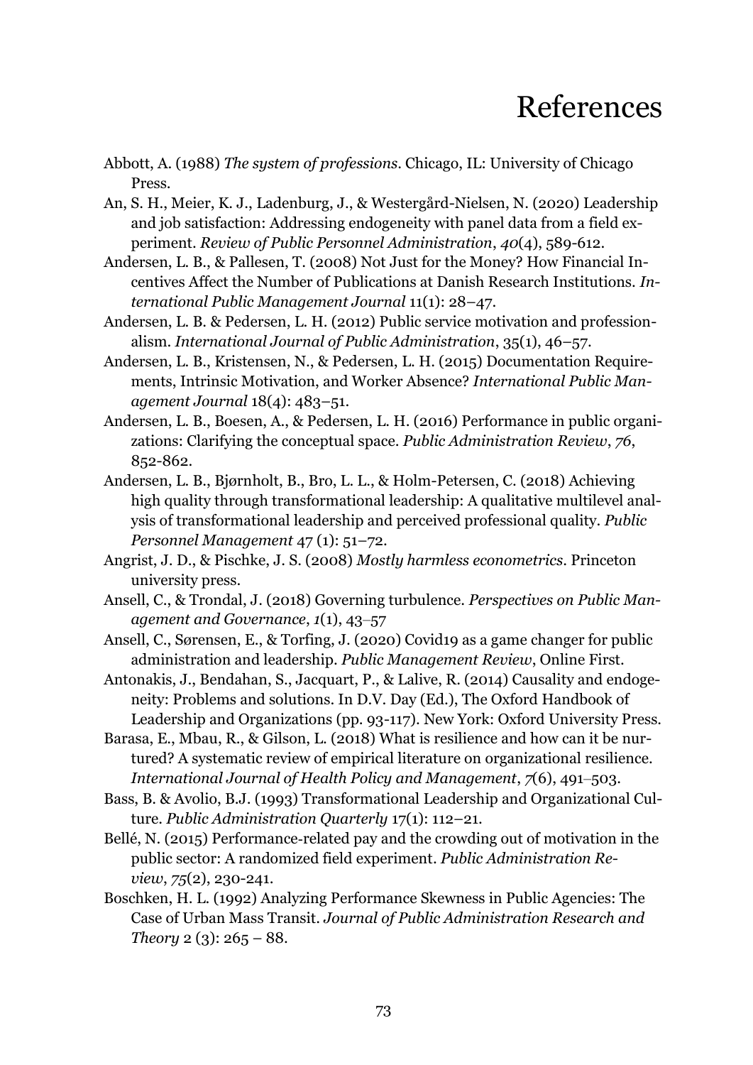# References

Abbott, A. (1988) *The system of professions*. Chicago, IL: University of Chicago Press.

An, S. H., Meier, K. J., Ladenburg, J., & Westergård-Nielsen, N. (2020) Leadership and job satisfaction: Addressing endogeneity with panel data from a field experiment. *Review of Public Personnel Administration*, *40*(4), 589-612.

Andersen, L. B., & Pallesen, T. (2008) Not Just for the Money? How Financial Incentives Affect the Number of Publications at Danish Research Institutions. *International Public Management Journal* 11(1): 28–47.

Andersen, L. B. & Pedersen, L. H. (2012) Public service motivation and professionalism. *International Journal of Public Administration*, 35(1), 46–57.

Andersen, L. B., Kristensen, N., & Pedersen, L. H. (2015) Documentation Requirements, Intrinsic Motivation, and Worker Absence? *International Public Management Journal* 18(4): 483–51.

Andersen, L. B., Boesen, A., & Pedersen, L. H. (2016) Performance in public organizations: Clarifying the conceptual space. *Public Administration Review*, *76*, 852-862.

Andersen, L. B., Bjørnholt, B., Bro, L. L., & Holm-Petersen, C. (2018) Achieving high quality through transformational leadership: A qualitative multilevel analysis of transformational leadership and perceived professional quality. *Public Personnel Management* 47 (1): 51–72.

Angrist, J. D., & Pischke, J. S. (2008) *Mostly harmless econometrics*. Princeton university press.

Ansell, C., & Trondal, J. (2018) Governing turbulence. *Perspectives on Public Management and Governance*, *1*(1), 43–57

Ansell, C., Sørensen, E., & Torfing, J. (2020) Covid19 as a game changer for public administration and leadership. *Public Management Review*, Online First.

Antonakis, J., Bendahan, S., Jacquart, P., & Lalive, R. (2014) Causality and endogeneity: Problems and solutions. In D.V. Day (Ed.), The Oxford Handbook of Leadership and Organizations (pp. 93-117). New York: Oxford University Press.

Barasa, E., Mbau, R., & Gilson, L. (2018) What is resilience and how can it be nurtured? A systematic review of empirical literature on organizational resilience. *International Journal of Health Policy and Management*, *7*(6), 491–503.

Bass, B. & Avolio, B.J. (1993) Transformational Leadership and Organizational Culture. *Public Administration Quarterly* 17(1): 112–21.

Bellé, N. (2015) Performance-related pay and the crowding out of motivation in the public sector: A randomized field experiment. *Public Administration Review*, *75*(2), 230-241.

Boschken, H. L. (1992) Analyzing Performance Skewness in Public Agencies: The Case of Urban Mass Transit. *Journal of Public Administration Research and Theory* 2 (3): 265 – 88.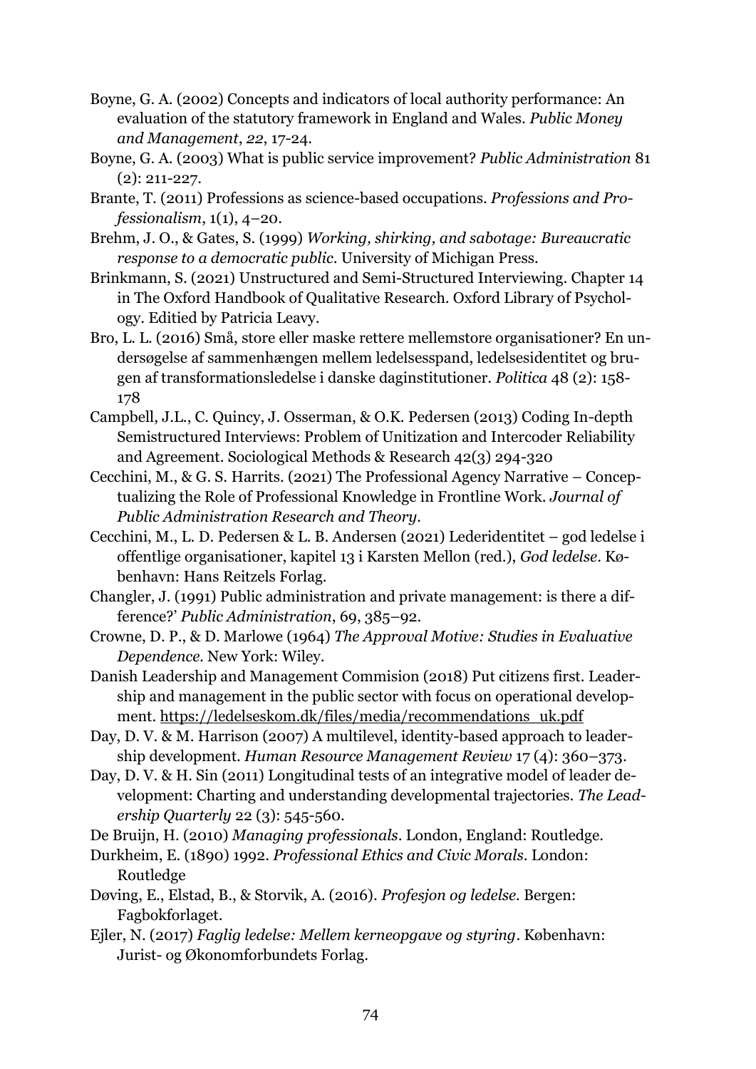Boyne, G. A. (2002) Concepts and indicators of local authority performance: An evaluation of the statutory framework in England and Wales. *Public Money and Management*, *22*, 17-24.

Boyne, G. A. (2003) What is public service improvement? *Public Administration* 81 (2): 211-227.

Brante, T. (2011) Professions as science-based occupations. *Professions and Professionalism*, 1(1), 4–20.

Brehm, J. O., & Gates, S. (1999) *Working, shirking, and sabotage: Bureaucratic response to a democratic public*. University of Michigan Press.

Brinkmann, S. (2021) Unstructured and Semi-Structured Interviewing. Chapter 14 in The Oxford Handbook of Qualitative Research. Oxford Library of Psychology. Editied by Patricia Leavy.

Bro, L. L. (2016) Små, store eller maske rettere mellemstore organisationer? En undersøgelse af sammenhængen mellem ledelsesspand, ledelsesidentitet og brugen af transformationsledelse i danske daginstitutioner. *Politica* 48 (2): 158-178

Campbell, J.L., C. Quincy, J. Osserman, & O.K. Pedersen (2013) Coding In-depth Semistructured Interviews: Problem of Unitization and Intercoder Reliability and Agreement. Sociological Methods & Research 42(3) 294-320

Cecchini, M., & G. S. Harrits. (2021) The Professional Agency Narrative – Conceptualizing the Role of Professional Knowledge in Frontline Work. *Journal of Public Administration Research and Theory*.

Cecchini, M., L. D. Pedersen & L. B. Andersen (2021) Lederidentitet – god ledelse i offentlige organisationer, kapitel 13 i Karsten Mellon (red.), *God ledelse*. København: Hans Reitzels Forlag.

Changler, J. (1991) Public administration and private management: is there a difference?' *Public Administration*, 69, 385–92.

Crowne, D. P., & D. Marlowe (1964) *The Approval Motive: Studies in Evaluative Dependence*. New York: Wiley.

Danish Leadership and Management Commision (2018) Put citizens first. Leadership and management in the public sector with focus on operational development. https://ledelseskom.dk/files/media/recommendations_uk.pdf

Day, D. V. & M. Harrison (2007) A multilevel, identity-based approach to leadership development. *Human Resource Management Review* 17 (4): 360–373.

Day, D. V. & H. Sin (2011) Longitudinal tests of an integrative model of leader development: Charting and understanding developmental trajectories. *The Leadership Quarterly* 22 (3): 545-560.

De Bruijn, H. (2010) *Managing professionals*. London, England: Routledge.

Durkheim, E. (1890) 1992. *Professional Ethics and Civic Morals*. London: Routledge

Døving, E., Elstad, B., & Storvik, A. (2016). *Profesjon og ledelse*. Bergen: Fagbokforlaget.

Ejler, N. (2017) *Faglig ledelse: Mellem kerneopgave og styring*. København: Jurist- og Økonomforbundets Forlag.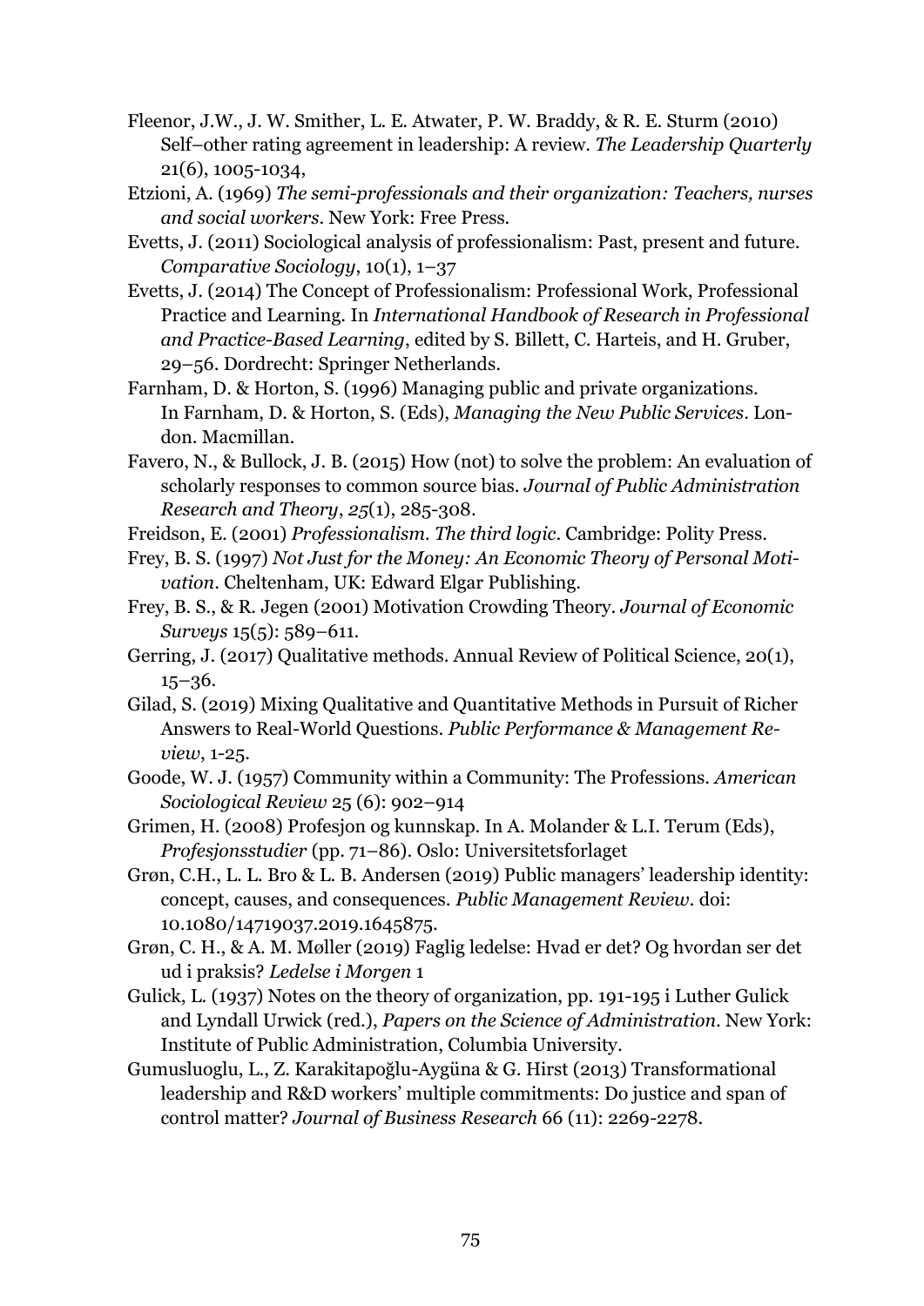Fleenor, J.W., J. W. Smither, L. E. Atwater, P. W. Braddy, & R. E. Sturm (2010) Self–other rating agreement in leadership: A review. *The Leadership Quarterly* 21(6), 1005-1034,

Etzioni, A. (1969) *The semi-professionals and their organization: Teachers, nurses and social workers*. New York: Free Press.

Evetts, J. (2011) Sociological analysis of professionalism: Past, present and future. *Comparative Sociology*, 10(1), 1–37

Evetts, J. (2014) The Concept of Professionalism: Professional Work, Professional Practice and Learning. In *International Handbook of Research in Professional and Practice-Based Learning*, edited by S. Billett, C. Harteis, and H. Gruber, 29–56. Dordrecht: Springer Netherlands.

Farnham, D. & Horton, S. (1996) Managing public and private organizations. In Farnham, D. & Horton, S. (Eds), *Managing the New Public Services*. London. Macmillan.

Favero, N., & Bullock, J. B. (2015) How (not) to solve the problem: An evaluation of scholarly responses to common source bias. *Journal of Public Administration Research and Theory*, *25*(1), 285-308.

Freidson, E. (2001) *Professionalism. The third logic*. Cambridge: Polity Press.

Frey, B. S. (1997) *Not Just for the Money: An Economic Theory of Personal Motivation*. Cheltenham, UK: Edward Elgar Publishing.

Frey, B. S., & R. Jegen (2001) Motivation Crowding Theory. *Journal of Economic Surveys* 15(5): 589–611.

Gerring, J. (2017) Qualitative methods. Annual Review of Political Science, 20(1), 15–36.

Gilad, S. (2019) Mixing Qualitative and Quantitative Methods in Pursuit of Richer Answers to Real-World Questions. *Public Performance & Management Review*, 1-25.

Goode, W. J. (1957) Community within a Community: The Professions. *American Sociological Review* 25 (6): 902–914

Grimen, H. (2008) Profesjon og kunnskap. In A. Molander & L.I. Terum (Eds), *Profesjonsstudier* (pp. 71–86). Oslo: Universitetsforlaget

Grøn, C.H., L. L. Bro & L. B. Andersen (2019) Public managers' leadership identity: concept, causes, and consequences. *Public Management Review*. doi: 10.1080/14719037.2019.1645875.

Grøn, C. H., & A. M. Møller (2019) Faglig ledelse: Hvad er det? Og hvordan ser det ud i praksis? *Ledelse i Morgen* 1

Gulick, L. (1937) Notes on the theory of organization, pp. 191-195 i Luther Gulick and Lyndall Urwick (red.), *Papers on the Science of Administration*. New York: Institute of Public Administration, Columbia University.

Gumusluoglu, L., Z. Karakitapoğlu-Aygüna & G. Hirst (2013) Transformational leadership and R&D workers' multiple commitments: Do justice and span of control matter? *Journal of Business Research* 66 (11): 2269-2278.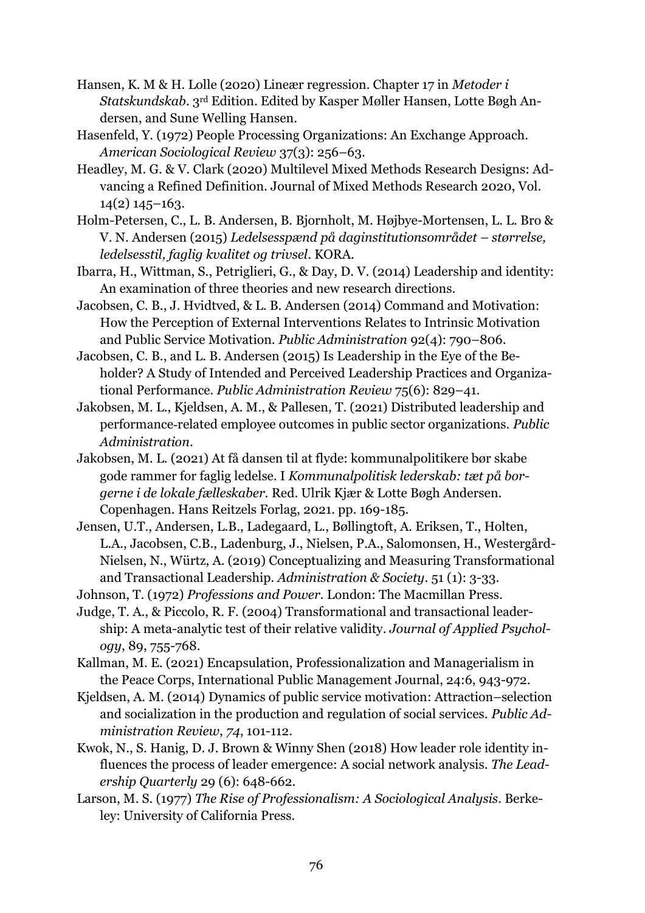Hansen, K. M & H. Lolle (2020) Lineær regression. Chapter 17 in *Metoder i Statskundskab*. 3rd Edition. Edited by Kasper Møller Hansen, Lotte Bøgh Andersen, and Sune Welling Hansen.

Hasenfeld, Y. (1972) People Processing Organizations: An Exchange Approach. *American Sociological Review* 37(3): 256–63.

Headley, M. G. & V. Clark (2020) Multilevel Mixed Methods Research Designs: Advancing a Refined Definition. Journal of Mixed Methods Research 2020, Vol. 14(2) 145–163.

Holm-Petersen, C., L. B. Andersen, B. Bjornholt, M. Højbye-Mortensen, L. L. Bro & V. N. Andersen (2015) *Ledelsesspænd på daginstitutionsområdet – størrelse, ledelsesstil, faglig kvalitet og trivsel*. KORA.

Ibarra, H., Wittman, S., Petriglieri, G., & Day, D. V. (2014) Leadership and identity: An examination of three theories and new research directions.

Jacobsen, C. B., J. Hvidtved, & L. B. Andersen (2014) Command and Motivation: How the Perception of External Interventions Relates to Intrinsic Motivation and Public Service Motivation. *Public Administration* 92(4): 790–806.

Jacobsen, C. B., and L. B. Andersen (2015) Is Leadership in the Eye of the Beholder? A Study of Intended and Perceived Leadership Practices and Organizational Performance. *Public Administration Review* 75(6): 829–41.

Jakobsen, M. L., Kjeldsen, A. M., & Pallesen, T. (2021) Distributed leadership and performance-related employee outcomes in public sector organizations. *Public Administration*.

Jakobsen, M. L. (2021) At få dansen til at flyde: kommunalpolitikere bør skabe gode rammer for faglig ledelse. I *Kommunalpolitisk lederskab: tæt på borgerne i de lokale fælleskaber*. Red. Ulrik Kjær & Lotte Bøgh Andersen. Copenhagen. Hans Reitzels Forlag, 2021. pp. 169-185.

Jensen, U.T., Andersen, L.B., Ladegaard, L., Bøllingtoft, A. Eriksen, T., Holten, L.A., Jacobsen, C.B., Ladenburg, J., Nielsen, P.A., Salomonsen, H., Westergård-Nielsen, N., Würtz, A. (2019) Conceptualizing and Measuring Transformational and Transactional Leadership. *Administration & Society*. 51 (1): 3-33.

Johnson, T. (1972) *Professions and Power*. London: The Macmillan Press.

Judge, T. A., & Piccolo, R. F. (2004) Transformational and transactional leadership: A meta-analytic test of their relative validity. *Journal of Applied Psychology*, 89, 755-768.

Kallman, M. E. (2021) Encapsulation, Professionalization and Managerialism in the Peace Corps, International Public Management Journal, 24:6, 943-972.

Kjeldsen, A. M. (2014) Dynamics of public service motivation: Attraction–selection and socialization in the production and regulation of social services. *Public Administration Review*, *74*, 101-112.

Kwok, N., S. Hanig, D. J. Brown & Winny Shen (2018) How leader role identity influences the process of leader emergence: A social network analysis. *The Leadership Quarterly* 29 (6): 648-662.

Larson, M. S. (1977) *The Rise of Professionalism: A Sociological Analysis*. Berkeley: University of California Press.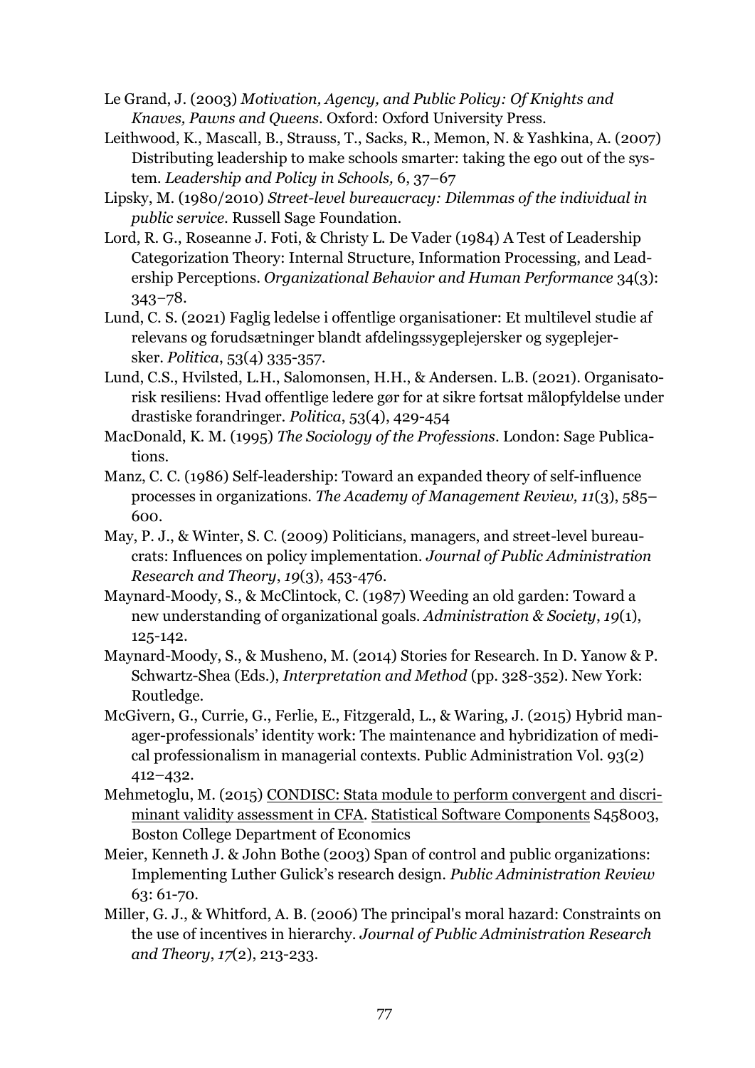Le Grand, J. (2003) *Motivation, Agency, and Public Policy: Of Knights and Knaves, Pawns and Queens*. Oxford: Oxford University Press.

Leithwood, K., Mascall, B., Strauss, T., Sacks, R., Memon, N. & Yashkina, A. (2007) Distributing leadership to make schools smarter: taking the ego out of the system. *Leadership and Policy in Schools,* 6, 37–67

Lipsky, M. (1980/2010) *Street-level bureaucracy: Dilemmas of the individual in public service*. Russell Sage Foundation.

Lord, R. G., Roseanne J. Foti, & Christy L. De Vader (1984) A Test of Leadership Categorization Theory: Internal Structure, Information Processing, and Leadership Perceptions. *Organizational Behavior and Human Performance* 34(3): 343–78.

Lund, C. S. (2021) Faglig ledelse i offentlige organisationer: Et multilevel studie af relevans og forudsætninger blandt afdelingssygeplejersker og sygeplejersker. *Politica*, 53(4) 335-357.

Lund, C.S., Hvilsted, L.H., Salomonsen, H.H., & Andersen. L.B. (2021). Organisatorisk resiliens: Hvad offentlige ledere gør for at sikre fortsat målopfyldelse under drastiske forandringer. *Politica*, 53(4), 429-454

MacDonald, K. M. (1995) *The Sociology of the Professions*. London: Sage Publications.

Manz, C. C. (1986) Self-leadership: Toward an expanded theory of self-influence processes in organizations. *The Academy of Management Review, 11*(3), 585–600.

May, P. J., & Winter, S. C. (2009) Politicians, managers, and street-level bureaucrats: Influences on policy implementation. *Journal of Public Administration Research and Theory*, *19*(3), 453-476.

Maynard-Moody, S., & McClintock, C. (1987) Weeding an old garden: Toward a new understanding of organizational goals. *Administration & Society*, *19*(1), 125-142.

Maynard-Moody, S., & Musheno, M. (2014) Stories for Research. In D. Yanow & P. Schwartz-Shea (Eds.), *Interpretation and Method* (pp. 328-352). New York: Routledge.

McGivern, G., Currie, G., Ferlie, E., Fitzgerald, L., & Waring, J. (2015) Hybrid manager-professionals' identity work: The maintenance and hybridization of medical professionalism in managerial contexts. Public Administration Vol. 93(2) 412–432.

Mehmetoglu, M. (2015) CONDISC: Stata module to perform convergent and discriminant validity assessment in CFA. Statistical Software Components S458003, Boston College Department of Economics

Meier, Kenneth J. & John Bothe (2003) Span of control and public organizations: Implementing Luther Gulick's research design. *Public Administration Review* 63: 61-70.

Miller, G. J., & Whitford, A. B. (2006) The principal's moral hazard: Constraints on the use of incentives in hierarchy. *Journal of Public Administration Research and Theory*, *17*(2), 213-233.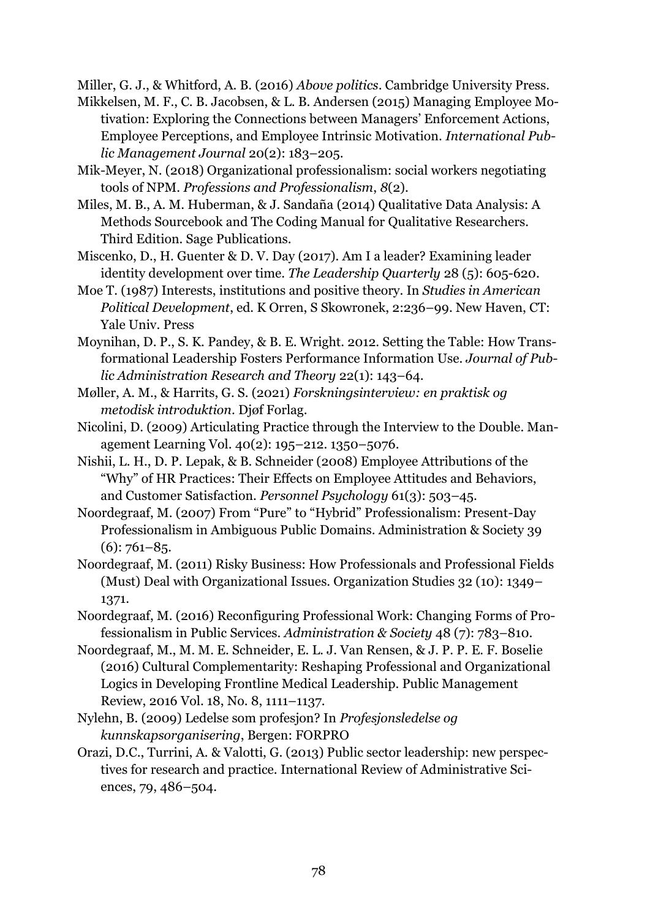Miller, G. J., & Whitford, A. B. (2016) *Above politics*. Cambridge University Press.

Mikkelsen, M. F., C. B. Jacobsen, & L. B. Andersen (2015) Managing Employee Motivation: Exploring the Connections between Managers' Enforcement Actions, Employee Perceptions, and Employee Intrinsic Motivation. *International Public Management Journal* 20(2): 183–205.

Mik-Meyer, N. (2018) Organizational professionalism: social workers negotiating tools of NPM. *Professions and Professionalism*, *8*(2).

Miles, M. B., A. M. Huberman, & J. Sandaña (2014) Qualitative Data Analysis: A Methods Sourcebook and The Coding Manual for Qualitative Researchers. Third Edition. Sage Publications.

Miscenko, D., H. Guenter & D. V. Day (2017). Am I a leader? Examining leader identity development over time. *The Leadership Quarterly* 28 (5): 605-620.

Moe T. (1987) Interests, institutions and positive theory. In *Studies in American Political Development*, ed. K Orren, S Skowronek, 2:236–99. New Haven, CT: Yale Univ. Press

Moynihan, D. P., S. K. Pandey, & B. E. Wright. 2012. Setting the Table: How Transformational Leadership Fosters Performance Information Use. *Journal of Public Administration Research and Theory* 22(1): 143–64.

Møller, A. M., & Harrits, G. S. (2021) *Forskningsinterview: en praktisk og metodisk introduktion*. Djøf Forlag.

Nicolini, D. (2009) Articulating Practice through the Interview to the Double. Management Learning Vol. 40(2): 195–212. 1350–5076.

Nishii, L. H., D. P. Lepak, & B. Schneider (2008) Employee Attributions of the "Why" of HR Practices: Their Effects on Employee Attitudes and Behaviors, and Customer Satisfaction. *Personnel Psychology* 61(3): 503–45.

Noordegraaf, M. (2007) From "Pure" to "Hybrid" Professionalism: Present-Day Professionalism in Ambiguous Public Domains. Administration & Society 39 (6): 761–85.

Noordegraaf, M. (2011) Risky Business: How Professionals and Professional Fields (Must) Deal with Organizational Issues. Organization Studies 32 (10): 1349–1371.

Noordegraaf, M. (2016) Reconfiguring Professional Work: Changing Forms of Professionalism in Public Services. *Administration & Society* 48 (7): 783–810.

Noordegraaf, M., M. M. E. Schneider, E. L. J. Van Rensen, & J. P. P. E. F. Boselie (2016) Cultural Complementarity: Reshaping Professional and Organizational Logics in Developing Frontline Medical Leadership. Public Management Review, 2016 Vol. 18, No. 8, 1111–1137.

Nylehn, B. (2009) Ledelse som profesjon? In *Profesjonsledelse og kunnskapsorganisering*, Bergen: FORPRO

Orazi, D.C., Turrini, A. & Valotti, G. (2013) Public sector leadership: new perspectives for research and practice. International Review of Administrative Sciences, 79, 486–504.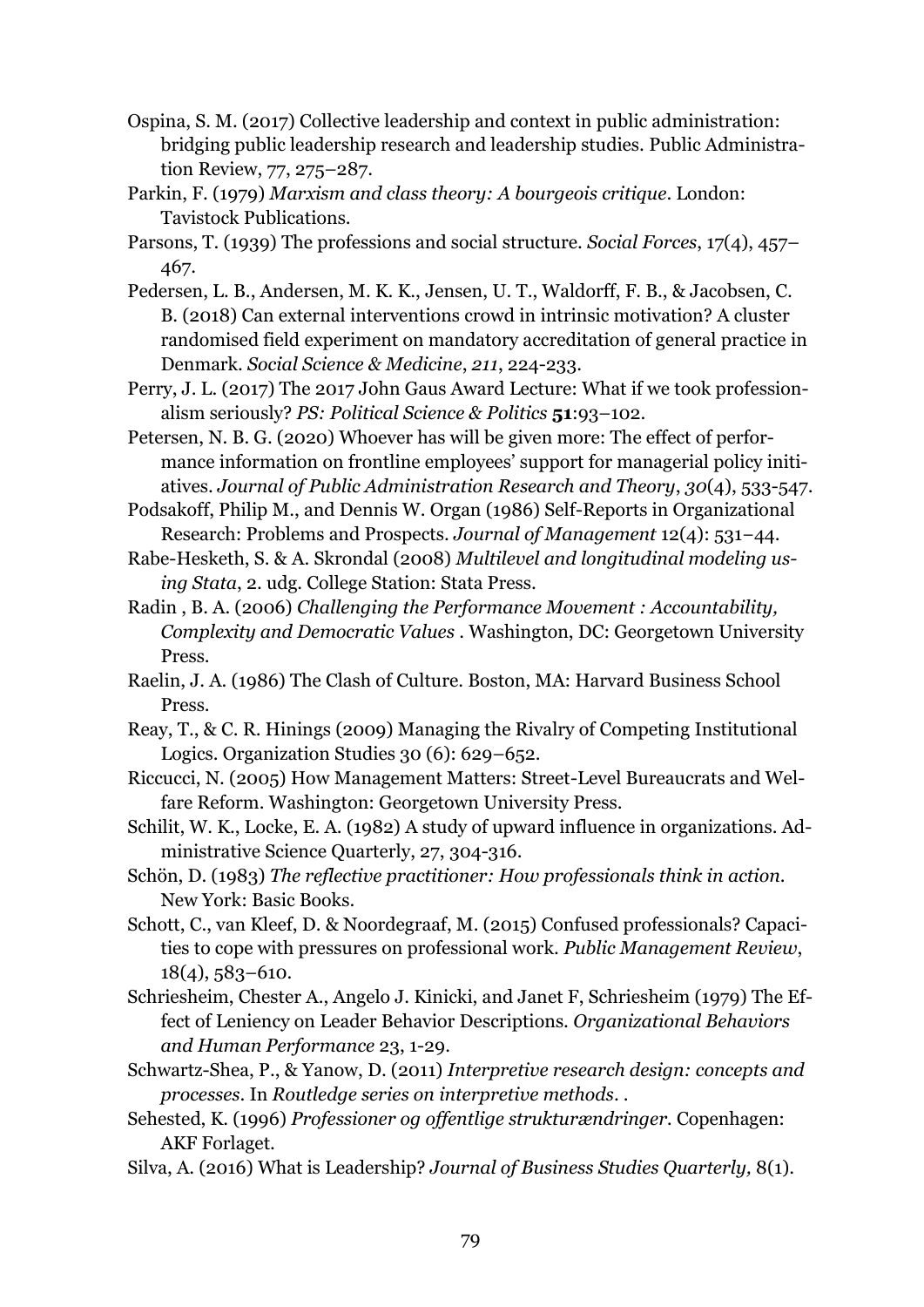Ospina, S. M. (2017) Collective leadership and context in public administration: bridging public leadership research and leadership studies. Public Administration Review, 77, 275–287.

Parkin, F. (1979) *Marxism and class theory: A bourgeois critique*. London: Tavistock Publications.

Parsons, T. (1939) The professions and social structure. *Social Forces*, 17(4), 457–467.

Pedersen, L. B., Andersen, M. K. K., Jensen, U. T., Waldorff, F. B., & Jacobsen, C. B. (2018) Can external interventions crowd in intrinsic motivation? A cluster randomised field experiment on mandatory accreditation of general practice in Denmark. *Social Science & Medicine*, *211*, 224-233.

Perry, J. L. (2017) The 2017 John Gaus Award Lecture: What if we took professionalism seriously? *PS: Political Science & Politics* **51**:93–102.

Petersen, N. B. G. (2020) Whoever has will be given more: The effect of performance information on frontline employees' support for managerial policy initiatives. *Journal of Public Administration Research and Theory*, *30*(4), 533-547.

Podsakoff, Philip M., and Dennis W. Organ (1986) Self-Reports in Organizational Research: Problems and Prospects. *Journal of Management* 12(4): 531–44.

Rabe-Hesketh, S. & A. Skrondal (2008) *Multilevel and longitudinal modeling using Stata*, 2. udg. College Station: Stata Press.

Radin , B. A. (2006) *Challenging the Performance Movement : Accountability, Complexity and Democratic Values* . Washington, DC: Georgetown University Press.

Raelin, J. A. (1986) The Clash of Culture. Boston, MA: Harvard Business School Press.

Reay, T., & C. R. Hinings (2009) Managing the Rivalry of Competing Institutional Logics. Organization Studies 30 (6): 629–652.

Riccucci, N. (2005) How Management Matters: Street-Level Bureaucrats and Welfare Reform. Washington: Georgetown University Press.

Schilit, W. K., Locke, E. A. (1982) A study of upward influence in organizations. Administrative Science Quarterly, 27, 304-316.

Schön, D. (1983) *The reflective practitioner: How professionals think in action*. New York: Basic Books.

Schott, C., van Kleef, D. & Noordegraaf, M. (2015) Confused professionals? Capacities to cope with pressures on professional work. *Public Management Review*, 18(4), 583–610.

Schriesheim, Chester A., Angelo J. Kinicki, and Janet F, Schriesheim (1979) The Effect of Leniency on Leader Behavior Descriptions. *Organizational Behaviors and Human Performance* 23, 1-29.

Schwartz-Shea, P., & Yanow, D. (2011) *Interpretive research design: concepts and processes*. In *Routledge series on interpretive methods*. .

Sehested, K. (1996) *Professioner og offentlige strukturændringer*. Copenhagen: AKF Forlaget.

Silva, A. (2016) What is Leadership? *Journal of Business Studies Quarterly,* 8(1).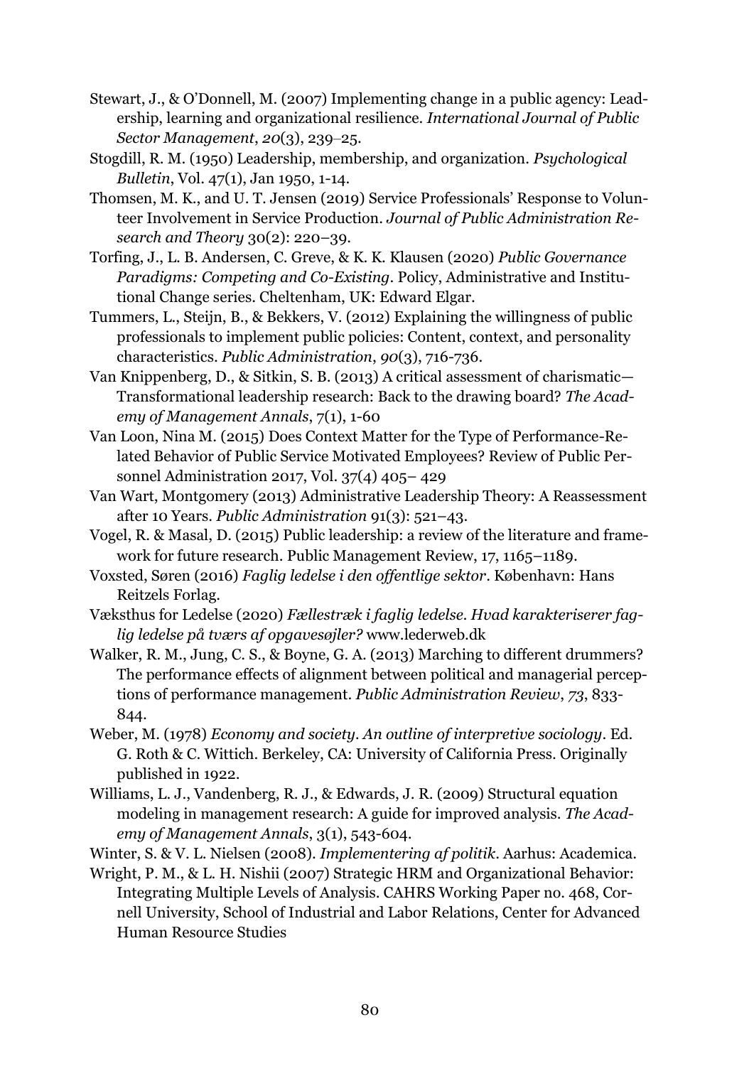Stewart, J., & O'Donnell, M. (2007) Implementing change in a public agency: Leadership, learning and organizational resilience. *International Journal of Public Sector Management*, *20*(3), 239–25.

Stogdill, R. M. (1950) Leadership, membership, and organization. *Psychological Bulletin*, Vol. 47(1), Jan 1950, 1-14.

Thomsen, M. K., and U. T. Jensen (2019) Service Professionals' Response to Volunteer Involvement in Service Production. *Journal of Public Administration Research and Theory* 30(2): 220–39.

Torfing, J., L. B. Andersen, C. Greve, & K. K. Klausen (2020) *Public Governance Paradigms: Competing and Co-Existing*. Policy, Administrative and Institutional Change series. Cheltenham, UK: Edward Elgar.

Tummers, L., Steijn, B., & Bekkers, V. (2012) Explaining the willingness of public professionals to implement public policies: Content, context, and personality characteristics. *Public Administration*, *90*(3), 716-736.

Van Knippenberg, D., & Sitkin, S. B. (2013) A critical assessment of charismatic—Transformational leadership research: Back to the drawing board? *The Academy of Management Annals*, 7(1), 1-60

Van Loon, Nina M. (2015) Does Context Matter for the Type of Performance-Related Behavior of Public Service Motivated Employees? Review of Public Personnel Administration 2017, Vol. 37(4) 405– 429

Van Wart, Montgomery (2013) Administrative Leadership Theory: A Reassessment after 10 Years. *Public Administration* 91(3): 521–43.

Vogel, R. & Masal, D. (2015) Public leadership: a review of the literature and framework for future research. Public Management Review, 17, 1165–1189.

Voxsted, Søren (2016) *Faglig ledelse i den offentlige sektor*. København: Hans Reitzels Forlag.

Væksthus for Ledelse (2020) *Fællestræk i faglig ledelse. Hvad karakteriserer faglig ledelse på tværs af opgavesøjler?* www.lederweb.dk

Walker, R. M., Jung, C. S., & Boyne, G. A. (2013) Marching to different drummers? The performance effects of alignment between political and managerial perceptions of performance management. *Public Administration Review*, *73*, 833-844.

Weber, M. (1978) *Economy and society. An outline of interpretive sociology*. Ed. G. Roth & C. Wittich. Berkeley, CA: University of California Press. Originally published in 1922.

Williams, L. J., Vandenberg, R. J., & Edwards, J. R. (2009) Structural equation modeling in management research: A guide for improved analysis. *The Academy of Management Annals*, 3(1), 543-604.

Winter, S. & V. L. Nielsen (2008). *Implementering af politik*. Aarhus: Academica.

Wright, P. M., & L. H. Nishii (2007) Strategic HRM and Organizational Behavior: Integrating Multiple Levels of Analysis. CAHRS Working Paper no. 468, Cornell University, School of Industrial and Labor Relations, Center for Advanced Human Resource Studies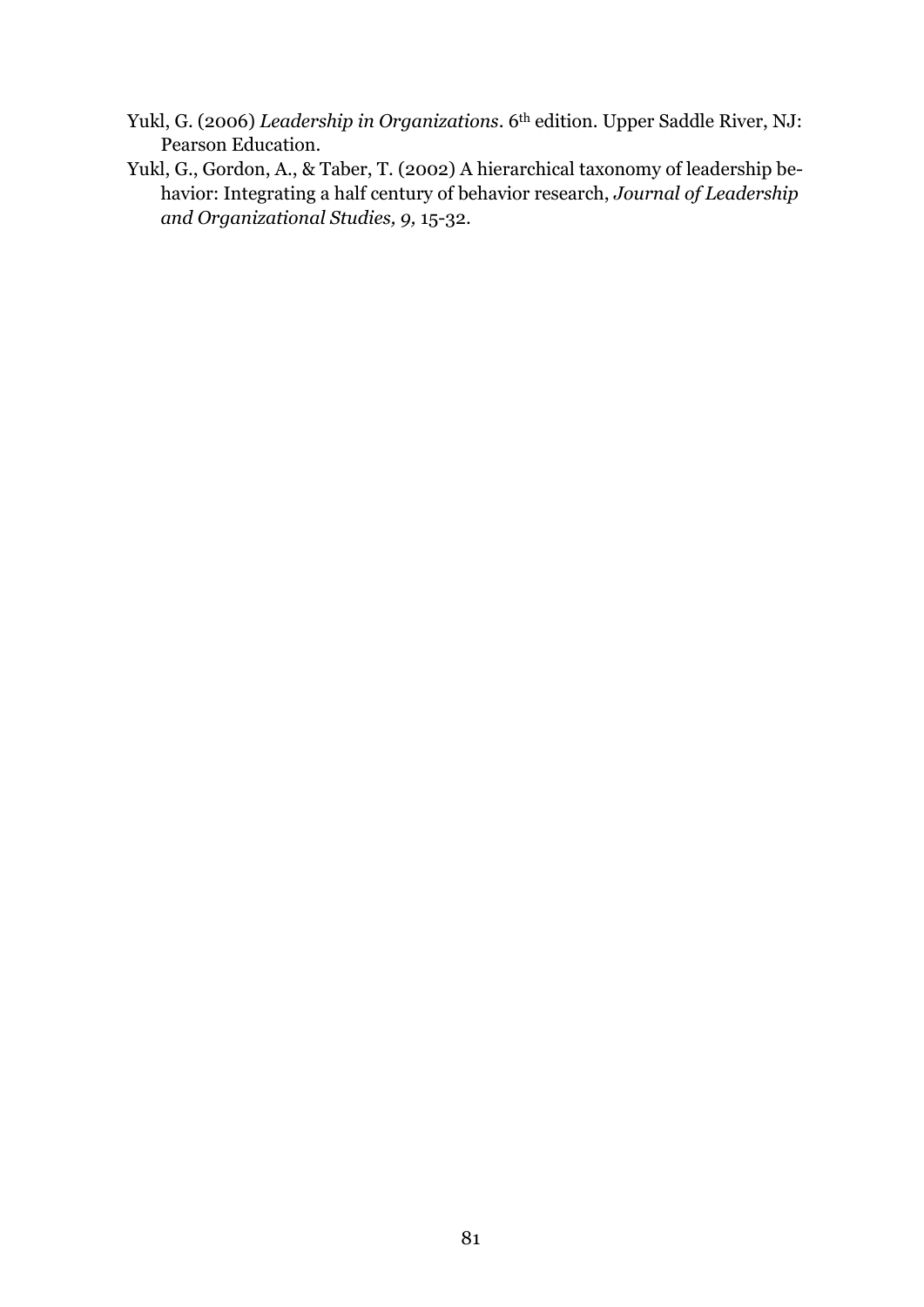Yukl, G. (2006) *Leadership in Organizations*. 6th edition. Upper Saddle River, NJ: Pearson Education.

Yukl, G., Gordon, A., & Taber, T. (2002) A hierarchical taxonomy of leadership behavior: Integrating a half century of behavior research, *Journal of Leadership and Organizational Studies, 9,* 15-32.